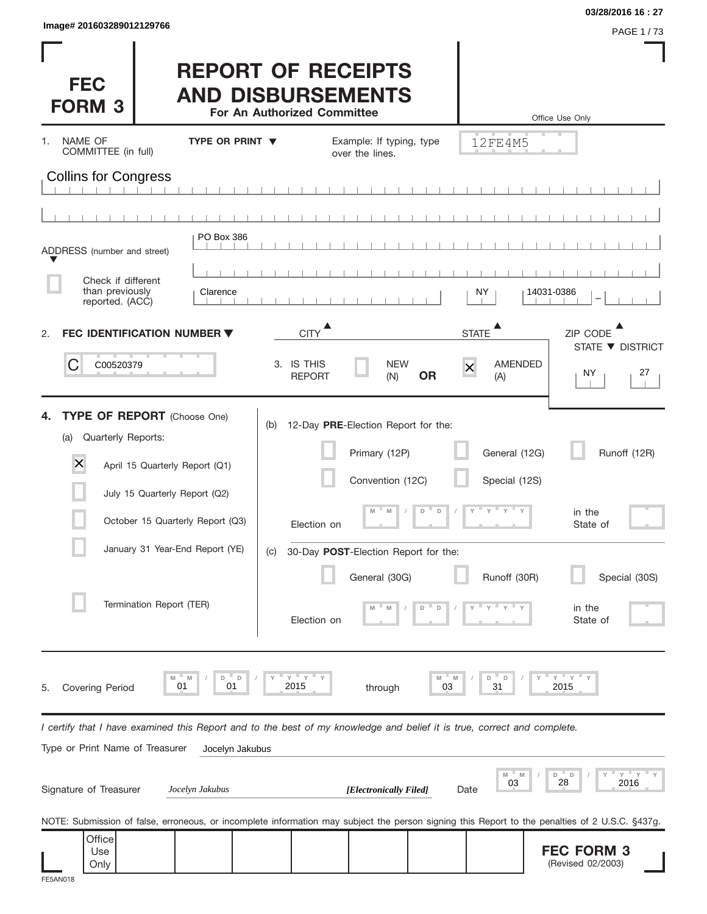Image# 201603289012129766

03/28/2016 16 : 27

# FEC FORM 3

## REPORT OF RECEIPTS AND DISBURSEMENTS

**For An Authorized Committee**

Office Use Only

12FE4M5

1. NAME OF COMMITTEE (in full) — TYPE OR PRINT ▼ — Example: If typing, type over the lines.

Collins for Congress

ADDRESS (number and street): PO Box 386

☐ Check if different than previously reported. (ACC)

CITY: Clarence — STATE: NY — ZIP CODE: 14031-0386

2. **FEC IDENTIFICATION NUMBER** ▼

C00520379

3. IS THIS REPORT ☐ NEW (N) **OR** ☒ AMENDED (A)

STATE ▼ DISTRICT: NY 27

4. **TYPE OF REPORT** (Choose One)

(a) Quarterly Reports:

- ☒ April 15 Quarterly Report (Q1)
- ☐ July 15 Quarterly Report (Q2)
- ☐ October 15 Quarterly Report (Q3)
- ☐ January 31 Year-End Report (YE)
- ☐ Termination Report (TER)

(b) 12-Day **PRE**-Election Report for the:

- ☐ Primary (12P)
- ☐ General (12G)
- ☐ Runoff (12R)
- ☐ Convention (12C)
- ☐ Special (12S)

Election on MM / DD / YYYY in the State of

(c) 30-Day **POST**-Election Report for the:

- ☐ General (30G)
- ☐ Runoff (30R)
- ☐ Special (30S)

Election on MM / DD / YYYY in the State of

5. Covering Period 01 / 01 / 2015 through 03 / 31 / 2015

*I certify that I have examined this Report and to the best of my knowledge and belief it is true, correct and complete.*

Type or Print Name of Treasurer: Jocelyn Jakubus

Signature of Treasurer: *Jocelyn Jakubus* ***[Electronically Filed]*** Date: 03 / 28 / 2016

NOTE: Submission of false, erroneous, or incomplete information may subject the person signing this Report to the penalties of 2 U.S.C. §437g.

Office Use Only

**FEC FORM 3** (Revised 02/2003)

FE5AN018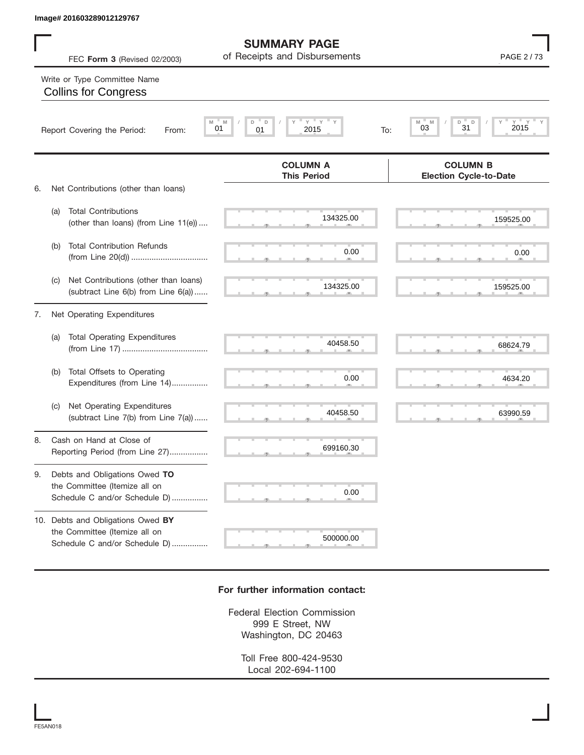Image# 201603289012129767

# SUMMARY PAGE
of Receipts and Disbursements

FEC **Form 3** (Revised 02/2003)

Write or Type Committee Name

Collins for Congress

Report Covering the Period: From: 01 / 01 / 2015 To: 03 / 31 / 2015

| | | COLUMN A This Period | COLUMN B Election Cycle-to-Date |
|---|---|---|---|
| 6. | Net Contributions (other than loans) | | |
| | (a) Total Contributions (other than loans) (from Line 11(e)) | 134325.00 | 159525.00 |
| | (b) Total Contribution Refunds (from Line 20(d)) | 0.00 | 0.00 |
| | (c) Net Contributions (other than loans) (subtract Line 6(b) from Line 6(a)) | 134325.00 | 159525.00 |
| 7. | Net Operating Expenditures | | |
| | (a) Total Operating Expenditures (from Line 17) | 40458.50 | 68624.79 |
| | (b) Total Offsets to Operating Expenditures (from Line 14) | 0.00 | 4634.20 |
| | (c) Net Operating Expenditures (subtract Line 7(b) from Line 7(a)) | 40458.50 | 63990.59 |
| 8. | Cash on Hand at Close of Reporting Period (from Line 27) | 699160.30 | |
| 9. | Debts and Obligations Owed **TO** the Committee (Itemize all on Schedule C and/or Schedule D) | 0.00 | |
| 10. | Debts and Obligations Owed **BY** the Committee (Itemize all on Schedule C and/or Schedule D) | 500000.00 | |

**For further information contact:**

Federal Election Commission
999 E Street, NW
Washington, DC 20463

Toll Free 800-424-9530
Local 202-694-1100

FE5AN018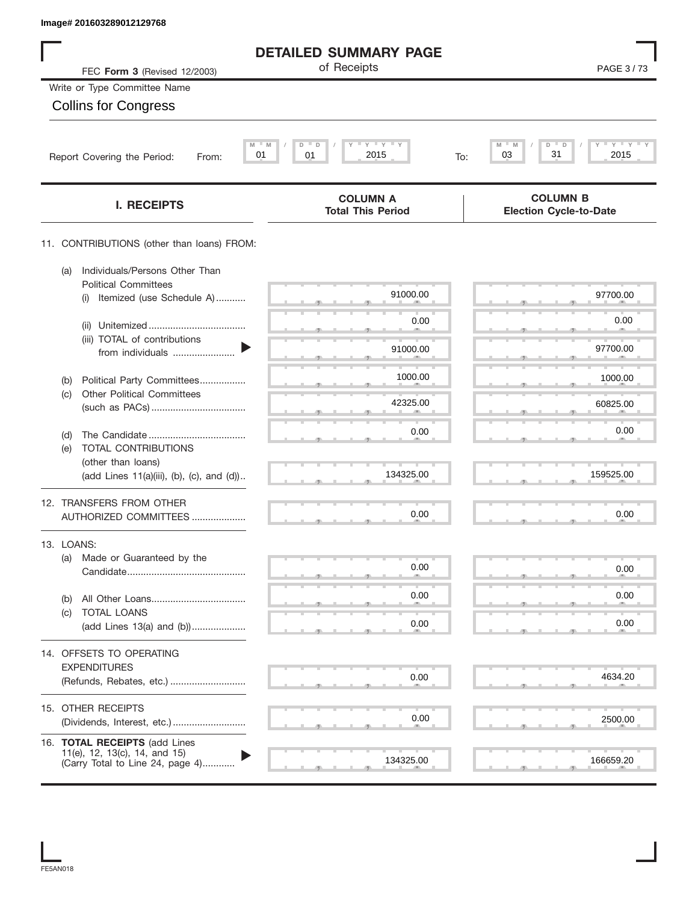Image# 201603289012129768

# DETAILED SUMMARY PAGE

of Receipts

FEC **Form 3** (Revised 12/2003)

Write or Type Committee Name

Collins for Congress

Report Covering the Period: From: 01 / 01 / 2015 To: 03 / 31 / 2015

| I. RECEIPTS | COLUMN A Total This Period | COLUMN B Election Cycle-to-Date |
|---|---|---|
| 11. CONTRIBUTIONS (other than loans) FROM: | | |
| (a) Individuals/Persons Other Than Political Committees | | |
| (i) Itemized (use Schedule A) | 91000.00 | 97700.00 |
| (ii) Unitemized | 0.00 | 0.00 |
| (iii) TOTAL of contributions from individuals | 91000.00 | 97700.00 |
| (b) Political Party Committees | 1000.00 | 1000.00 |
| (c) Other Political Committees (such as PACs) | 42325.00 | 60825.00 |
| (d) The Candidate | 0.00 | 0.00 |
| (e) TOTAL CONTRIBUTIONS (other than loans) (add Lines 11(a)(iii), (b), (c), and (d)) | 134325.00 | 159525.00 |
| 12. TRANSFERS FROM OTHER AUTHORIZED COMMITTEES | 0.00 | 0.00 |
| 13. LOANS: | | |
| (a) Made or Guaranteed by the Candidate | 0.00 | 0.00 |
| (b) All Other Loans | 0.00 | 0.00 |
| (c) TOTAL LOANS (add Lines 13(a) and (b)) | 0.00 | 0.00 |
| 14. OFFSETS TO OPERATING EXPENDITURES (Refunds, Rebates, etc.) | 0.00 | 4634.20 |
| 15. OTHER RECEIPTS (Dividends, Interest, etc.) | 0.00 | 2500.00 |
| 16. **TOTAL RECEIPTS** (add Lines 11(e), 12, 13(c), 14, and 15) (Carry Total to Line 24, page 4) | 134325.00 | 166659.20 |

FE5AN018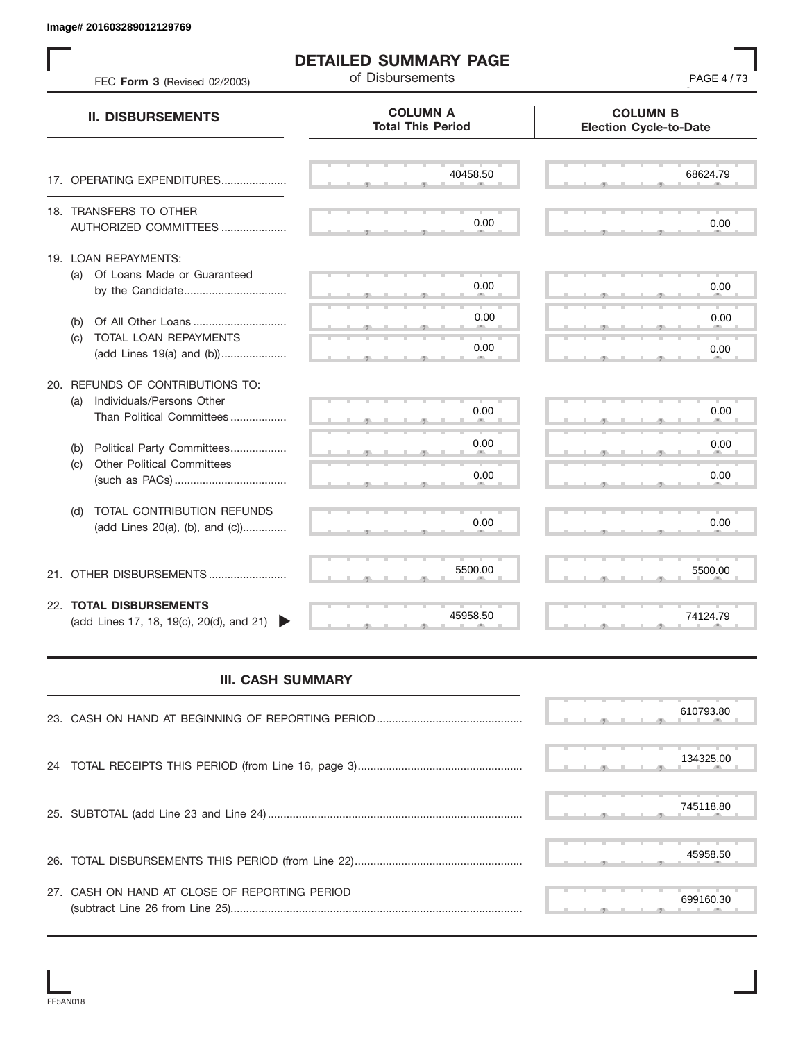Image# 201603289012129769

# DETAILED SUMMARY PAGE

of Disbursements

FEC **Form 3** (Revised 02/2003)

| II. DISBURSEMENTS | COLUMN A Total This Period | COLUMN B Election Cycle-to-Date |
|---|---|---|
| 17. OPERATING EXPENDITURES | 40458.50 | 68624.79 |
| 18. TRANSFERS TO OTHER AUTHORIZED COMMITTEES | 0.00 | 0.00 |
| 19. LOAN REPAYMENTS: | | |
| (a) Of Loans Made or Guaranteed by the Candidate | 0.00 | 0.00 |
| (b) Of All Other Loans | 0.00 | 0.00 |
| (c) TOTAL LOAN REPAYMENTS (add Lines 19(a) and (b)) | 0.00 | 0.00 |
| 20. REFUNDS OF CONTRIBUTIONS TO: | | |
| (a) Individuals/Persons Other Than Political Committees | 0.00 | 0.00 |
| (b) Political Party Committees | 0.00 | 0.00 |
| (c) Other Political Committees (such as PACs) | 0.00 | 0.00 |
| (d) TOTAL CONTRIBUTION REFUNDS (add Lines 20(a), (b), and (c)) | 0.00 | 0.00 |
| 21. OTHER DISBURSEMENTS | 5500.00 | 5500.00 |
| 22. **TOTAL DISBURSEMENTS** (add Lines 17, 18, 19(c), 20(d), and 21) | 45958.50 | 74124.79 |

## III. CASH SUMMARY

| | |
|---|---|
| 23. CASH ON HAND AT BEGINNING OF REPORTING PERIOD | 610793.80 |
| 24 TOTAL RECEIPTS THIS PERIOD (from Line 16, page 3) | 134325.00 |
| 25. SUBTOTAL (add Line 23 and Line 24) | 745118.80 |
| 26. TOTAL DISBURSEMENTS THIS PERIOD (from Line 22) | 45958.50 |
| 27. CASH ON HAND AT CLOSE OF REPORTING PERIOD (subtract Line 26 from Line 25) | 699160.30 |

FE5AN018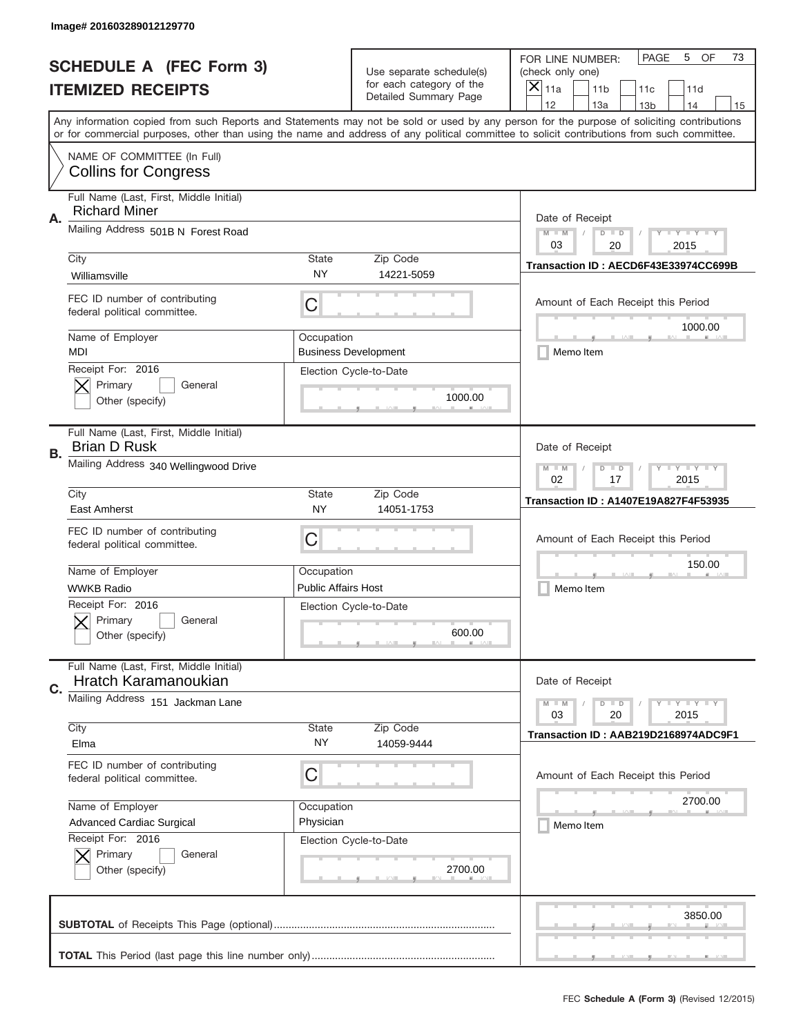Image# 201603289012129770

# SCHEDULE A (FEC Form 3)
# ITEMIZED RECEIPTS

Use separate schedule(s) for each category of the Detailed Summary Page

FOR LINE NUMBER: (check only one)
[X] 11a [ ] 11b [ ] 11c [ ] 11d [ ] 12 [ ] 13a [ ] 13b [ ] 14 [ ] 15

PAGE 5 OF 73

Any information copied from such Reports and Statements may not be sold or used by any person for the purpose of soliciting contributions or for commercial purposes, other than using the name and address of any political committee to solicit contributions from such committee.

NAME OF COMMITTEE (In Full)
Collins for Congress

---

**A.** Full Name (Last, First, Middle Initial): Richard Miner

Mailing Address: 501B N Forest Road

City: Williamsville | State: NY | Zip Code: 14221-5059

FEC ID number of contributing federal political committee: C

Name of Employer: MDI | Occupation: Business Development

Receipt For: 2016 — [X] Primary [ ] General [ ] Other (specify)

Election Cycle-to-Date: 1000.00

Date of Receipt: 03 / 20 / 2015

Transaction ID : AECD6F43E33974CC699B

Amount of Each Receipt this Period: 1000.00

[ ] Memo Item

---

**B.** Full Name (Last, First, Middle Initial): Brian D Rusk

Mailing Address: 340 Wellingwood Drive

City: East Amherst | State: NY | Zip Code: 14051-1753

FEC ID number of contributing federal political committee: C

Name of Employer: WWKB Radio | Occupation: Public Affairs Host

Receipt For: 2016 — [X] Primary [ ] General [ ] Other (specify)

Election Cycle-to-Date: 600.00

Date of Receipt: 02 / 17 / 2015

Transaction ID : A1407E19A827F4F53935

Amount of Each Receipt this Period: 150.00

[ ] Memo Item

---

**C.** Full Name (Last, First, Middle Initial): Hratch Karamanoukian

Mailing Address: 151 Jackman Lane

City: Elma | State: NY | Zip Code: 14059-9444

FEC ID number of contributing federal political committee: C

Name of Employer: Advanced Cardiac Surgical | Occupation: Physician

Receipt For: 2016 — [X] Primary [ ] General [ ] Other (specify)

Election Cycle-to-Date: 2700.00

Date of Receipt: 03 / 20 / 2015

Transaction ID : AAB219D2168974ADC9F1

Amount of Each Receipt this Period: 2700.00

[ ] Memo Item

---

**SUBTOTAL** of Receipts This Page (optional): 3850.00

**TOTAL** This Period (last page this line number only):

FEC **Schedule A (Form 3)** (Revised 12/2015)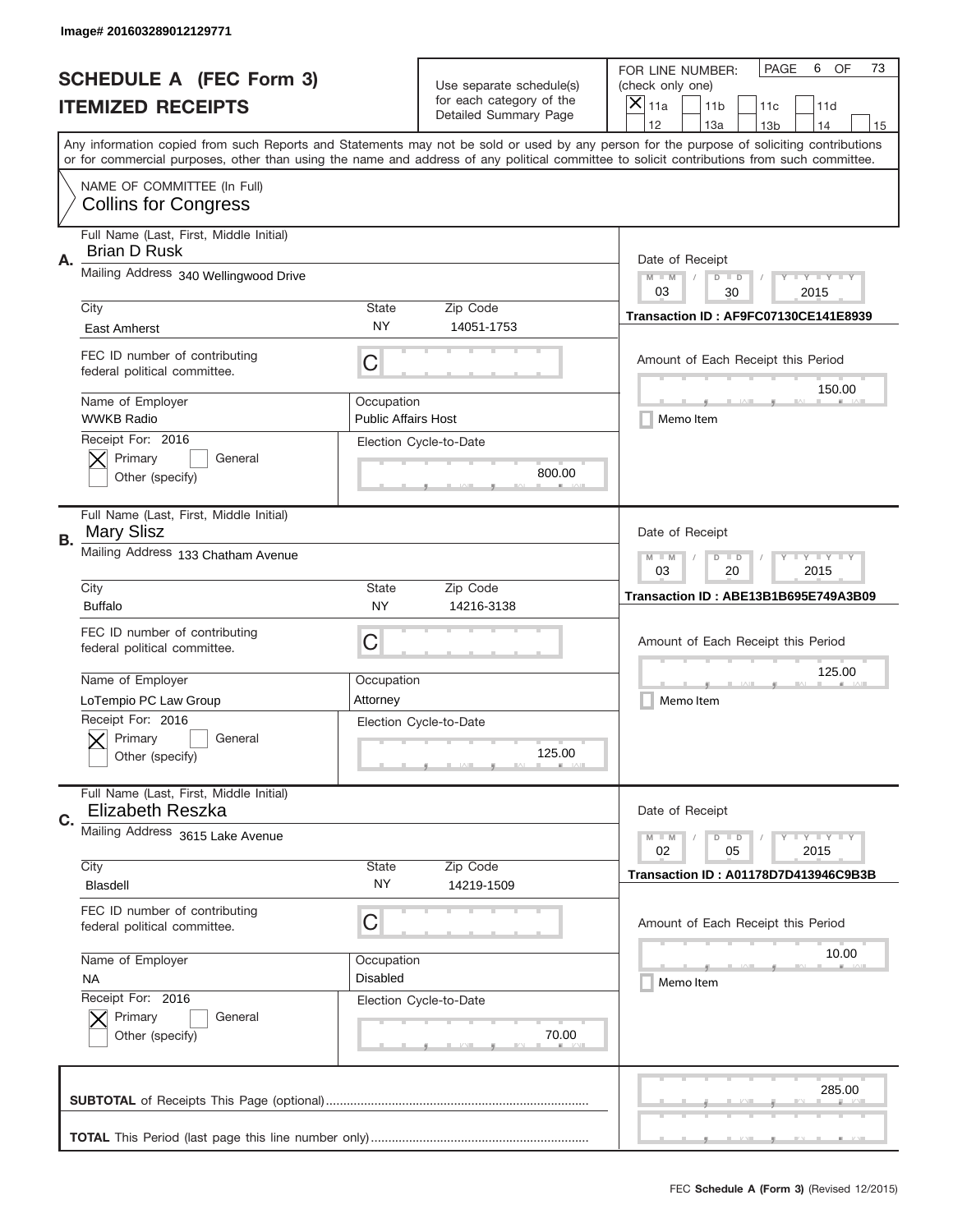Image# 201603289012129771

# SCHEDULE A (FEC Form 3)
## ITEMIZED RECEIPTS

Use separate schedule(s) for each category of the Detailed Summary Page

FOR LINE NUMBER: (check only one)

- [x] 11a
- [ ] 11b
- [ ] 11c
- [ ] 11d
- [ ] 12
- [ ] 13a
- [ ] 13b
- [ ] 14
- [ ] 15

PAGE 6 OF 73

Any information copied from such Reports and Statements may not be sold or used by any person for the purpose of soliciting contributions or for commercial purposes, other than using the name and address of any political committee to solicit contributions from such committee.

NAME OF COMMITTEE (In Full)
Collins for Congress

---

**A.**

Full Name (Last, First, Middle Initial): Brian D Rusk

Mailing Address: 340 Wellingwood Drive

City: East Amherst | State: NY | Zip Code: 14051-1753

FEC ID number of contributing federal political committee: C

Name of Employer: WWKB Radio

Occupation: Public Affairs Host

Receipt For: 2016
- [x] Primary
- [ ] General
- [ ] Other (specify)

Election Cycle-to-Date: 800.00

Date of Receipt: 03 / 30 / 2015

Transaction ID : AF9FC07130CE141E8939

Amount of Each Receipt this Period: 150.00

- [ ] Memo Item

---

**B.**

Full Name (Last, First, Middle Initial): Mary Slisz

Mailing Address: 133 Chatham Avenue

City: Buffalo | State: NY | Zip Code: 14216-3138

FEC ID number of contributing federal political committee: C

Name of Employer: LoTempio PC Law Group

Occupation: Attorney

Receipt For: 2016
- [x] Primary
- [ ] General
- [ ] Other (specify)

Election Cycle-to-Date: 125.00

Date of Receipt: 03 / 20 / 2015

Transaction ID : ABE13B1B695E749A3B09

Amount of Each Receipt this Period: 125.00

- [ ] Memo Item

---

**C.**

Full Name (Last, First, Middle Initial): Elizabeth Reszka

Mailing Address: 3615 Lake Avenue

City: Blasdell | State: NY | Zip Code: 14219-1509

FEC ID number of contributing federal political committee: C

Name of Employer: NA

Occupation: Disabled

Receipt For: 2016
- [x] Primary
- [ ] General
- [ ] Other (specify)

Election Cycle-to-Date: 70.00

Date of Receipt: 02 / 05 / 2015

Transaction ID : A01178D7D413946C9B3B

Amount of Each Receipt this Period: 10.00

- [ ] Memo Item

---

**SUBTOTAL** of Receipts This Page (optional): 285.00

**TOTAL** This Period (last page this line number only):

FEC **Schedule A (Form 3)** (Revised 12/2015)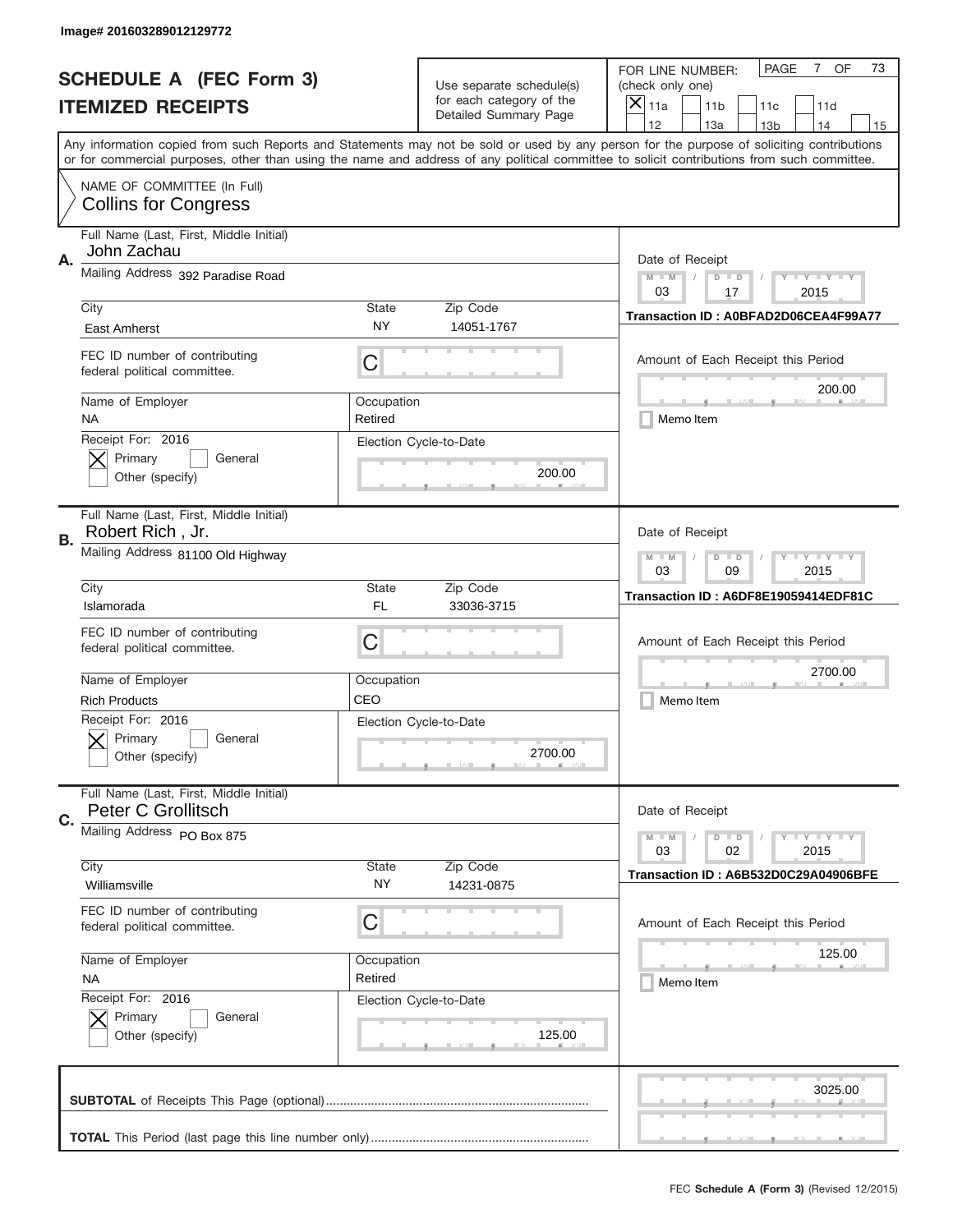Image# 201603289012129772

# SCHEDULE A (FEC Form 3)
## ITEMIZED RECEIPTS

Use separate schedule(s) for each category of the Detailed Summary Page

FOR LINE NUMBER: (check only one)
[X] 11a [ ] 11b [ ] 11c [ ] 11d [ ] 12 [ ] 13a [ ] 13b [ ] 14 [ ] 15

PAGE 7 OF 73

Any information copied from such Reports and Statements may not be sold or used by any person for the purpose of soliciting contributions or for commercial purposes, other than using the name and address of any political committee to solicit contributions from such committee.

NAME OF COMMITTEE (In Full)
Collins for Congress

---

**A.** Full Name (Last, First, Middle Initial): John Zachau

Mailing Address: 392 Paradise Road

City: East Amherst | State: NY | Zip Code: 14051-1767

FEC ID number of contributing federal political committee: C

Name of Employer: NA | Occupation: Retired

Receipt For: 2016 — [X] Primary [ ] General [ ] Other (specify)

Election Cycle-to-Date: 200.00

Date of Receipt: 03 / 17 / 2015

Transaction ID : A0BFAD2D06CEA4F99A77

Amount of Each Receipt this Period: 200.00

[ ] Memo Item

---

**B.** Full Name (Last, First, Middle Initial): Robert Rich , Jr.

Mailing Address: 81100 Old Highway

City: Islamorada | State: FL | Zip Code: 33036-3715

FEC ID number of contributing federal political committee: C

Name of Employer: Rich Products | Occupation: CEO

Receipt For: 2016 — [X] Primary [ ] General [ ] Other (specify)

Election Cycle-to-Date: 2700.00

Date of Receipt: 03 / 09 / 2015

Transaction ID : A6DF8E19059414EDF81C

Amount of Each Receipt this Period: 2700.00

[ ] Memo Item

---

**C.** Full Name (Last, First, Middle Initial): Peter C Grollitsch

Mailing Address: PO Box 875

City: Williamsville | State: NY | Zip Code: 14231-0875

FEC ID number of contributing federal political committee: C

Name of Employer: NA | Occupation: Retired

Receipt For: 2016 — [X] Primary [ ] General [ ] Other (specify)

Election Cycle-to-Date: 125.00

Date of Receipt: 03 / 02 / 2015

Transaction ID : A6B532D0C29A04906BFE

Amount of Each Receipt this Period: 125.00

[ ] Memo Item

---

**SUBTOTAL** of Receipts This Page (optional): 3025.00

**TOTAL** This Period (last page this line number only):

FEC **Schedule A (Form 3)** (Revised 12/2015)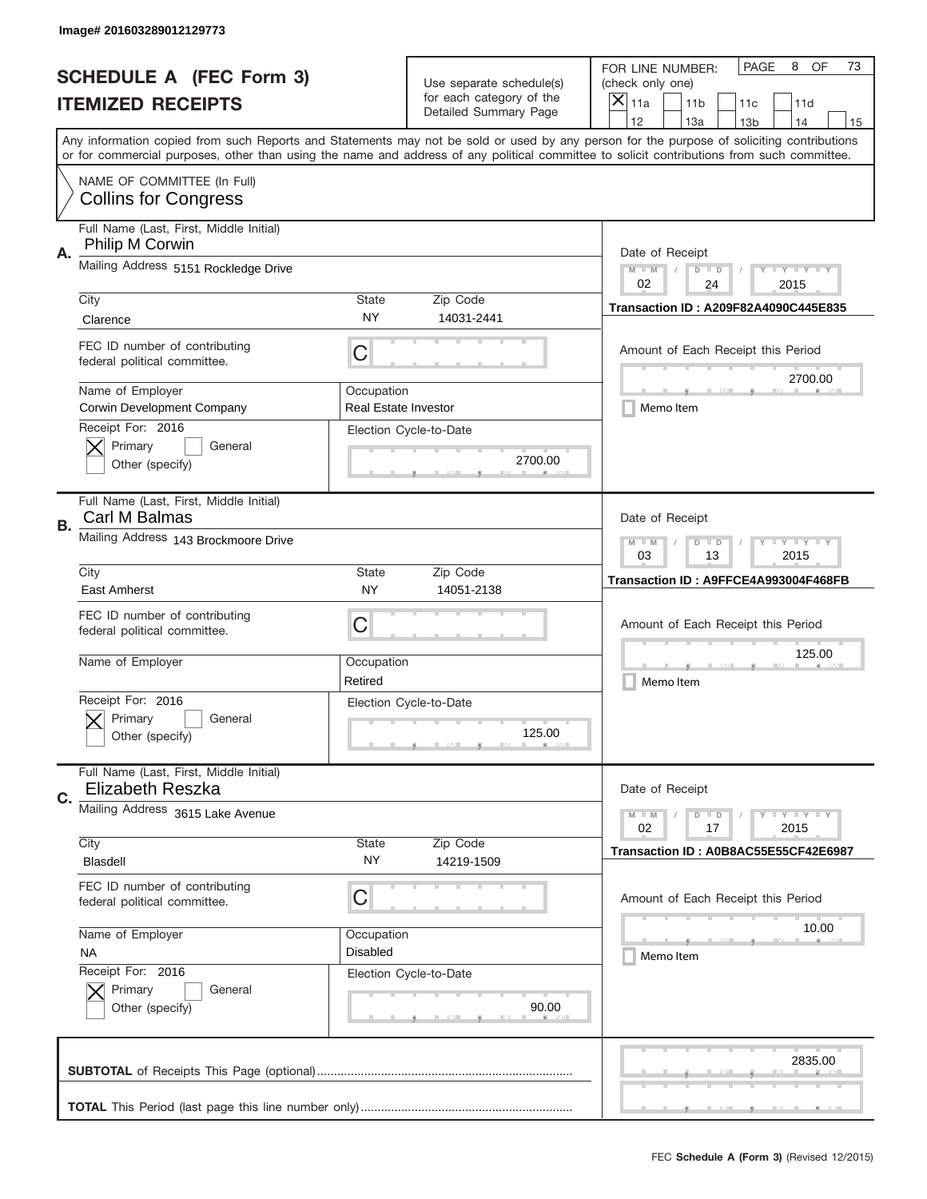Image# 201603289012129773

# SCHEDULE A (FEC Form 3)
## ITEMIZED RECEIPTS

Use separate schedule(s) for each category of the Detailed Summary Page

FOR LINE NUMBER: (check only one)

[X] 11a [ ] 11b [ ] 11c [ ] 11d [ ] 12 [ ] 13a [ ] 13b [ ] 14 [ ] 15

PAGE 8 OF 73

Any information copied from such Reports and Statements may not be sold or used by any person for the purpose of soliciting contributions or for commercial purposes, other than using the name and address of any political committee to solicit contributions from such committee.

NAME OF COMMITTEE (In Full)
Collins for Congress

---

**A.** Full Name (Last, First, Middle Initial): Philip M Corwin

Mailing Address: 5151 Rockledge Drive

City: Clarence | State: NY | Zip Code: 14031-2441

FEC ID number of contributing federal political committee: C

Name of Employer: Corwin Development Company

Occupation: Real Estate Investor

Receipt For: 2016 — [X] Primary [ ] General [ ] Other (specify)

Election Cycle-to-Date: 2700.00

Date of Receipt: 02 / 24 / 2015

Transaction ID : A209F82A4090C445E835

Amount of Each Receipt this Period: 2700.00

[ ] Memo Item

---

**B.** Full Name (Last, First, Middle Initial): Carl M Balmas

Mailing Address: 143 Brockmoore Drive

City: East Amherst | State: NY | Zip Code: 14051-2138

FEC ID number of contributing federal political committee: C

Name of Employer:

Occupation: Retired

Receipt For: 2016 — [X] Primary [ ] General [ ] Other (specify)

Election Cycle-to-Date: 125.00

Date of Receipt: 03 / 13 / 2015

Transaction ID : A9FFCE4A993004F468FB

Amount of Each Receipt this Period: 125.00

[ ] Memo Item

---

**C.** Full Name (Last, First, Middle Initial): Elizabeth Reszka

Mailing Address: 3615 Lake Avenue

City: Blasdell | State: NY | Zip Code: 14219-1509

FEC ID number of contributing federal political committee: C

Name of Employer: NA

Occupation: Disabled

Receipt For: 2016 — [X] Primary [ ] General [ ] Other (specify)

Election Cycle-to-Date: 90.00

Date of Receipt: 02 / 17 / 2015

Transaction ID : A0B8AC55E55CF42E6987

Amount of Each Receipt this Period: 10.00

[ ] Memo Item

---

**SUBTOTAL** of Receipts This Page (optional): 2835.00

**TOTAL** This Period (last page this line number only):

FEC **Schedule A (Form 3)** (Revised 12/2015)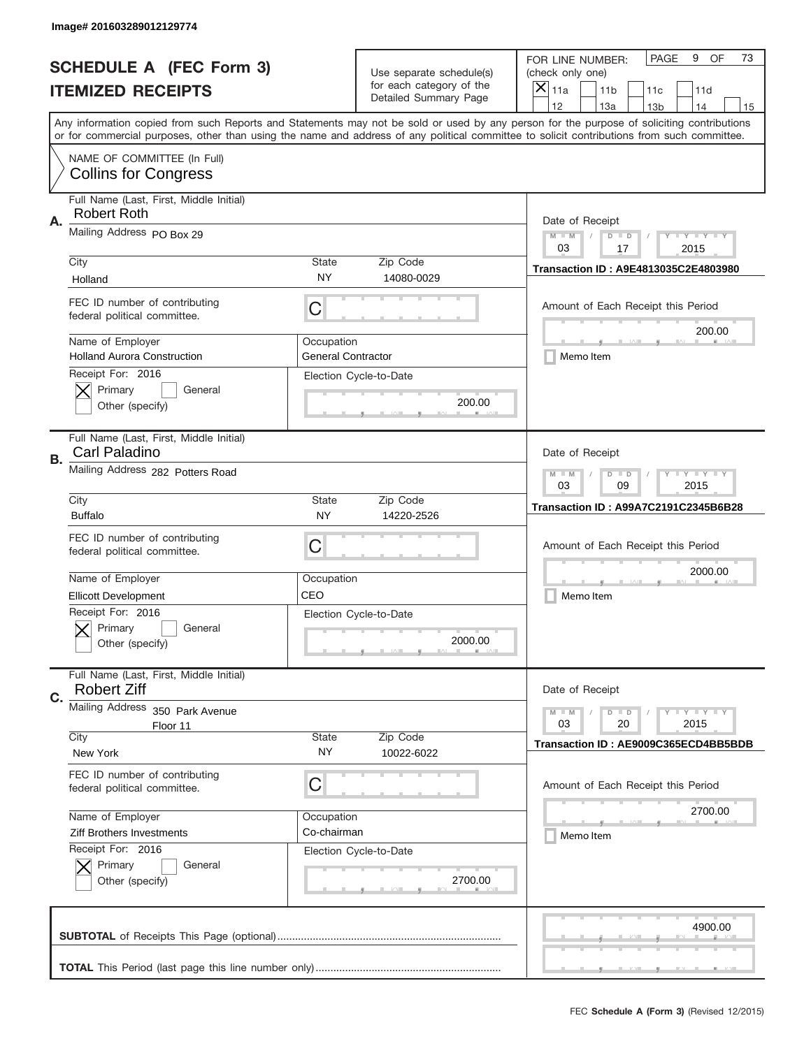Image# 201603289012129774

# SCHEDULE A (FEC Form 3)
## ITEMIZED RECEIPTS

Use separate schedule(s) for each category of the Detailed Summary Page

FOR LINE NUMBER: (check only one)

- [X] 11a
- [ ] 11b
- [ ] 11c
- [ ] 11d
- [ ] 12
- [ ] 13a
- [ ] 13b
- [ ] 14
- [ ] 15

PAGE 9 OF 73

Any information copied from such Reports and Statements may not be sold or used by any person for the purpose of soliciting contributions or for commercial purposes, other than using the name and address of any political committee to solicit contributions from such committee.

NAME OF COMMITTEE (In Full)
Collins for Congress

---

**A.**

Full Name (Last, First, Middle Initial): Robert Roth

Mailing Address: PO Box 29

City: Holland | State: NY | Zip Code: 14080-0029

FEC ID number of contributing federal political committee: C

Name of Employer: Holland Aurora Construction

Occupation: General Contractor

Receipt For: 2016 — [X] Primary [ ] General — Other (specify)

Election Cycle-to-Date: 200.00

Date of Receipt: 03 / 17 / 2015

Transaction ID : A9E4813035C2E4803980

Amount of Each Receipt this Period: 200.00

[ ] Memo Item

---

**B.**

Full Name (Last, First, Middle Initial): Carl Paladino

Mailing Address: 282 Potters Road

City: Buffalo | State: NY | Zip Code: 14220-2526

FEC ID number of contributing federal political committee: C

Name of Employer: Ellicott Development

Occupation: CEO

Receipt For: 2016 — [X] Primary [ ] General — Other (specify)

Election Cycle-to-Date: 2000.00

Date of Receipt: 03 / 09 / 2015

Transaction ID : A99A7C2191C2345B6B28

Amount of Each Receipt this Period: 2000.00

[ ] Memo Item

---

**C.**

Full Name (Last, First, Middle Initial): Robert Ziff

Mailing Address: 350 Park Avenue, Floor 11

City: New York | State: NY | Zip Code: 10022-6022

FEC ID number of contributing federal political committee: C

Name of Employer: Ziff Brothers Investments

Occupation: Co-chairman

Receipt For: 2016 — [X] Primary [ ] General — Other (specify)

Election Cycle-to-Date: 2700.00

Date of Receipt: 03 / 20 / 2015

Transaction ID : AE9009C365ECD4BB5BDB

Amount of Each Receipt this Period: 2700.00

[ ] Memo Item

---

**SUBTOTAL** of Receipts This Page (optional): 4900.00

**TOTAL** This Period (last page this line number only):

FEC Schedule A (Form 3) (Revised 12/2015)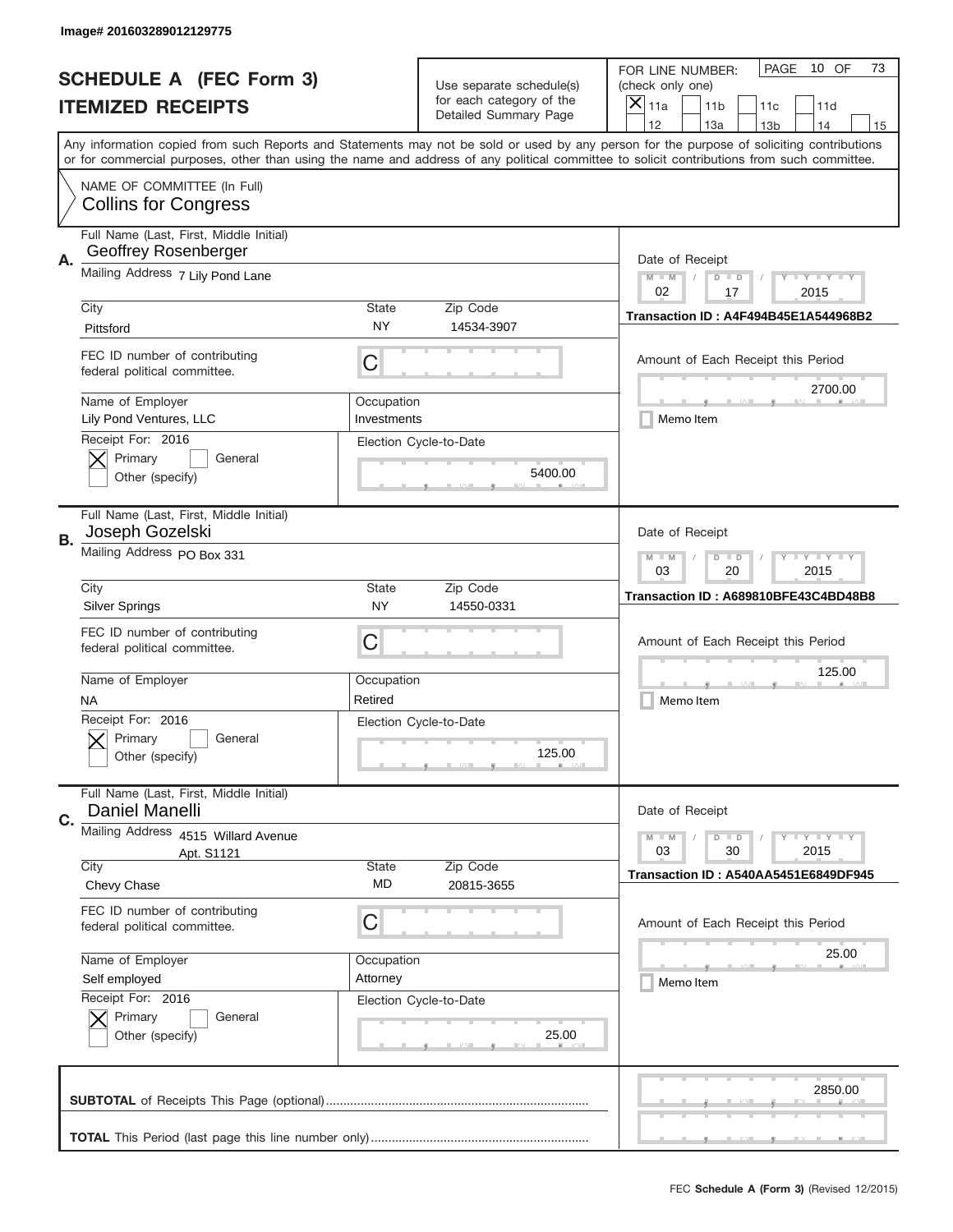Image# 201603289012129775

# SCHEDULE A (FEC Form 3)
# ITEMIZED RECEIPTS

Use separate schedule(s) for each category of the Detailed Summary Page

FOR LINE NUMBER: (check only one)

[X] 11a [ ] 11b [ ] 11c [ ] 11d [ ] 12 [ ] 13a [ ] 13b [ ] 14 [ ] 15

PAGE 10 OF 73

Any information copied from such Reports and Statements may not be sold or used by any person for the purpose of soliciting contributions or for commercial purposes, other than using the name and address of any political committee to solicit contributions from such committee.

NAME OF COMMITTEE (In Full)
Collins for Congress

---

**A.** Full Name (Last, First, Middle Initial): Geoffrey Rosenberger

Mailing Address: 7 Lily Pond Lane

City: Pittsford | State: NY | Zip Code: 14534-3907

FEC ID number of contributing federal political committee: C

Name of Employer: Lily Pond Ventures, LLC | Occupation: Investments

Receipt For: 2016 [X] Primary [ ] General [ ] Other (specify)

Election Cycle-to-Date: 5400.00

Date of Receipt: 02 / 17 / 2015

Transaction ID : A4F494B45E1A544968B2

Amount of Each Receipt this Period: 2700.00

[ ] Memo Item

---

**B.** Full Name (Last, First, Middle Initial): Joseph Gozelski

Mailing Address: PO Box 331

City: Silver Springs | State: NY | Zip Code: 14550-0331

FEC ID number of contributing federal political committee: C

Name of Employer: NA | Occupation: Retired

Receipt For: 2016 [X] Primary [ ] General [ ] Other (specify)

Election Cycle-to-Date: 125.00

Date of Receipt: 03 / 20 / 2015

Transaction ID : A689810BFE43C4BD48B8

Amount of Each Receipt this Period: 125.00

[ ] Memo Item

---

**C.** Full Name (Last, First, Middle Initial): Daniel Manelli

Mailing Address: 4515 Willard Avenue Apt. S1121

City: Chevy Chase | State: MD | Zip Code: 20815-3655

FEC ID number of contributing federal political committee: C

Name of Employer: Self employed | Occupation: Attorney

Receipt For: 2016 [X] Primary [ ] General [ ] Other (specify)

Election Cycle-to-Date: 25.00

Date of Receipt: 03 / 30 / 2015

Transaction ID : A540AA5451E6849DF945

Amount of Each Receipt this Period: 25.00

[ ] Memo Item

---

**SUBTOTAL** of Receipts This Page (optional): 2850.00

**TOTAL** This Period (last page this line number only):

FEC **Schedule A (Form 3)** (Revised 12/2015)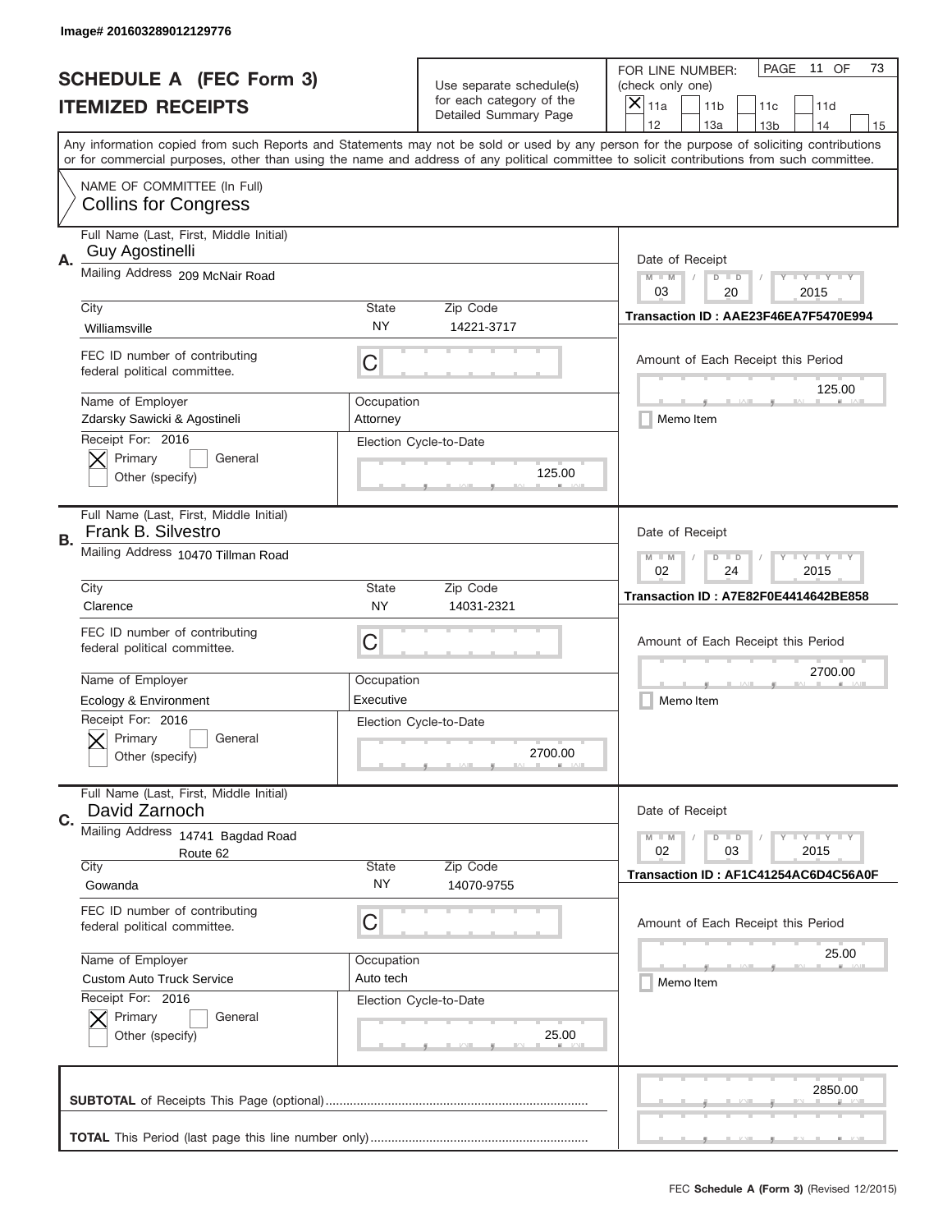Image# 201603289012129776

# SCHEDULE A (FEC Form 3)
## ITEMIZED RECEIPTS

Use separate schedule(s) for each category of the Detailed Summary Page

FOR LINE NUMBER: (check only one)

[X] 11a [ ] 11b [ ] 11c [ ] 11d [ ] 12 [ ] 13a [ ] 13b [ ] 14 [ ] 15

PAGE 11 OF 73

Any information copied from such Reports and Statements may not be sold or used by any person for the purpose of soliciting contributions or for commercial purposes, other than using the name and address of any political committee to solicit contributions from such committee.

NAME OF COMMITTEE (In Full)
**Collins for Congress**

---

**A.**
Full Name (Last, First, Middle Initial): Guy Agostinelli
Mailing Address: 209 McNair Road
City: Williamsville | State: NY | Zip Code: 14221-3717
FEC ID number of contributing federal political committee: C
Name of Employer: Zdarsky Sawicki & Agostineli
Occupation: Attorney
Receipt For: 2016 — [X] Primary [ ] General [ ] Other (specify)
Election Cycle-to-Date: 125.00

Date of Receipt: 03 / 20 / 2015
Transaction ID : AAE23F46EA7F5470E994
Amount of Each Receipt this Period: 125.00
[ ] Memo Item

---

**B.**
Full Name (Last, First, Middle Initial): Frank B. Silvestro
Mailing Address: 10470 Tillman Road
City: Clarence | State: NY | Zip Code: 14031-2321
FEC ID number of contributing federal political committee: C
Name of Employer: Ecology & Environment
Occupation: Executive
Receipt For: 2016 — [X] Primary [ ] General [ ] Other (specify)
Election Cycle-to-Date: 2700.00

Date of Receipt: 02 / 24 / 2015
Transaction ID : A7E82F0E4414642BE858
Amount of Each Receipt this Period: 2700.00
[ ] Memo Item

---

**C.**
Full Name (Last, First, Middle Initial): David Zarnoch
Mailing Address: 14741 Bagdad Road, Route 62
City: Gowanda | State: NY | Zip Code: 14070-9755
FEC ID number of contributing federal political committee: C
Name of Employer: Custom Auto Truck Service
Occupation: Auto tech
Receipt For: 2016 — [X] Primary [ ] General [ ] Other (specify)
Election Cycle-to-Date: 25.00

Date of Receipt: 02 / 03 / 2015
Transaction ID : AF1C41254AC6D4C56A0F
Amount of Each Receipt this Period: 25.00
[ ] Memo Item

---

**SUBTOTAL** of Receipts This Page (optional): 2850.00

**TOTAL** This Period (last page this line number only):

FEC **Schedule A (Form 3)** (Revised 12/2015)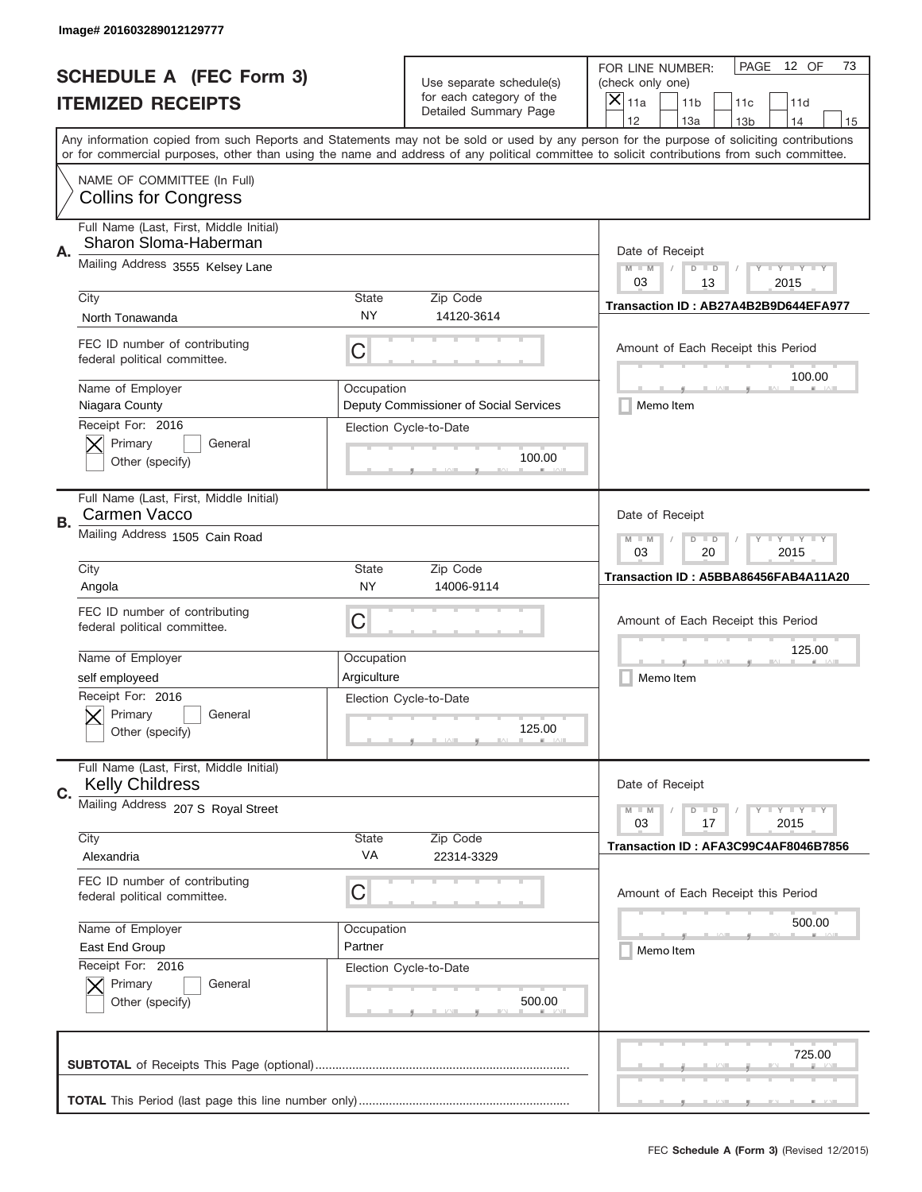Image# 201603289012129777

# SCHEDULE A (FEC Form 3)
## ITEMIZED RECEIPTS

Use separate schedule(s) for each category of the Detailed Summary Page

FOR LINE NUMBER: (check only one)
[X] 11a [ ] 11b [ ] 11c [ ] 11d [ ] 12 [ ] 13a [ ] 13b [ ] 14 [ ] 15

PAGE 12 OF 73

Any information copied from such Reports and Statements may not be sold or used by any person for the purpose of soliciting contributions or for commercial purposes, other than using the name and address of any political committee to solicit contributions from such committee.

NAME OF COMMITTEE (In Full)
Collins for Congress

---

**A.** Full Name (Last, First, Middle Initial): Sharon Sloma-Haberman
Mailing Address: 3555 Kelsey Lane
City: North Tonawanda | State: NY | Zip Code: 14120-3614
FEC ID number of contributing federal political committee: C
Name of Employer: Niagara County
Occupation: Deputy Commissioner of Social Services
Receipt For: 2016 — [X] Primary [ ] General [ ] Other (specify)
Election Cycle-to-Date: 100.00
Date of Receipt: 03 / 13 / 2015
Transaction ID : AB27A4B2B9D644EFA977
Amount of Each Receipt this Period: 100.00
[ ] Memo Item

---

**B.** Full Name (Last, First, Middle Initial): Carmen Vacco
Mailing Address: 1505 Cain Road
City: Angola | State: NY | Zip Code: 14006-9114
FEC ID number of contributing federal political committee: C
Name of Employer: self employeed
Occupation: Argiculture
Receipt For: 2016 — [X] Primary [ ] General [ ] Other (specify)
Election Cycle-to-Date: 125.00
Date of Receipt: 03 / 20 / 2015
Transaction ID : A5BBA86456FAB4A11A20
Amount of Each Receipt this Period: 125.00
[ ] Memo Item

---

**C.** Full Name (Last, First, Middle Initial): Kelly Childress
Mailing Address: 207 S Royal Street
City: Alexandria | State: VA | Zip Code: 22314-3329
FEC ID number of contributing federal political committee: C
Name of Employer: East End Group
Occupation: Partner
Receipt For: 2016 — [X] Primary [ ] General [ ] Other (specify)
Election Cycle-to-Date: 500.00
Date of Receipt: 03 / 17 / 2015
Transaction ID : AFA3C99C4AF8046B7856
Amount of Each Receipt this Period: 500.00
[ ] Memo Item

---

**SUBTOTAL** of Receipts This Page (optional): 725.00

**TOTAL** This Period (last page this line number only):

FEC **Schedule A (Form 3)** (Revised 12/2015)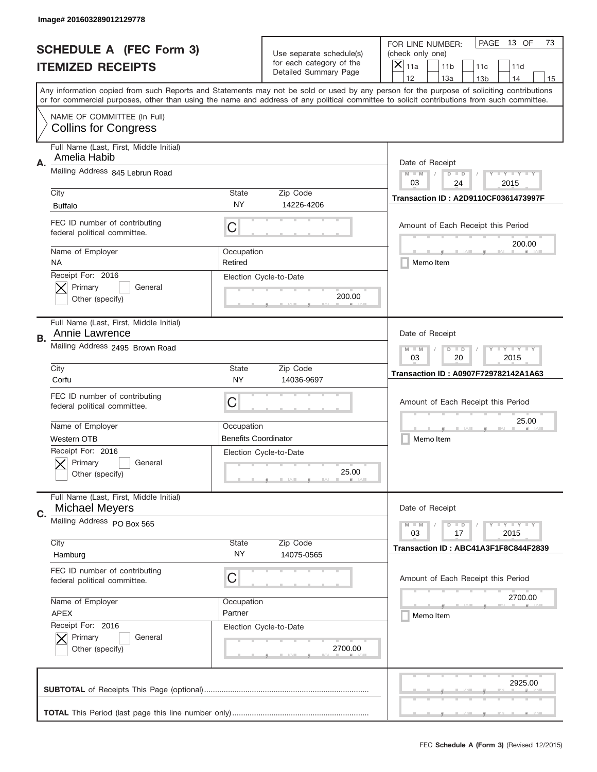Image# 201603289012129778

# SCHEDULE A (FEC Form 3)
## ITEMIZED RECEIPTS

Use separate schedule(s) for each category of the Detailed Summary Page

FOR LINE NUMBER: (check only one)
[X] 11a [ ] 11b [ ] 11c [ ] 11d [ ] 12 [ ] 13a [ ] 13b [ ] 14 [ ] 15

Any information copied from such Reports and Statements may not be sold or used by any person for the purpose of soliciting contributions or for commercial purposes, other than using the name and address of any political committee to solicit contributions from such committee.

NAME OF COMMITTEE (In Full)
Collins for Congress

---

**A.** Full Name (Last, First, Middle Initial): Amelia Habib
Mailing Address: 845 Lebrun Road
City: Buffalo | State: NY | Zip Code: 14226-4206
FEC ID number of contributing federal political committee: C
Name of Employer: NA | Occupation: Retired
Receipt For: 2016 — [X] Primary [ ] General [ ] Other (specify)
Election Cycle-to-Date: 200.00
Date of Receipt: 03 / 24 / 2015
Transaction ID : A2D9110CF0361473997F
Amount of Each Receipt this Period: 200.00
[ ] Memo Item

---

**B.** Full Name (Last, First, Middle Initial): Annie Lawrence
Mailing Address: 2495 Brown Road
City: Corfu | State: NY | Zip Code: 14036-9697
FEC ID number of contributing federal political committee: C
Name of Employer: Western OTB | Occupation: Benefits Coordinator
Receipt For: 2016 — [X] Primary [ ] General [ ] Other (specify)
Election Cycle-to-Date: 25.00
Date of Receipt: 03 / 20 / 2015
Transaction ID : A0907F729782142A1A63
Amount of Each Receipt this Period: 25.00
[ ] Memo Item

---

**C.** Full Name (Last, First, Middle Initial): Michael Meyers
Mailing Address: PO Box 565
City: Hamburg | State: NY | Zip Code: 14075-0565
FEC ID number of contributing federal political committee: C
Name of Employer: APEX | Occupation: Partner
Receipt For: 2016 — [X] Primary [ ] General [ ] Other (specify)
Election Cycle-to-Date: 2700.00
Date of Receipt: 03 / 17 / 2015
Transaction ID : ABC41A3F1F8C844F2839
Amount of Each Receipt this Period: 2700.00
[ ] Memo Item

---

**SUBTOTAL** of Receipts This Page (optional): 2925.00

**TOTAL** This Period (last page this line number only):

FEC **Schedule A (Form 3)** (Revised 12/2015)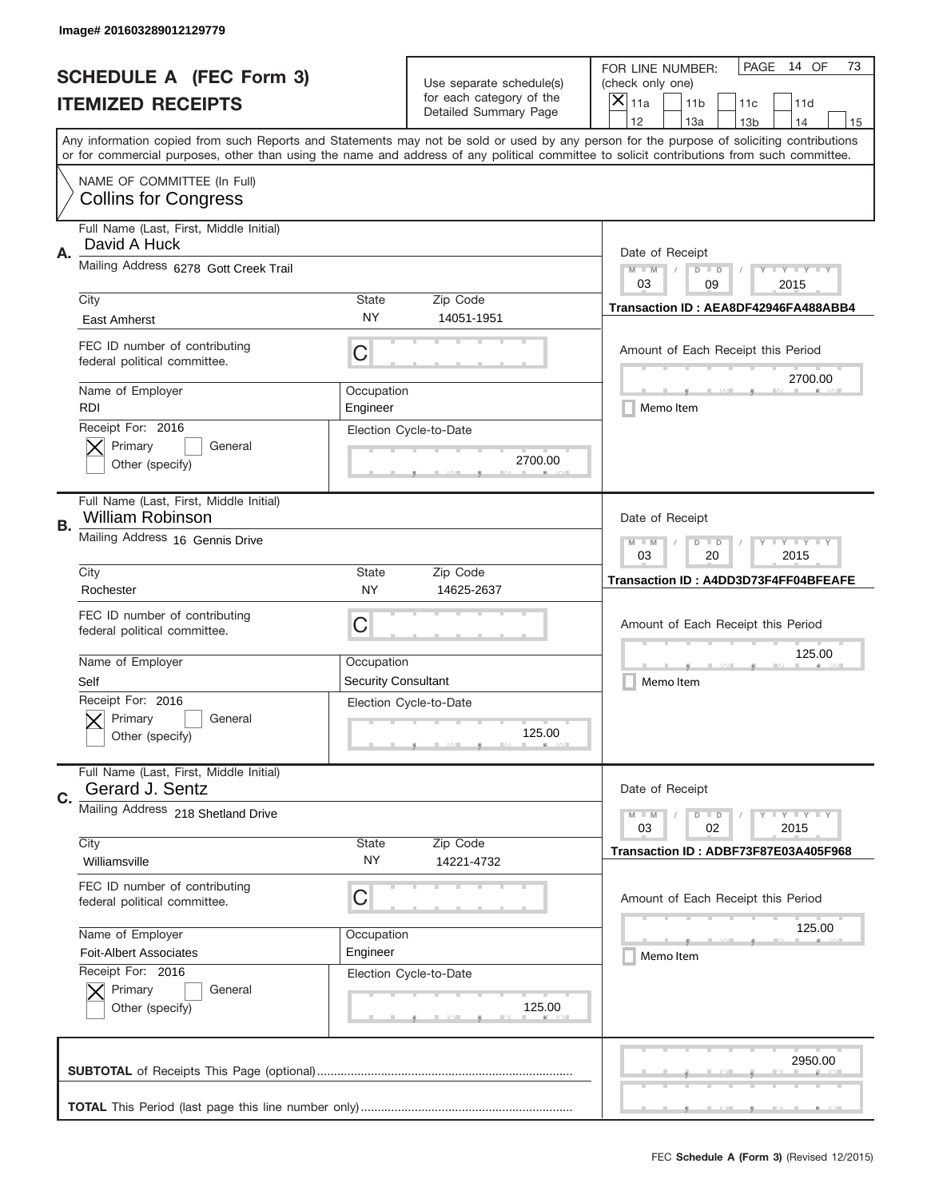Image# 201603289012129779

# SCHEDULE A (FEC Form 3)
# ITEMIZED RECEIPTS

Use separate schedule(s) for each category of the Detailed Summary Page

FOR LINE NUMBER: (check only one)
[X] 11a [ ] 11b [ ] 11c [ ] 11d [ ] 12 [ ] 13a [ ] 13b [ ] 14 [ ] 15

Any information copied from such Reports and Statements may not be sold or used by any person for the purpose of soliciting contributions or for commercial purposes, other than using the name and address of any political committee to solicit contributions from such committee.

NAME OF COMMITTEE (In Full)
Collins for Congress

---

**A.**
Full Name (Last, First, Middle Initial): David A Huck
Mailing Address: 6278 Gott Creek Trail
City: East Amherst | State: NY | Zip Code: 14051-1951
FEC ID number of contributing federal political committee: C
Name of Employer: RDI | Occupation: Engineer
Receipt For: 2016 — [X] Primary [ ] General [ ] Other (specify)
Election Cycle-to-Date: 2700.00

Date of Receipt: 03 / 09 / 2015
Transaction ID : AEA8DF42946FA488ABB4
Amount of Each Receipt this Period: 2700.00
[ ] Memo Item

---

**B.**
Full Name (Last, First, Middle Initial): William Robinson
Mailing Address: 16 Gennis Drive
City: Rochester | State: NY | Zip Code: 14625-2637
FEC ID number of contributing federal political committee: C
Name of Employer: Self | Occupation: Security Consultant
Receipt For: 2016 — [X] Primary [ ] General [ ] Other (specify)
Election Cycle-to-Date: 125.00

Date of Receipt: 03 / 20 / 2015
Transaction ID : A4DD3D73F4FF04BFEAFE
Amount of Each Receipt this Period: 125.00
[ ] Memo Item

---

**C.**
Full Name (Last, First, Middle Initial): Gerard J. Sentz
Mailing Address: 218 Shetland Drive
City: Williamsville | State: NY | Zip Code: 14221-4732
FEC ID number of contributing federal political committee: C
Name of Employer: Foit-Albert Associates | Occupation: Engineer
Receipt For: 2016 — [X] Primary [ ] General [ ] Other (specify)
Election Cycle-to-Date: 125.00

Date of Receipt: 03 / 02 / 2015
Transaction ID : ADBF73F87E03A405F968
Amount of Each Receipt this Period: 125.00
[ ] Memo Item

---

**SUBTOTAL** of Receipts This Page (optional): 2950.00

**TOTAL** This Period (last page this line number only):

FEC **Schedule A (Form 3)** (Revised 12/2015)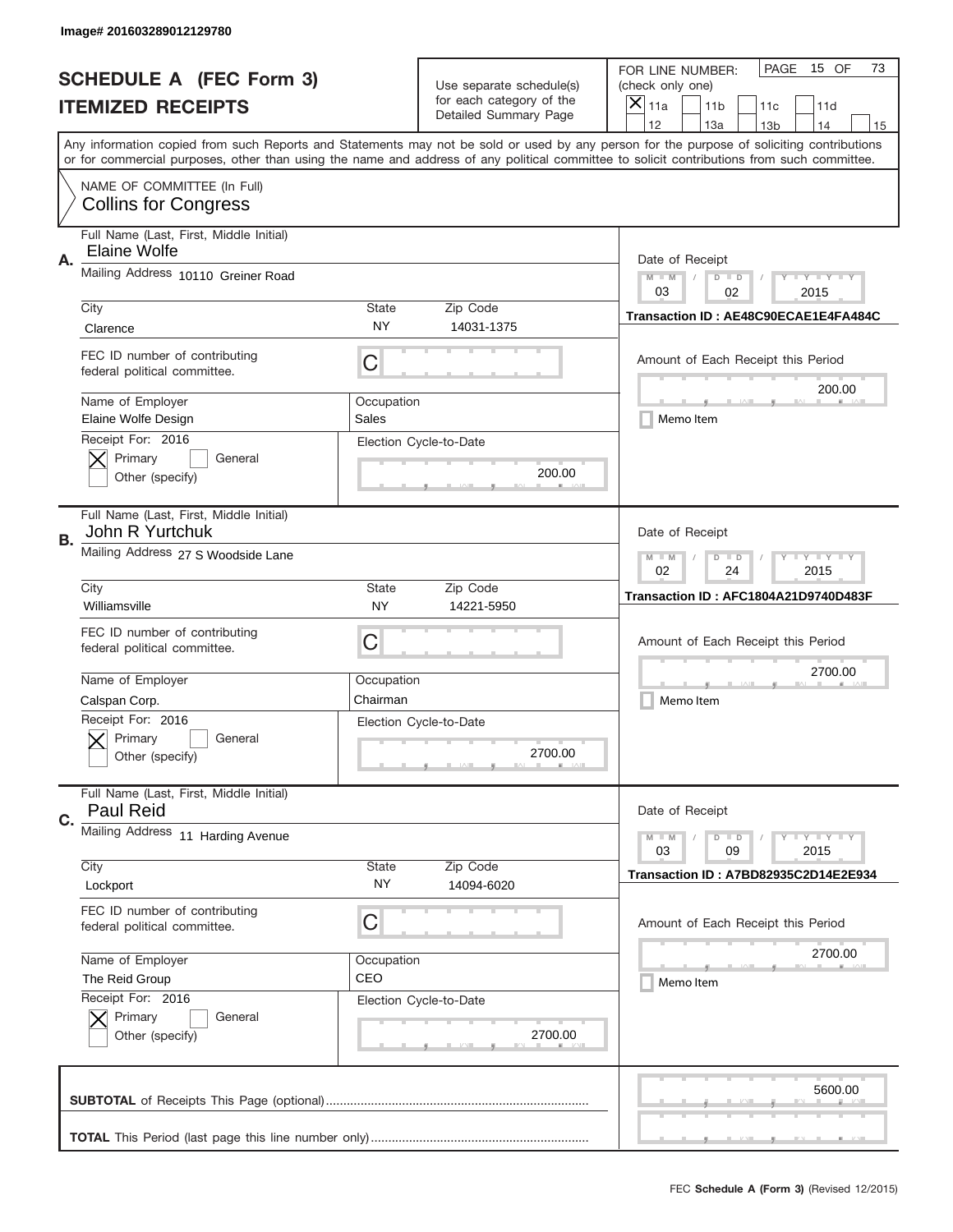Image# 201603289012129780

# SCHEDULE A (FEC Form 3)
## ITEMIZED RECEIPTS

Use separate schedule(s) for each category of the Detailed Summary Page

FOR LINE NUMBER: (check only one)

[X] 11a [ ] 11b [ ] 11c [ ] 11d [ ] 12 [ ] 13a [ ] 13b [ ] 14 [ ] 15

PAGE 15 OF 73

Any information copied from such Reports and Statements may not be sold or used by any person for the purpose of soliciting contributions or for commercial purposes, other than using the name and address of any political committee to solicit contributions from such committee.

NAME OF COMMITTEE (In Full)
Collins for Congress

---

**A.**

Full Name (Last, First, Middle Initial): Elaine Wolfe

Mailing Address: 10110 Greiner Road

City: Clarence | State: NY | Zip Code: 14031-1375

FEC ID number of contributing federal political committee: C

Name of Employer: Elaine Wolfe Design | Occupation: Sales

Receipt For: 2016 — [X] Primary [ ] General [ ] Other (specify)

Election Cycle-to-Date: 200.00

Date of Receipt: 03 / 02 / 2015

Transaction ID : AE48C90ECAE1E4FA484C

Amount of Each Receipt this Period: 200.00

[ ] Memo Item

---

**B.**

Full Name (Last, First, Middle Initial): John R Yurtchuk

Mailing Address: 27 S Woodside Lane

City: Williamsville | State: NY | Zip Code: 14221-5950

FEC ID number of contributing federal political committee: C

Name of Employer: Calspan Corp. | Occupation: Chairman

Receipt For: 2016 — [X] Primary [ ] General [ ] Other (specify)

Election Cycle-to-Date: 2700.00

Date of Receipt: 02 / 24 / 2015

Transaction ID : AFC1804A21D9740D483F

Amount of Each Receipt this Period: 2700.00

[ ] Memo Item

---

**C.**

Full Name (Last, First, Middle Initial): Paul Reid

Mailing Address: 11 Harding Avenue

City: Lockport | State: NY | Zip Code: 14094-6020

FEC ID number of contributing federal political committee: C

Name of Employer: The Reid Group | Occupation: CEO

Receipt For: 2016 — [X] Primary [ ] General [ ] Other (specify)

Election Cycle-to-Date: 2700.00

Date of Receipt: 03 / 09 / 2015

Transaction ID : A7BD82935C2D14E2E934

Amount of Each Receipt this Period: 2700.00

[ ] Memo Item

---

**SUBTOTAL** of Receipts This Page (optional): 5600.00

**TOTAL** This Period (last page this line number only):

FEC **Schedule A (Form 3)** (Revised 12/2015)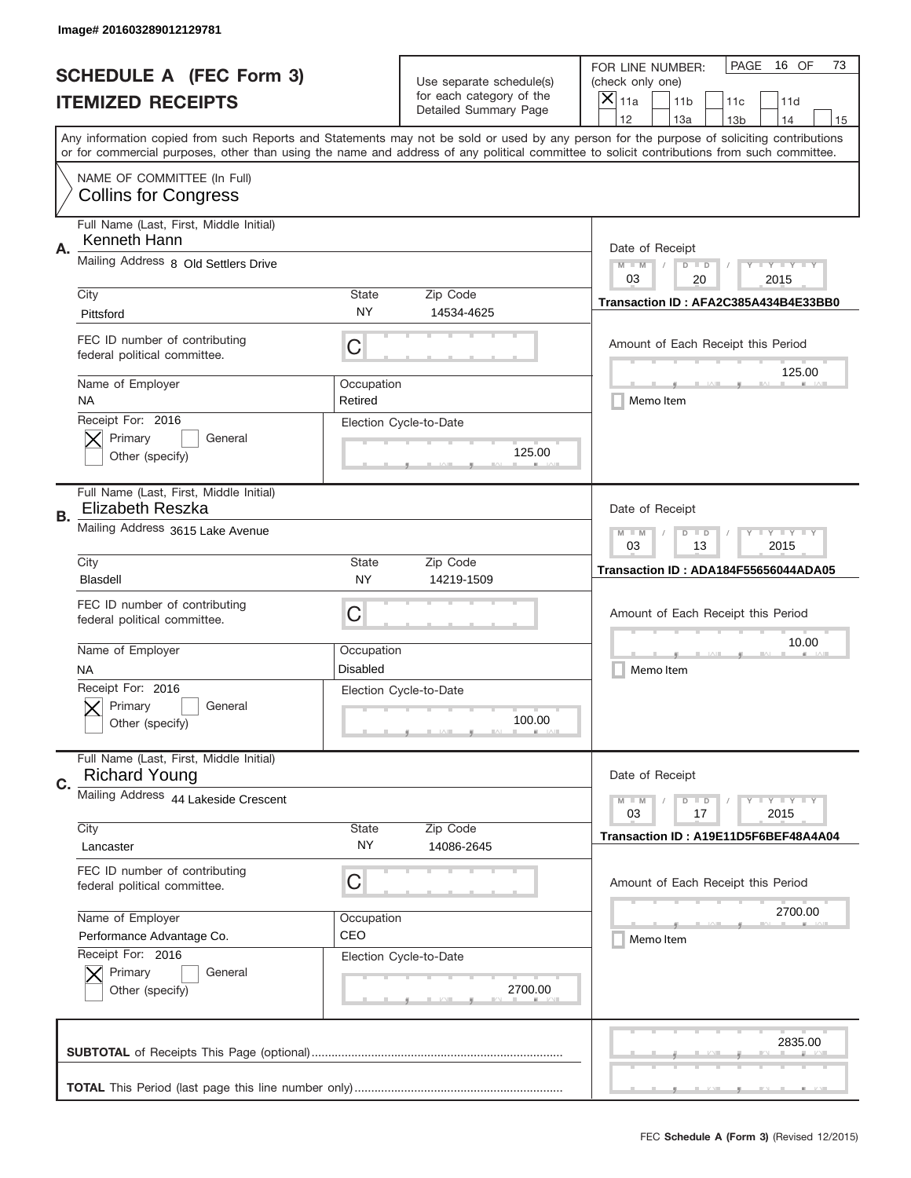Image# 201603289012129781

# SCHEDULE A (FEC Form 3)
## ITEMIZED RECEIPTS

Use separate schedule(s) for each category of the Detailed Summary Page

FOR LINE NUMBER: (check only one)

- [x] 11a
- [ ] 11b
- [ ] 11c
- [ ] 11d
- [ ] 12
- [ ] 13a
- [ ] 13b
- [ ] 14
- [ ] 15

PAGE 16 OF 73

Any information copied from such Reports and Statements may not be sold or used by any person for the purpose of soliciting contributions or for commercial purposes, other than using the name and address of any political committee to solicit contributions from such committee.

NAME OF COMMITTEE (In Full)
Collins for Congress

---

**A.**

Full Name (Last, First, Middle Initial): Kenneth Hann

Mailing Address: 8 Old Settlers Drive

City: Pittsford | State: NY | Zip Code: 14534-4625

FEC ID number of contributing federal political committee: C

Name of Employer: NA

Occupation: Retired

Receipt For: 2016
- [x] Primary
- [ ] General
- [ ] Other (specify)

Election Cycle-to-Date: 125.00

Date of Receipt: 03 / 20 / 2015

Transaction ID : AFA2C385A434B4E33BB0

Amount of Each Receipt this Period: 125.00

- [ ] Memo Item

---

**B.**

Full Name (Last, First, Middle Initial): Elizabeth Reszka

Mailing Address: 3615 Lake Avenue

City: Blasdell | State: NY | Zip Code: 14219-1509

FEC ID number of contributing federal political committee: C

Name of Employer: NA

Occupation: Disabled

Receipt For: 2016
- [x] Primary
- [ ] General
- [ ] Other (specify)

Election Cycle-to-Date: 100.00

Date of Receipt: 03 / 13 / 2015

Transaction ID : ADA184F55656044ADA05

Amount of Each Receipt this Period: 10.00

- [ ] Memo Item

---

**C.**

Full Name (Last, First, Middle Initial): Richard Young

Mailing Address: 44 Lakeside Crescent

City: Lancaster | State: NY | Zip Code: 14086-2645

FEC ID number of contributing federal political committee: C

Name of Employer: Performance Advantage Co.

Occupation: CEO

Receipt For: 2016
- [x] Primary
- [ ] General
- [ ] Other (specify)

Election Cycle-to-Date: 2700.00

Date of Receipt: 03 / 17 / 2015

Transaction ID : A19E11D5F6BEF48A4A04

Amount of Each Receipt this Period: 2700.00

- [ ] Memo Item

---

**SUBTOTAL** of Receipts This Page (optional): 2835.00

**TOTAL** This Period (last page this line number only):

FEC **Schedule A** (Form 3) (Revised 12/2015)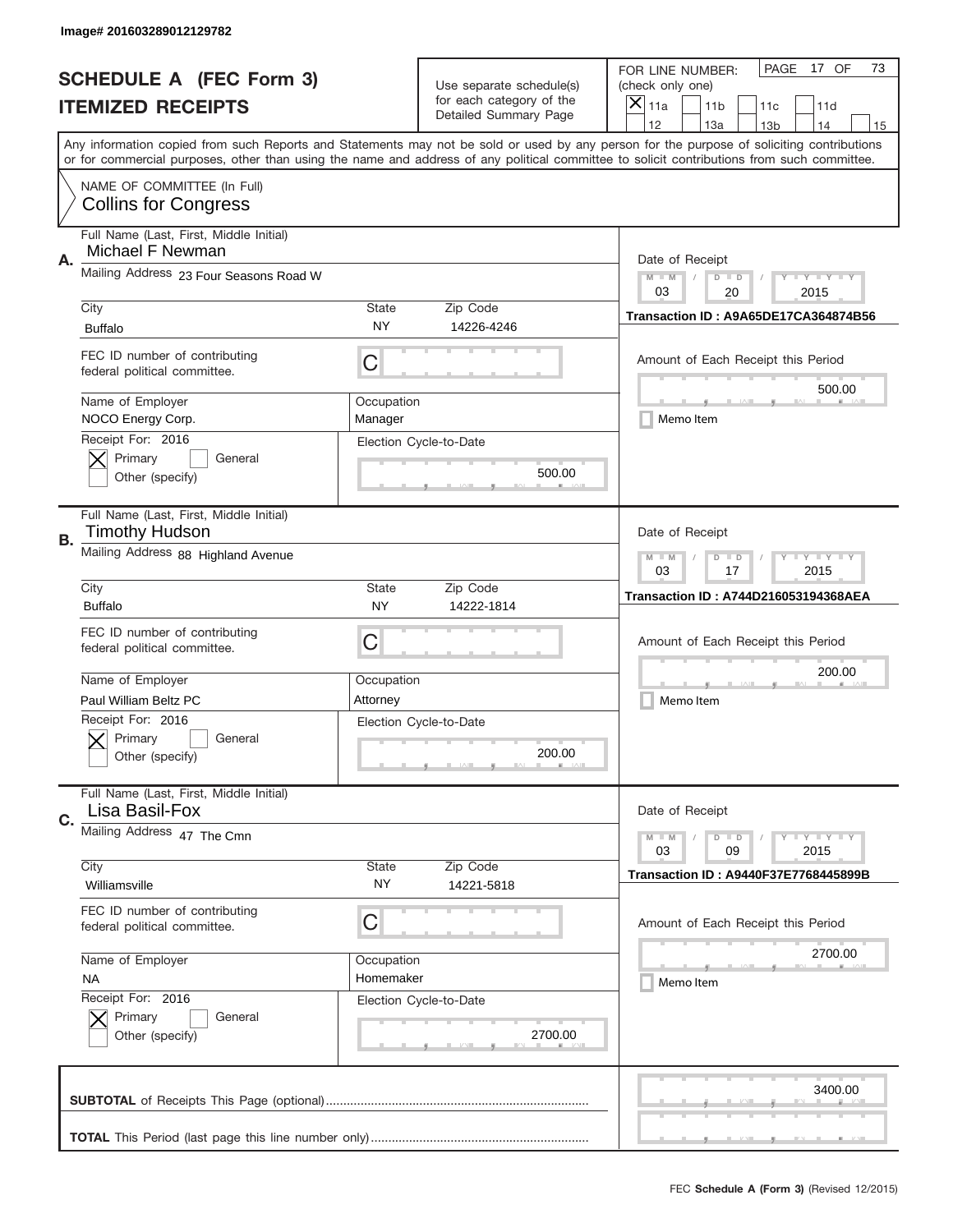Image# 201603289012129782

# SCHEDULE A (FEC Form 3)
## ITEMIZED RECEIPTS

Use separate schedule(s) for each category of the Detailed Summary Page

FOR LINE NUMBER: (check only one)
[X] 11a [ ] 11b [ ] 11c [ ] 11d [ ] 12 [ ] 13a [ ] 13b [ ] 14 [ ] 15

PAGE 17 OF 73

Any information copied from such Reports and Statements may not be sold or used by any person for the purpose of soliciting contributions or for commercial purposes, other than using the name and address of any political committee to solicit contributions from such committee.

NAME OF COMMITTEE (In Full)
Collins for Congress

---

**A.**
Full Name (Last, First, Middle Initial): Michael F Newman
Mailing Address: 23 Four Seasons Road W
City: Buffalo
State: NY
Zip Code: 14226-4246
FEC ID number of contributing federal political committee: C
Name of Employer: NOCO Energy Corp.
Occupation: Manager
Receipt For: 2016 [X] Primary [ ] General [ ] Other (specify)
Election Cycle-to-Date: 500.00

Date of Receipt: 03 / 20 / 2015
Transaction ID : A9A65DE17CA364874B56
Amount of Each Receipt this Period: 500.00
[ ] Memo Item

---

**B.**
Full Name (Last, First, Middle Initial): Timothy Hudson
Mailing Address: 88 Highland Avenue
City: Buffalo
State: NY
Zip Code: 14222-1814
FEC ID number of contributing federal political committee: C
Name of Employer: Paul William Beltz PC
Occupation: Attorney
Receipt For: 2016 [X] Primary [ ] General [ ] Other (specify)
Election Cycle-to-Date: 200.00

Date of Receipt: 03 / 17 / 2015
Transaction ID : A744D216053194368AEA
Amount of Each Receipt this Period: 200.00
[ ] Memo Item

---

**C.**
Full Name (Last, First, Middle Initial): Lisa Basil-Fox
Mailing Address: 47 The Cmn
City: Williamsville
State: NY
Zip Code: 14221-5818
FEC ID number of contributing federal political committee: C
Name of Employer: NA
Occupation: Homemaker
Receipt For: 2016 [X] Primary [ ] General [ ] Other (specify)
Election Cycle-to-Date: 2700.00

Date of Receipt: 03 / 09 / 2015
Transaction ID : A9440F37E7768445899B
Amount of Each Receipt this Period: 2700.00
[ ] Memo Item

---

**SUBTOTAL** of Receipts This Page (optional): 3400.00

**TOTAL** This Period (last page this line number only):

FEC **Schedule A (Form 3)** (Revised 12/2015)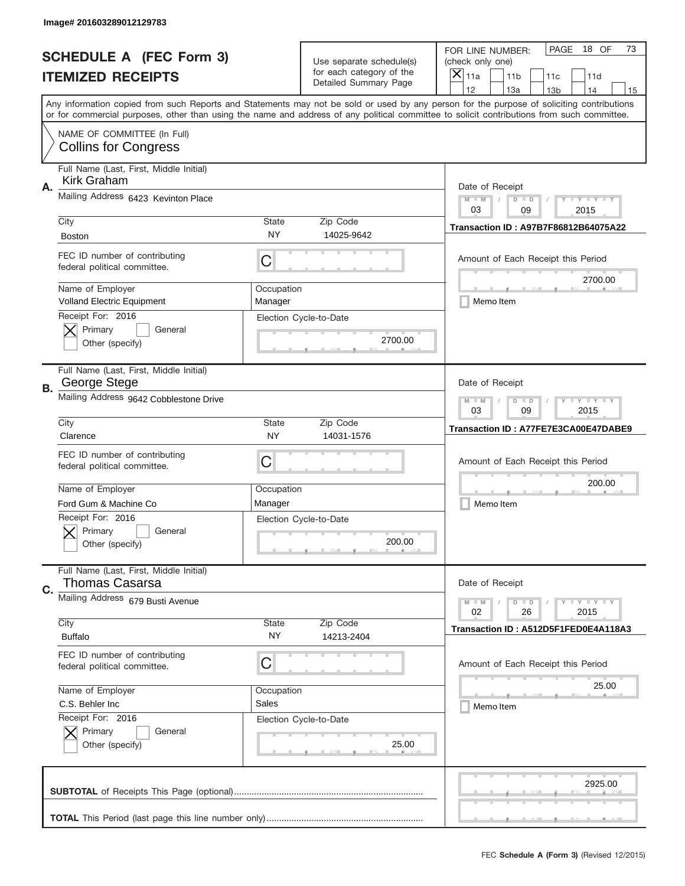Image# 201603289012129783

# SCHEDULE A (FEC Form 3)
## ITEMIZED RECEIPTS

Use separate schedule(s) for each category of the Detailed Summary Page

FOR LINE NUMBER: (check only one)
[X] 11a [ ] 11b [ ] 11c [ ] 11d [ ] 12 [ ] 13a [ ] 13b [ ] 14 [ ] 15

PAGE 18 OF 73

Any information copied from such Reports and Statements may not be sold or used by any person for the purpose of soliciting contributions or for commercial purposes, other than using the name and address of any political committee to solicit contributions from such committee.

NAME OF COMMITTEE (In Full)
Collins for Congress

---

**A.** Full Name (Last, First, Middle Initial): Kirk Graham
Mailing Address: 6423 Kevinton Place
City: Boston | State: NY | Zip Code: 14025-9642
FEC ID number of contributing federal political committee: C
Name of Employer: Volland Electric Equipment
Occupation: Manager
Receipt For: 2016 [X] Primary [ ] General [ ] Other (specify)
Election Cycle-to-Date: 2700.00
Date of Receipt: 03 / 09 / 2015
Transaction ID : A97B7F86812B64075A22
Amount of Each Receipt this Period: 2700.00
[ ] Memo Item

---

**B.** Full Name (Last, First, Middle Initial): George Stege
Mailing Address: 9642 Cobblestone Drive
City: Clarence | State: NY | Zip Code: 14031-1576
FEC ID number of contributing federal political committee: C
Name of Employer: Ford Gum & Machine Co
Occupation: Manager
Receipt For: 2016 [X] Primary [ ] General [ ] Other (specify)
Election Cycle-to-Date: 200.00
Date of Receipt: 03 / 09 / 2015
Transaction ID : A77FE7E3CA00E47DABE9
Amount of Each Receipt this Period: 200.00
[ ] Memo Item

---

**C.** Full Name (Last, First, Middle Initial): Thomas Casarsa
Mailing Address: 679 Busti Avenue
City: Buffalo | State: NY | Zip Code: 14213-2404
FEC ID number of contributing federal political committee: C
Name of Employer: C.S. Behler Inc
Occupation: Sales
Receipt For: 2016 [X] Primary [ ] General [ ] Other (specify)
Election Cycle-to-Date: 25.00
Date of Receipt: 02 / 26 / 2015
Transaction ID : A512D5F1FED0E4A118A3
Amount of Each Receipt this Period: 25.00
[ ] Memo Item

---

**SUBTOTAL** of Receipts This Page (optional): 2925.00

**TOTAL** This Period (last page this line number only):

FEC **Schedule A** (Form 3) (Revised 12/2015)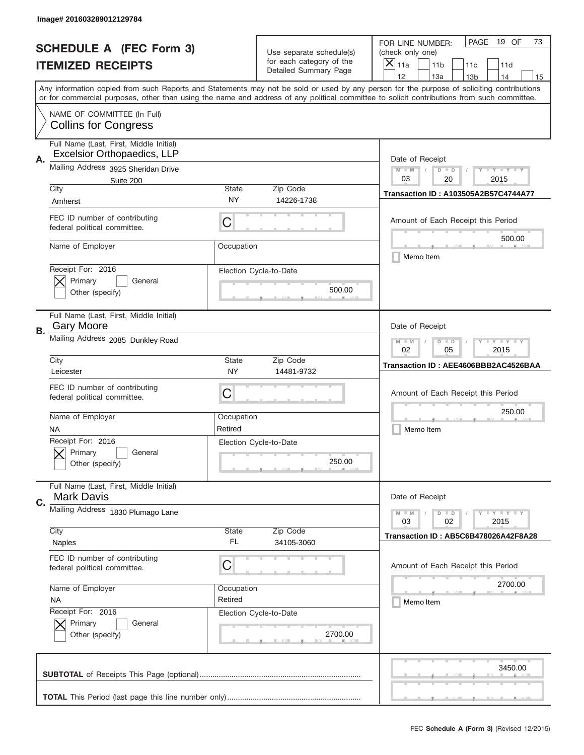Image# 201603289012129784

# SCHEDULE A (FEC Form 3)
# ITEMIZED RECEIPTS

Use separate schedule(s) for each category of the Detailed Summary Page

FOR LINE NUMBER: (check only one)

- [x] 11a
- [ ] 11b
- [ ] 11c
- [ ] 11d
- [ ] 12
- [ ] 13a
- [ ] 13b
- [ ] 14
- [ ] 15

PAGE 19 OF 73

Any information copied from such Reports and Statements may not be sold or used by any person for the purpose of soliciting contributions or for commercial purposes, other than using the name and address of any political committee to solicit contributions from such committee.

NAME OF COMMITTEE (In Full)
**Collins for Congress**

---

**A.** Full Name (Last, First, Middle Initial): **Excelsior Orthopaedics, LLP**

Mailing Address: 3925 Sheridan Drive, Suite 200

City: Amherst | State: NY | Zip Code: 14226-1738

FEC ID number of contributing federal political committee: C

Name of Employer: | Occupation:

Receipt For: 2016 — [x] Primary [ ] General [ ] Other (specify)

Election Cycle-to-Date: 500.00

Date of Receipt: 03 / 20 / 2015

Transaction ID : A103505A2B57C4744A77

Amount of Each Receipt this Period: 500.00

[ ] Memo Item

---

**B.** Full Name (Last, First, Middle Initial): **Gary Moore**

Mailing Address: 2085 Dunkley Road

City: Leicester | State: NY | Zip Code: 14481-9732

FEC ID number of contributing federal political committee: C

Name of Employer: NA | Occupation: Retired

Receipt For: 2016 — [x] Primary [ ] General [ ] Other (specify)

Election Cycle-to-Date: 250.00

Date of Receipt: 02 / 05 / 2015

Transaction ID : AEE4606BBB2AC4526BAA

Amount of Each Receipt this Period: 250.00

[ ] Memo Item

---

**C.** Full Name (Last, First, Middle Initial): **Mark Davis**

Mailing Address: 1830 Plumago Lane

City: Naples | State: FL | Zip Code: 34105-3060

FEC ID number of contributing federal political committee: C

Name of Employer: NA | Occupation: Retired

Receipt For: 2016 — [x] Primary [ ] General [ ] Other (specify)

Election Cycle-to-Date: 2700.00

Date of Receipt: 03 / 02 / 2015

Transaction ID : AB5C6B478026A42F8A28

Amount of Each Receipt this Period: 2700.00

[ ] Memo Item

---

**SUBTOTAL** of Receipts This Page (optional): 3450.00

**TOTAL** This Period (last page this line number only):

FEC **Schedule A (Form 3)** (Revised 12/2015)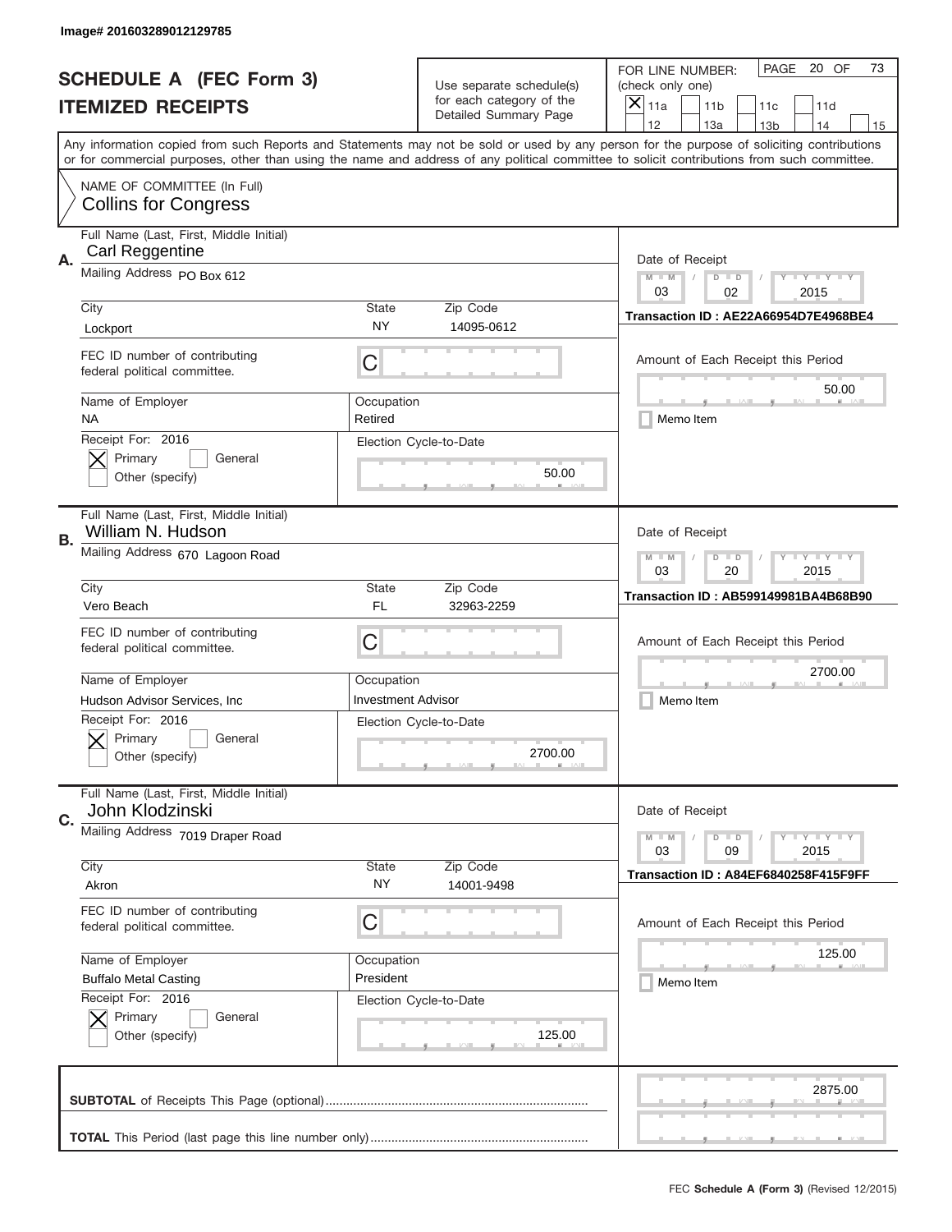Image# 201603289012129785

# SCHEDULE A (FEC Form 3)
# ITEMIZED RECEIPTS

Use separate schedule(s) for each category of the Detailed Summary Page

FOR LINE NUMBER: (check only one)
[X] 11a [ ] 11b [ ] 11c [ ] 11d [ ] 12 [ ] 13a [ ] 13b [ ] 14 [ ] 15

PAGE 20 OF 73

Any information copied from such Reports and Statements may not be sold or used by any person for the purpose of soliciting contributions or for commercial purposes, other than using the name and address of any political committee to solicit contributions from such committee.

NAME OF COMMITTEE (In Full)
Collins for Congress

---

**A.** Full Name (Last, First, Middle Initial): Carl Reggentine
Mailing Address: PO Box 612
City: Lockport | State: NY | Zip Code: 14095-0612
FEC ID number of contributing federal political committee: C
Name of Employer: NA
Occupation: Retired
Receipt For: 2016 — [X] Primary [ ] General [ ] Other (specify)
Election Cycle-to-Date: 50.00
Date of Receipt: 03 / 02 / 2015
Transaction ID : AE22A66954D7E4968BE4
Amount of Each Receipt this Period: 50.00
[ ] Memo Item

---

**B.** Full Name (Last, First, Middle Initial): William N. Hudson
Mailing Address: 670 Lagoon Road
City: Vero Beach | State: FL | Zip Code: 32963-2259
FEC ID number of contributing federal political committee: C
Name of Employer: Hudson Advisor Services, Inc
Occupation: Investment Advisor
Receipt For: 2016 — [X] Primary [ ] General [ ] Other (specify)
Election Cycle-to-Date: 2700.00
Date of Receipt: 03 / 20 / 2015
Transaction ID : AB599149981BA4B68B90
Amount of Each Receipt this Period: 2700.00
[ ] Memo Item

---

**C.** Full Name (Last, First, Middle Initial): John Klodzinski
Mailing Address: 7019 Draper Road
City: Akron | State: NY | Zip Code: 14001-9498
FEC ID number of contributing federal political committee: C
Name of Employer: Buffalo Metal Casting
Occupation: President
Receipt For: 2016 — [X] Primary [ ] General [ ] Other (specify)
Election Cycle-to-Date: 125.00
Date of Receipt: 03 / 09 / 2015
Transaction ID : A84EF6840258F415F9FF
Amount of Each Receipt this Period: 125.00
[ ] Memo Item

---

**SUBTOTAL** of Receipts This Page (optional): 2875.00

**TOTAL** This Period (last page this line number only):

FEC **Schedule A (Form 3)** (Revised 12/2015)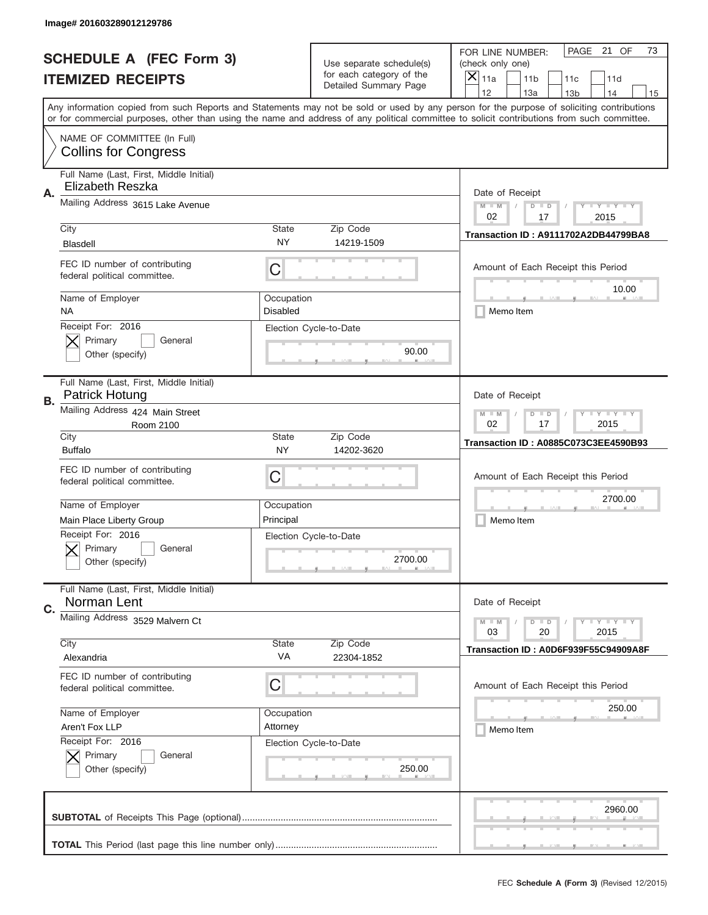Image# 201603289012129786

# SCHEDULE A (FEC Form 3)
## ITEMIZED RECEIPTS

Use separate schedule(s) for each category of the Detailed Summary Page

FOR LINE NUMBER: (check only one)

- [X] 11a
- [ ] 11b
- [ ] 11c
- [ ] 11d
- [ ] 12
- [ ] 13a
- [ ] 13b
- [ ] 14
- [ ] 15

PAGE 21 OF 73

Any information copied from such Reports and Statements may not be sold or used by any person for the purpose of soliciting contributions or for commercial purposes, other than using the name and address of any political committee to solicit contributions from such committee.

NAME OF COMMITTEE (In Full)
**Collins for Congress**

---

**A.** Full Name (Last, First, Middle Initial): Elizabeth Reszka

Mailing Address: 3615 Lake Avenue

City: Blasdell | State: NY | Zip Code: 14219-1509

FEC ID number of contributing federal political committee: C

Name of Employer: NA | Occupation: Disabled

Receipt For: 2016 — [X] Primary [ ] General [ ] Other (specify)

Election Cycle-to-Date: 90.00

Date of Receipt: 02 / 17 / 2015

Transaction ID : A9111702A2DB44799BA8

Amount of Each Receipt this Period: 10.00

[ ] Memo Item

---

**B.** Full Name (Last, First, Middle Initial): Patrick Hotung

Mailing Address: 424 Main Street, Room 2100

City: Buffalo | State: NY | Zip Code: 14202-3620

FEC ID number of contributing federal political committee: C

Name of Employer: Main Place Liberty Group | Occupation: Principal

Receipt For: 2016 — [X] Primary [ ] General [ ] Other (specify)

Election Cycle-to-Date: 2700.00

Date of Receipt: 02 / 17 / 2015

Transaction ID : A0885C073C3EE4590B93

Amount of Each Receipt this Period: 2700.00

[ ] Memo Item

---

**C.** Full Name (Last, First, Middle Initial): Norman Lent

Mailing Address: 3529 Malvern Ct

City: Alexandria | State: VA | Zip Code: 22304-1852

FEC ID number of contributing federal political committee: C

Name of Employer: Aren't Fox LLP | Occupation: Attorney

Receipt For: 2016 — [X] Primary [ ] General [ ] Other (specify)

Election Cycle-to-Date: 250.00

Date of Receipt: 03 / 20 / 2015

Transaction ID : A0D6F939F55C94909A8F

Amount of Each Receipt this Period: 250.00

[ ] Memo Item

---

**SUBTOTAL** of Receipts This Page (optional): 2960.00

**TOTAL** This Period (last page this line number only):

FEC **Schedule A (Form 3)** (Revised 12/2015)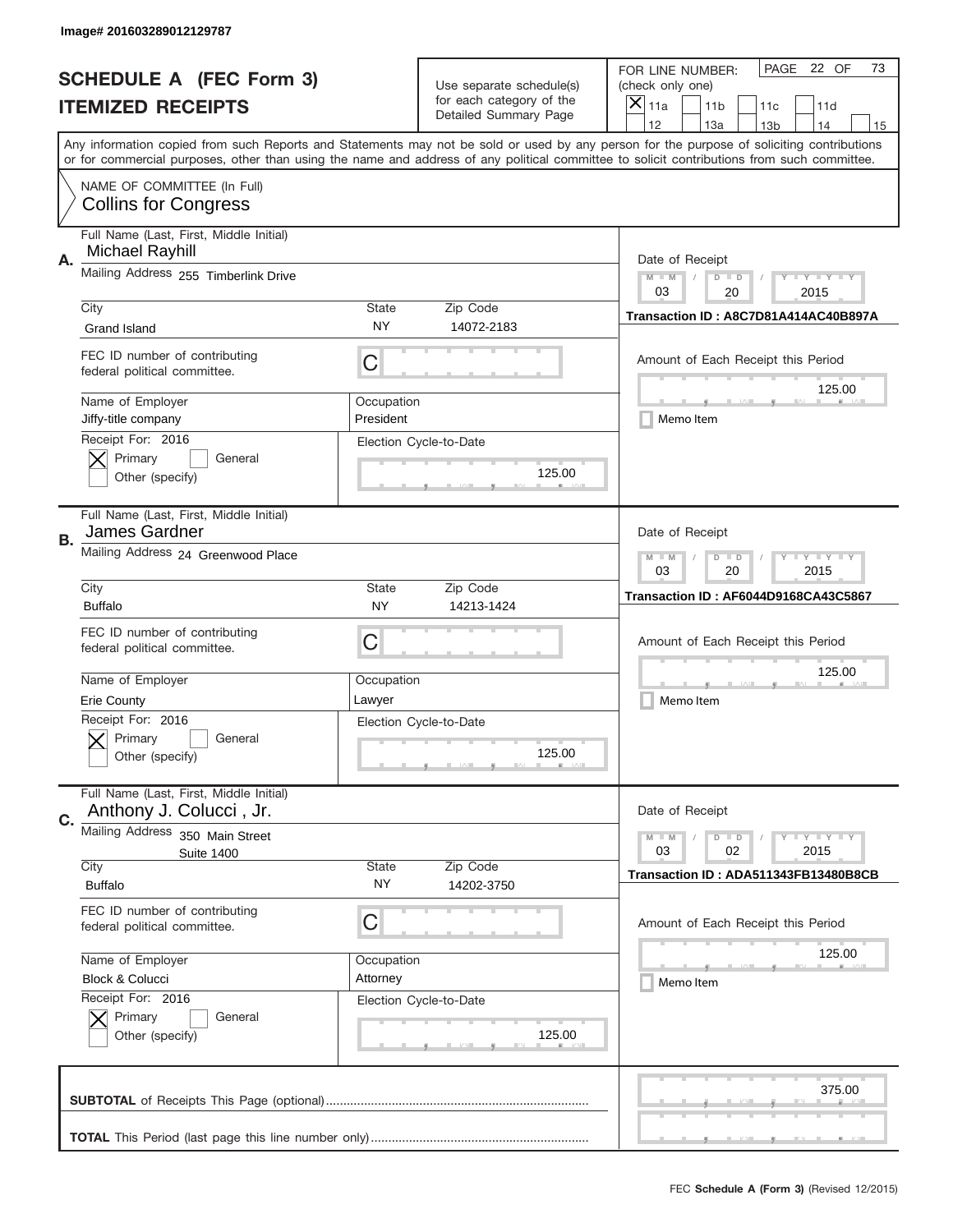Image# 201603289012129787

# SCHEDULE A (FEC Form 3)
## ITEMIZED RECEIPTS

Use separate schedule(s) for each category of the Detailed Summary Page

FOR LINE NUMBER: (check only one)

- [X] 11a
- [ ] 11b
- [ ] 11c
- [ ] 11d
- [ ] 12
- [ ] 13a
- [ ] 13b
- [ ] 14
- [ ] 15

PAGE 22 OF 73

Any information copied from such Reports and Statements may not be sold or used by any person for the purpose of soliciting contributions or for commercial purposes, other than using the name and address of any political committee to solicit contributions from such committee.

NAME OF COMMITTEE (In Full)
**Collins for Congress**

---

**A.** Full Name (Last, First, Middle Initial): Michael Rayhill

Mailing Address: 255 Timberlink Drive

City: Grand Island | State: NY | Zip Code: 14072-2183

FEC ID number of contributing federal political committee: C

Name of Employer: Jiffy-title company

Occupation: President

Receipt For: 2016 — [X] Primary [ ] General [ ] Other (specify)

Election Cycle-to-Date: 125.00

Date of Receipt: 03 / 20 / 2015

Transaction ID : A8C7D81A414AC40B897A

Amount of Each Receipt this Period: 125.00

[ ] Memo Item

---

**B.** Full Name (Last, First, Middle Initial): James Gardner

Mailing Address: 24 Greenwood Place

City: Buffalo | State: NY | Zip Code: 14213-1424

FEC ID number of contributing federal political committee: C

Name of Employer: Erie County

Occupation: Lawyer

Receipt For: 2016 — [X] Primary [ ] General [ ] Other (specify)

Election Cycle-to-Date: 125.00

Date of Receipt: 03 / 20 / 2015

Transaction ID : AF6044D9168CA43C5867

Amount of Each Receipt this Period: 125.00

[ ] Memo Item

---

**C.** Full Name (Last, First, Middle Initial): Anthony J. Colucci , Jr.

Mailing Address: 350 Main Street, Suite 1400

City: Buffalo | State: NY | Zip Code: 14202-3750

FEC ID number of contributing federal political committee: C

Name of Employer: Block & Colucci

Occupation: Attorney

Receipt For: 2016 — [X] Primary [ ] General [ ] Other (specify)

Election Cycle-to-Date: 125.00

Date of Receipt: 03 / 02 / 2015

Transaction ID : ADA511343FB13480B8CB

Amount of Each Receipt this Period: 125.00

[ ] Memo Item

---

**SUBTOTAL** of Receipts This Page (optional): 375.00

**TOTAL** This Period (last page this line number only):

FEC **Schedule A** (Form 3) (Revised 12/2015)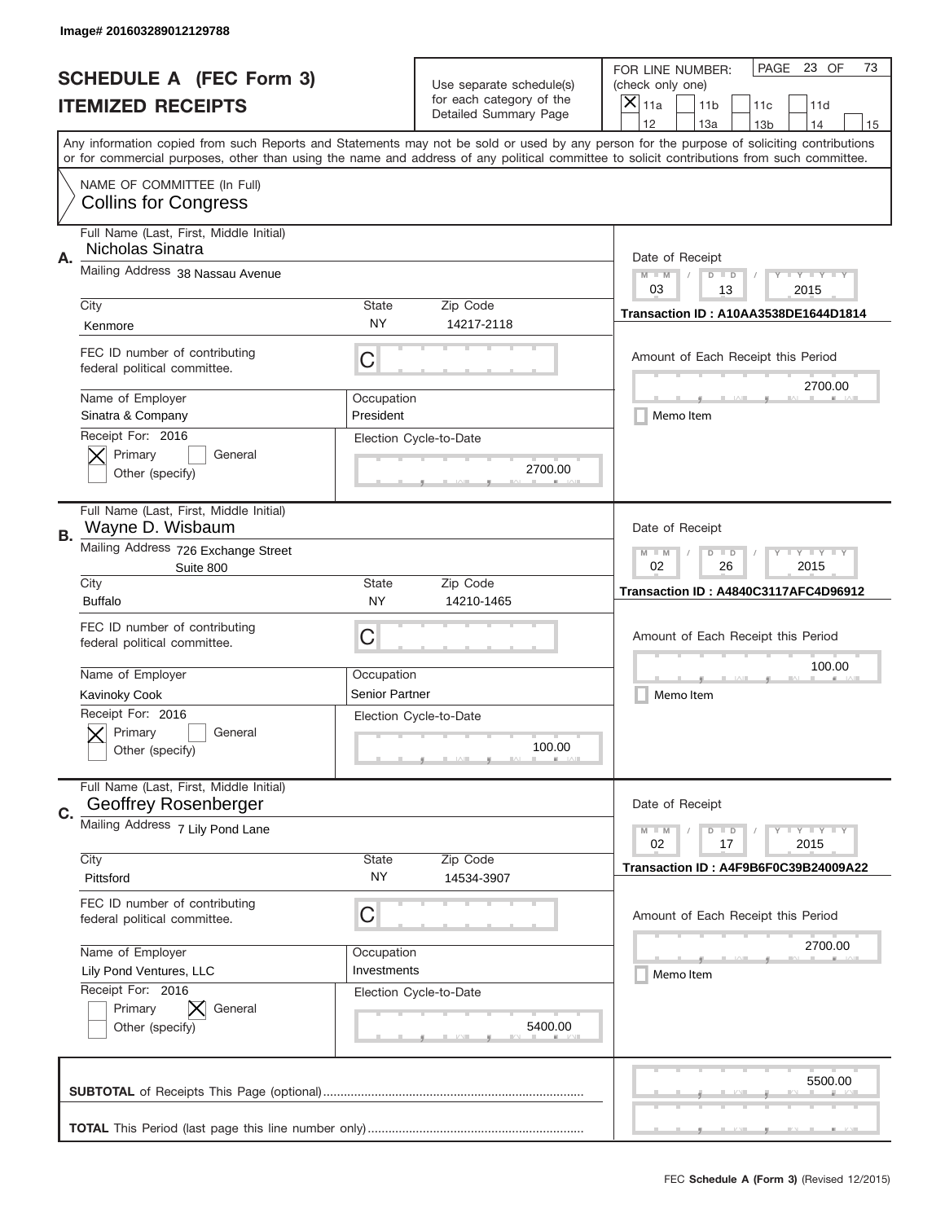Image# 201603289012129788

# SCHEDULE A (FEC Form 3)
## ITEMIZED RECEIPTS

Use separate schedule(s) for each category of the Detailed Summary Page

FOR LINE NUMBER: (check only one)

- [x] 11a
- [ ] 11b
- [ ] 11c
- [ ] 11d
- [ ] 12
- [ ] 13a
- [ ] 13b
- [ ] 14
- [ ] 15

PAGE 23 OF 73

Any information copied from such Reports and Statements may not be sold or used by any person for the purpose of soliciting contributions or for commercial purposes, other than using the name and address of any political committee to solicit contributions from such committee.

NAME OF COMMITTEE (In Full)
Collins for Congress

---

**A.**

Full Name (Last, First, Middle Initial): Nicholas Sinatra

Mailing Address: 38 Nassau Avenue

| City | State | Zip Code |
|---|---|---|
| Kenmore | NY | 14217-2118 |

FEC ID number of contributing federal political committee: C

| Name of Employer | Occupation |
|---|---|
| Sinatra & Company | President |

Receipt For: 2016
- [x] Primary
- [ ] General
- [ ] Other (specify)

Election Cycle-to-Date: 2700.00

Date of Receipt: 03 / 13 / 2015

Transaction ID : A10AA3538DE1644D1814

Amount of Each Receipt this Period: 2700.00

- [ ] Memo Item

---

**B.**

Full Name (Last, First, Middle Initial): Wayne D. Wisbaum

Mailing Address: 726 Exchange Street
Suite 800

| City | State | Zip Code |
|---|---|---|
| Buffalo | NY | 14210-1465 |

FEC ID number of contributing federal political committee: C

| Name of Employer | Occupation |
|---|---|
| Kavinoky Cook | Senior Partner |

Receipt For: 2016
- [x] Primary
- [ ] General
- [ ] Other (specify)

Election Cycle-to-Date: 100.00

Date of Receipt: 02 / 26 / 2015

Transaction ID : A4840C3117AFC4D96912

Amount of Each Receipt this Period: 100.00

- [ ] Memo Item

---

**C.**

Full Name (Last, First, Middle Initial): Geoffrey Rosenberger

Mailing Address: 7 Lily Pond Lane

| City | State | Zip Code |
|---|---|---|
| Pittsford | NY | 14534-3907 |

FEC ID number of contributing federal political committee: C

| Name of Employer | Occupation |
|---|---|
| Lily Pond Ventures, LLC | Investments |

Receipt For: 2016
- [ ] Primary
- [x] General
- [ ] Other (specify)

Election Cycle-to-Date: 5400.00

Date of Receipt: 02 / 17 / 2015

Transaction ID : A4F9B6F0C39B24009A22

Amount of Each Receipt this Period: 2700.00

- [ ] Memo Item

---

**SUBTOTAL** of Receipts This Page (optional): 5500.00

**TOTAL** This Period (last page this line number only):

FEC **Schedule A (Form 3)** (Revised 12/2015)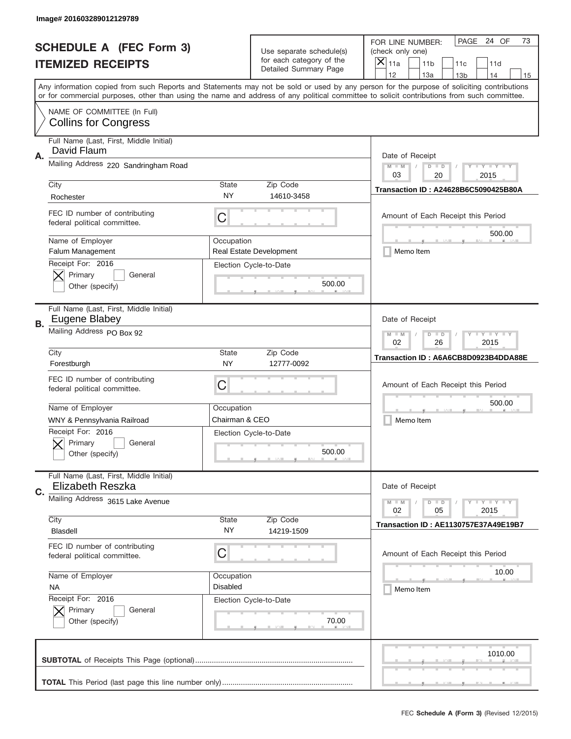Image# 201603289012129789

# SCHEDULE A (FEC Form 3)
## ITEMIZED RECEIPTS

Use separate schedule(s) for each category of the Detailed Summary Page

FOR LINE NUMBER: (check only one)
[X] 11a [ ] 11b [ ] 11c [ ] 11d [ ] 12 [ ] 13a [ ] 13b [ ] 14 [ ] 15

PAGE 24 OF 73

Any information copied from such Reports and Statements may not be sold or used by any person for the purpose of soliciting contributions or for commercial purposes, other than using the name and address of any political committee to solicit contributions from such committee.

NAME OF COMMITTEE (In Full)
Collins for Congress

---

**A.** Full Name (Last, First, Middle Initial): David Flaum

Mailing Address: 220 Sandringham Road

City: Rochester | State: NY | Zip Code: 14610-3458

FEC ID number of contributing federal political committee: C

Name of Employer: Falum Management

Occupation: Real Estate Development

Receipt For: 2016 — [X] Primary [ ] General [ ] Other (specify)

Election Cycle-to-Date: 500.00

Date of Receipt: 03 / 20 / 2015

Transaction ID : A24628B6C5090425B80A

Amount of Each Receipt this Period: 500.00

[ ] Memo Item

---

**B.** Full Name (Last, First, Middle Initial): Eugene Blabey

Mailing Address: PO Box 92

City: Forestburgh | State: NY | Zip Code: 12777-0092

FEC ID number of contributing federal political committee: C

Name of Employer: WNY & Pennsylvania Railroad

Occupation: Chairman & CEO

Receipt For: 2016 — [X] Primary [ ] General [ ] Other (specify)

Election Cycle-to-Date: 500.00

Date of Receipt: 02 / 26 / 2015

Transaction ID : A6A6CB8D0923B4DDA88E

Amount of Each Receipt this Period: 500.00

[ ] Memo Item

---

**C.** Full Name (Last, First, Middle Initial): Elizabeth Reszka

Mailing Address: 3615 Lake Avenue

City: Blasdell | State: NY | Zip Code: 14219-1509

FEC ID number of contributing federal political committee: C

Name of Employer: NA

Occupation: Disabled

Receipt For: 2016 — [X] Primary [ ] General [ ] Other (specify)

Election Cycle-to-Date: 70.00

Date of Receipt: 02 / 05 / 2015

Transaction ID : AE1130757E37A49E19B7

Amount of Each Receipt this Period: 10.00

[ ] Memo Item

---

**SUBTOTAL** of Receipts This Page (optional): 1010.00

**TOTAL** This Period (last page this line number only):

FEC Schedule A (Form 3) (Revised 12/2015)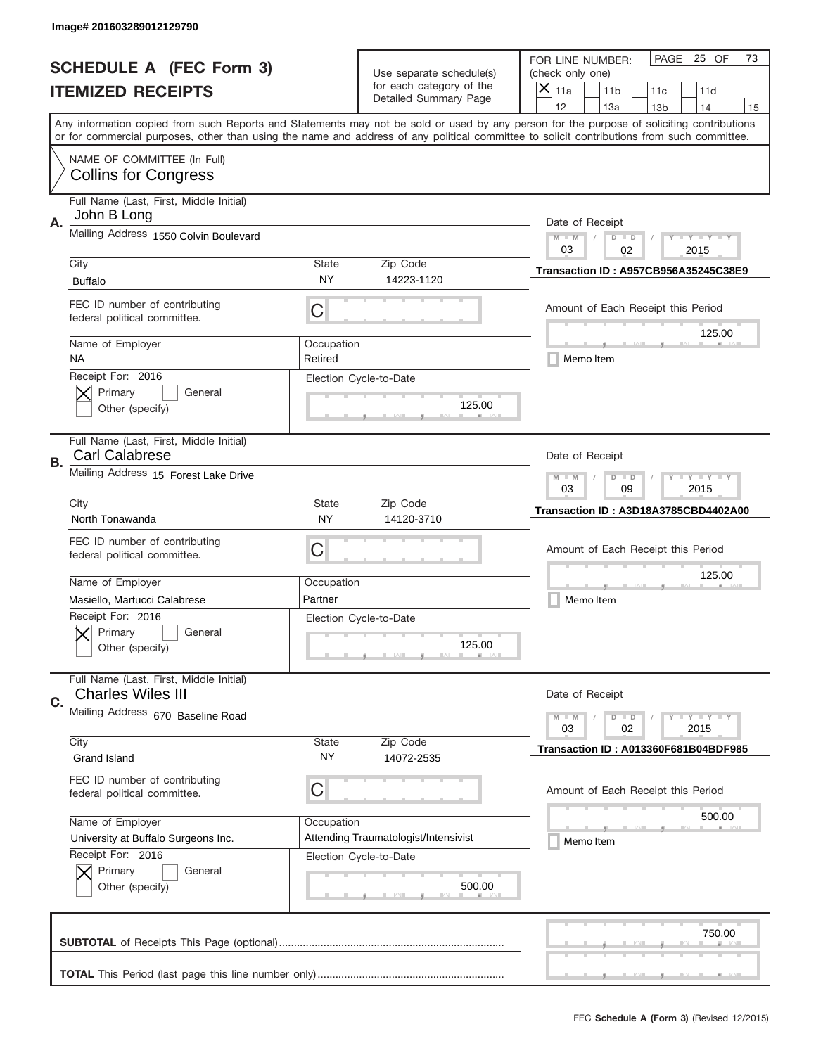Image# 201603289012129790

# SCHEDULE A (FEC Form 3)
## ITEMIZED RECEIPTS

Use separate schedule(s) for each category of the Detailed Summary Page

FOR LINE NUMBER: (check only one)
[X] 11a [ ] 11b [ ] 11c [ ] 11d [ ] 12 [ ] 13a [ ] 13b [ ] 14 [ ] 15

PAGE 25 OF 73

Any information copied from such Reports and Statements may not be sold or used by any person for the purpose of soliciting contributions or for commercial purposes, other than using the name and address of any political committee to solicit contributions from such committee.

NAME OF COMMITTEE (In Full)
Collins for Congress

---

**A.** Full Name (Last, First, Middle Initial): John B Long

Mailing Address: 1550 Colvin Boulevard

City: Buffalo | State: NY | Zip Code: 14223-1120

FEC ID number of contributing federal political committee: C

Name of Employer: NA | Occupation: Retired

Receipt For: 2016 — [X] Primary [ ] General [ ] Other (specify)

Election Cycle-to-Date: 125.00

Date of Receipt: 03 / 02 / 2015

Transaction ID : A957CB956A35245C38E9

Amount of Each Receipt this Period: 125.00

[ ] Memo Item

---

**B.** Full Name (Last, First, Middle Initial): Carl Calabrese

Mailing Address: 15 Forest Lake Drive

City: North Tonawanda | State: NY | Zip Code: 14120-3710

FEC ID number of contributing federal political committee: C

Name of Employer: Masiello, Martucci Calabrese | Occupation: Partner

Receipt For: 2016 — [X] Primary [ ] General [ ] Other (specify)

Election Cycle-to-Date: 125.00

Date of Receipt: 03 / 09 / 2015

Transaction ID : A3D18A3785CBD4402A00

Amount of Each Receipt this Period: 125.00

[ ] Memo Item

---

**C.** Full Name (Last, First, Middle Initial): Charles Wiles III

Mailing Address: 670 Baseline Road

City: Grand Island | State: NY | Zip Code: 14072-2535

FEC ID number of contributing federal political committee: C

Name of Employer: University at Buffalo Surgeons Inc. | Occupation: Attending Traumatologist/Intensivist

Receipt For: 2016 — [X] Primary [ ] General [ ] Other (specify)

Election Cycle-to-Date: 500.00

Date of Receipt: 03 / 02 / 2015

Transaction ID : A013360F681B04BDF985

Amount of Each Receipt this Period: 500.00

[ ] Memo Item

---

**SUBTOTAL** of Receipts This Page (optional): 750.00

**TOTAL** This Period (last page this line number only):

FEC **Schedule A (Form 3)** (Revised 12/2015)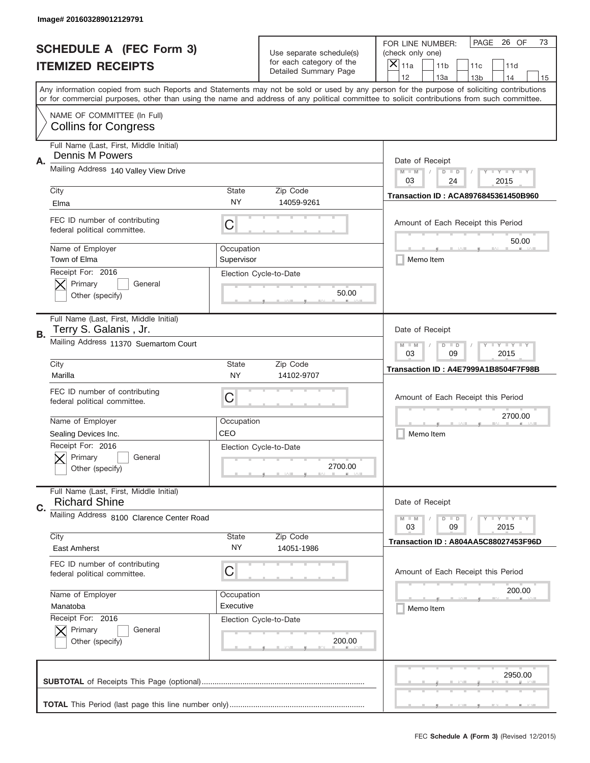Image# 201603289012129791

# SCHEDULE A (FEC Form 3)
# ITEMIZED RECEIPTS

Use separate schedule(s) for each category of the Detailed Summary Page

FOR LINE NUMBER: (check only one)
[X] 11a [ ] 11b [ ] 11c [ ] 11d [ ] 12 [ ] 13a [ ] 13b [ ] 14 [ ] 15

PAGE 26 OF 73

Any information copied from such Reports and Statements may not be sold or used by any person for the purpose of soliciting contributions or for commercial purposes, other than using the name and address of any political committee to solicit contributions from such committee.

NAME OF COMMITTEE (In Full)
Collins for Congress

---

**A.**
Full Name (Last, First, Middle Initial): Dennis M Powers
Mailing Address: 140 Valley View Drive
City: Elma
State: NY
Zip Code: 14059-9261
FEC ID number of contributing federal political committee: C
Name of Employer: Town of Elma
Occupation: Supervisor
Receipt For: 2016 [X] Primary [ ] General [ ] Other (specify)
Election Cycle-to-Date: 50.00
Date of Receipt: 03 / 24 / 2015
Transaction ID : ACA8976845361450B960
Amount of Each Receipt this Period: 50.00
[ ] Memo Item

---

**B.**
Full Name (Last, First, Middle Initial): Terry S. Galanis , Jr.
Mailing Address: 11370 Suemartom Court
City: Marilla
State: NY
Zip Code: 14102-9707
FEC ID number of contributing federal political committee: C
Name of Employer: Sealing Devices Inc.
Occupation: CEO
Receipt For: 2016 [X] Primary [ ] General [ ] Other (specify)
Election Cycle-to-Date: 2700.00
Date of Receipt: 03 / 09 / 2015
Transaction ID : A4E7999A1B8504F7F98B
Amount of Each Receipt this Period: 2700.00
[ ] Memo Item

---

**C.**
Full Name (Last, First, Middle Initial): Richard Shine
Mailing Address: 8100 Clarence Center Road
City: East Amherst
State: NY
Zip Code: 14051-1986
FEC ID number of contributing federal political committee: C
Name of Employer: Manatoba
Occupation: Executive
Receipt For: 2016 [X] Primary [ ] General [ ] Other (specify)
Election Cycle-to-Date: 200.00
Date of Receipt: 03 / 09 / 2015
Transaction ID : A804AA5C88027453F96D
Amount of Each Receipt this Period: 200.00
[ ] Memo Item

---

**SUBTOTAL** of Receipts This Page (optional): 2950.00

**TOTAL** This Period (last page this line number only):

FEC **Schedule A (Form 3)** (Revised 12/2015)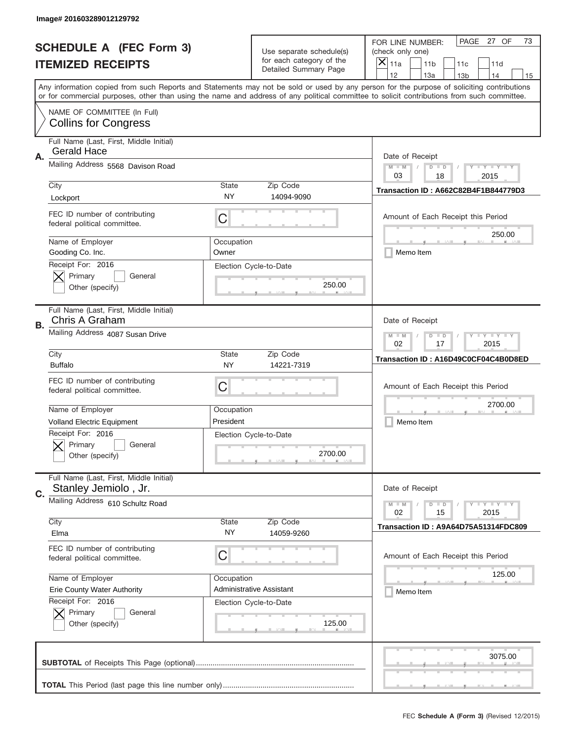Image# 201603289012129792

# SCHEDULE A (FEC Form 3)
# ITEMIZED RECEIPTS

Use separate schedule(s) for each category of the Detailed Summary Page

FOR LINE NUMBER: (check only one)
[X] 11a [ ] 11b [ ] 11c [ ] 11d [ ] 12 [ ] 13a [ ] 13b [ ] 14 [ ] 15

PAGE 27 OF 73

Any information copied from such Reports and Statements may not be sold or used by any person for the purpose of soliciting contributions or for commercial purposes, other than using the name and address of any political committee to solicit contributions from such committee.

NAME OF COMMITTEE (In Full)
**Collins for Congress**

---

**A.**

Full Name (Last, First, Middle Initial): Gerald Hace

Mailing Address: 5568 Davison Road

City: Lockport | State: NY | Zip Code: 14094-9090

FEC ID number of contributing federal political committee: C

Name of Employer: Gooding Co. Inc.

Occupation: Owner

Receipt For: 2016 — [X] Primary [ ] General [ ] Other (specify)

Election Cycle-to-Date: 250.00

Date of Receipt: 03 / 18 / 2015

Transaction ID : A662C82B4F1B844779D3

Amount of Each Receipt this Period: 250.00

[ ] Memo Item

---

**B.**

Full Name (Last, First, Middle Initial): Chris A Graham

Mailing Address: 4087 Susan Drive

City: Buffalo | State: NY | Zip Code: 14221-7319

FEC ID number of contributing federal political committee: C

Name of Employer: Volland Electric Equipment

Occupation: President

Receipt For: 2016 — [X] Primary [ ] General [ ] Other (specify)

Election Cycle-to-Date: 2700.00

Date of Receipt: 02 / 17 / 2015

Transaction ID : A16D49C0CF04C4B0D8ED

Amount of Each Receipt this Period: 2700.00

[ ] Memo Item

---

**C.**

Full Name (Last, First, Middle Initial): Stanley Jemiolo , Jr.

Mailing Address: 610 Schultz Road

City: Elma | State: NY | Zip Code: 14059-9260

FEC ID number of contributing federal political committee: C

Name of Employer: Erie County Water Authority

Occupation: Administrative Assistant

Receipt For: 2016 — [X] Primary [ ] General [ ] Other (specify)

Election Cycle-to-Date: 125.00

Date of Receipt: 02 / 15 / 2015

Transaction ID : A9A64D75A51314FDC809

Amount of Each Receipt this Period: 125.00

[ ] Memo Item

---

**SUBTOTAL** of Receipts This Page (optional): 3075.00

**TOTAL** This Period (last page this line number only):

FEC **Schedule A (Form 3)** (Revised 12/2015)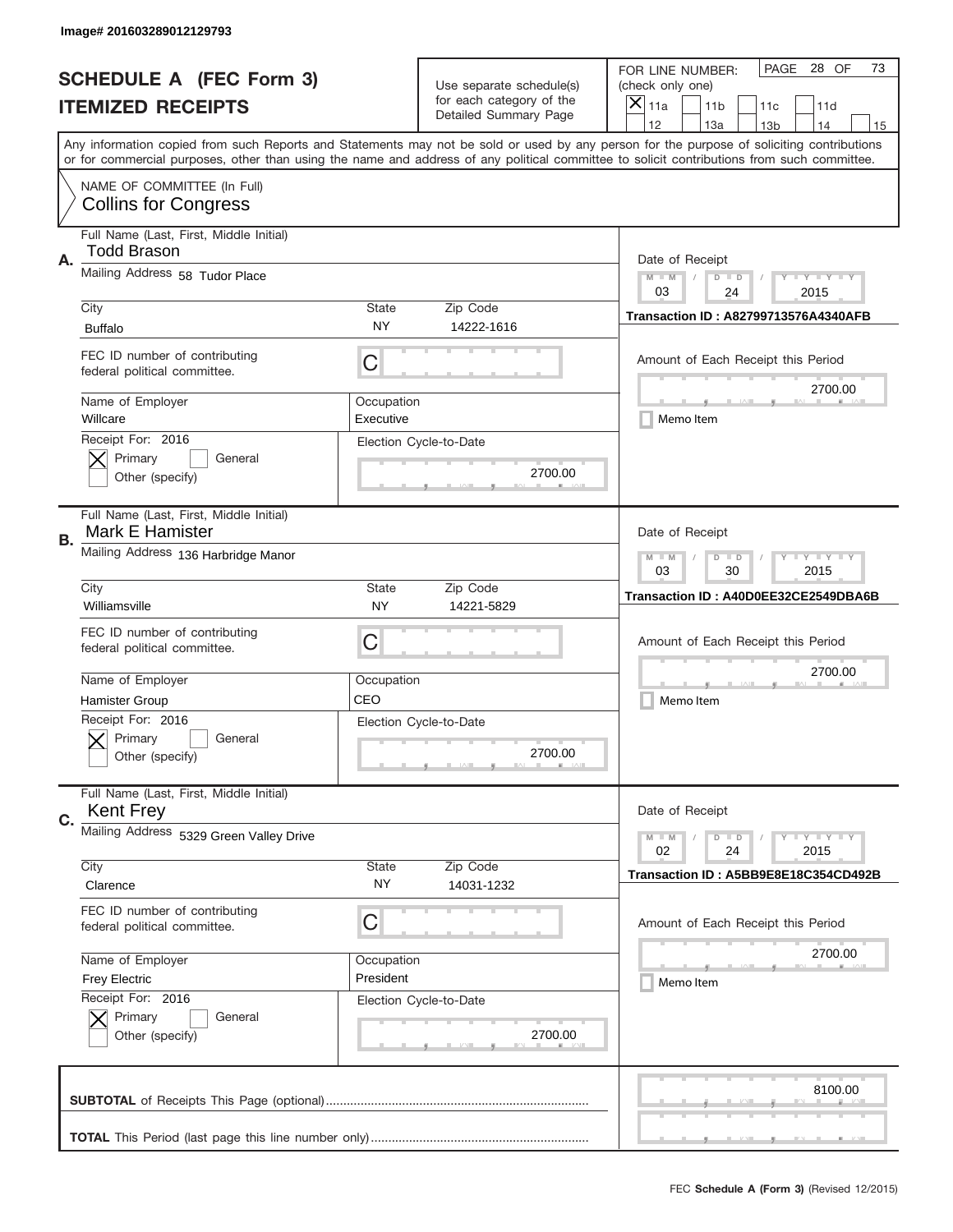Image# 201603289012129793

# SCHEDULE A (FEC Form 3)
## ITEMIZED RECEIPTS

Use separate schedule(s) for each category of the Detailed Summary Page

FOR LINE NUMBER: (check only one)

- [X] 11a
- [ ] 11b
- [ ] 11c
- [ ] 11d
- [ ] 12
- [ ] 13a
- [ ] 13b
- [ ] 14
- [ ] 15

PAGE 28 OF 73

Any information copied from such Reports and Statements may not be sold or used by any person for the purpose of soliciting contributions or for commercial purposes, other than using the name and address of any political committee to solicit contributions from such committee.

NAME OF COMMITTEE (In Full)
Collins for Congress

---

**A.**

Full Name (Last, First, Middle Initial): Todd Brason

Mailing Address: 58 Tudor Place

City: Buffalo | State: NY | Zip Code: 14222-1616

FEC ID number of contributing federal political committee: C

Name of Employer: Willcare

Occupation: Executive

Receipt For: 2016 — [X] Primary [ ] General [ ] Other (specify)

Election Cycle-to-Date: 2700.00

Date of Receipt: 03 / 24 / 2015

Transaction ID : A82799713576A4340AFB

Amount of Each Receipt this Period: 2700.00

[ ] Memo Item

---

**B.**

Full Name (Last, First, Middle Initial): Mark E Hamister

Mailing Address: 136 Harbridge Manor

City: Williamsville | State: NY | Zip Code: 14221-5829

FEC ID number of contributing federal political committee: C

Name of Employer: Hamister Group

Occupation: CEO

Receipt For: 2016 — [X] Primary [ ] General [ ] Other (specify)

Election Cycle-to-Date: 2700.00

Date of Receipt: 03 / 30 / 2015

Transaction ID : A40D0EE32CE2549DBA6B

Amount of Each Receipt this Period: 2700.00

[ ] Memo Item

---

**C.**

Full Name (Last, First, Middle Initial): Kent Frey

Mailing Address: 5329 Green Valley Drive

City: Clarence | State: NY | Zip Code: 14031-1232

FEC ID number of contributing federal political committee: C

Name of Employer: Frey Electric

Occupation: President

Receipt For: 2016 — [X] Primary [ ] General [ ] Other (specify)

Election Cycle-to-Date: 2700.00

Date of Receipt: 02 / 24 / 2015

Transaction ID : A5BB9E8E18C354CD492B

Amount of Each Receipt this Period: 2700.00

[ ] Memo Item

---

**SUBTOTAL** of Receipts This Page (optional): 8100.00

**TOTAL** This Period (last page this line number only):

FEC **Schedule A (Form 3)** (Revised 12/2015)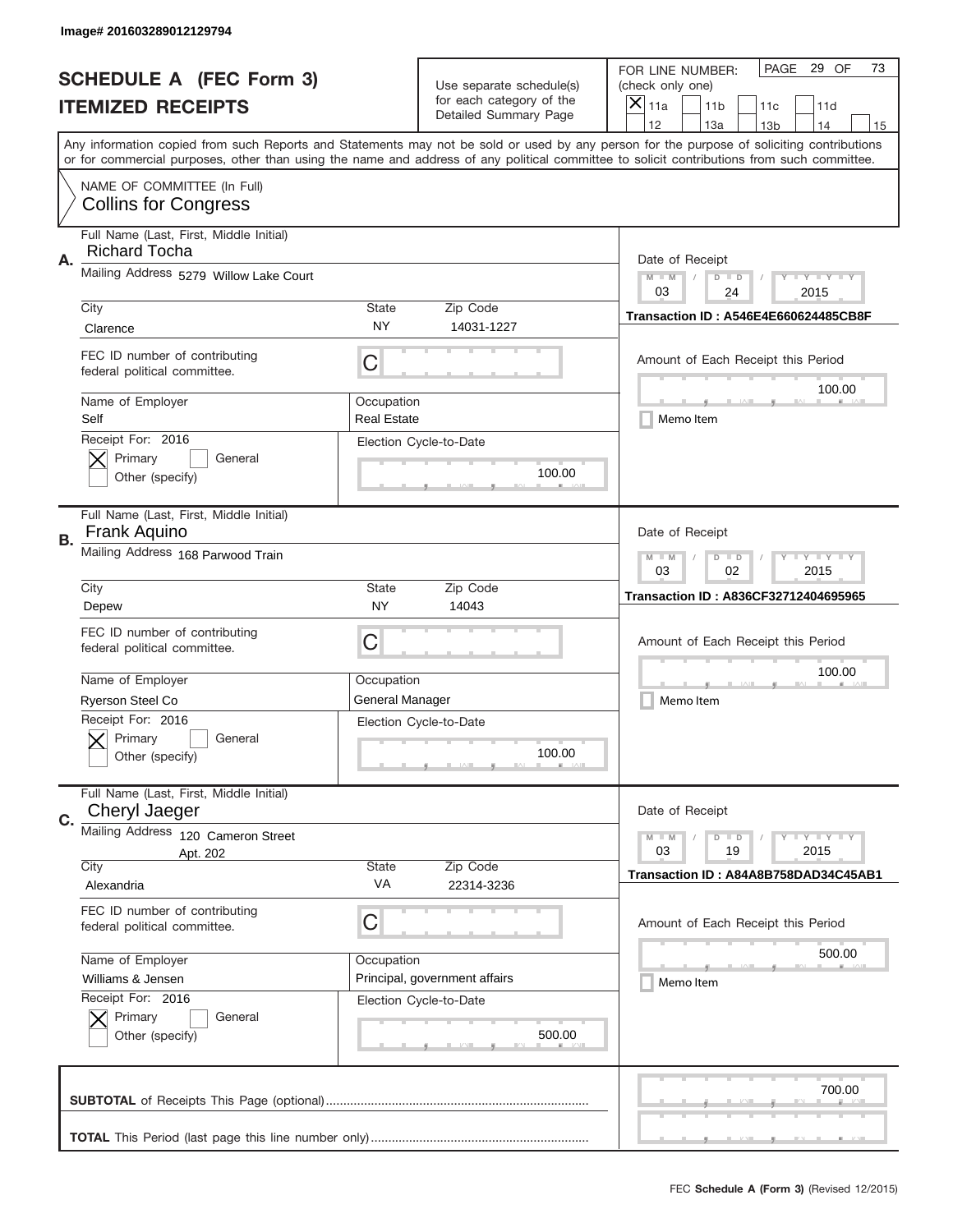Image# 201603289012129794

# SCHEDULE A (FEC Form 3)
# ITEMIZED RECEIPTS

Use separate schedule(s) for each category of the Detailed Summary Page

FOR LINE NUMBER: (check only one)
[X] 11a [ ] 11b [ ] 11c [ ] 11d [ ] 12 [ ] 13a [ ] 13b [ ] 14 [ ] 15

PAGE 29 OF 73

Any information copied from such Reports and Statements may not be sold or used by any person for the purpose of soliciting contributions or for commercial purposes, other than using the name and address of any political committee to solicit contributions from such committee.

NAME OF COMMITTEE (In Full)
Collins for Congress

---

**A.** Full Name (Last, First, Middle Initial): Richard Tocha

Mailing Address: 5279 Willow Lake Court

City: Clarence | State: NY | Zip Code: 14031-1227

FEC ID number of contributing federal political committee: C

Name of Employer: Self | Occupation: Real Estate

Receipt For: 2016 [X] Primary [ ] General [ ] Other (specify)

Election Cycle-to-Date: 100.00

Date of Receipt: 03 / 24 / 2015

Transaction ID : A546E4E660624485CB8F

Amount of Each Receipt this Period: 100.00

[ ] Memo Item

---

**B.** Full Name (Last, First, Middle Initial): Frank Aquino

Mailing Address: 168 Parwood Train

City: Depew | State: NY | Zip Code: 14043

FEC ID number of contributing federal political committee: C

Name of Employer: Ryerson Steel Co | Occupation: General Manager

Receipt For: 2016 [X] Primary [ ] General [ ] Other (specify)

Election Cycle-to-Date: 100.00

Date of Receipt: 03 / 02 / 2015

Transaction ID : A836CF32712404695965

Amount of Each Receipt this Period: 100.00

[ ] Memo Item

---

**C.** Full Name (Last, First, Middle Initial): Cheryl Jaeger

Mailing Address: 120 Cameron Street, Apt. 202

City: Alexandria | State: VA | Zip Code: 22314-3236

FEC ID number of contributing federal political committee: C

Name of Employer: Williams & Jensen | Occupation: Principal, government affairs

Receipt For: 2016 [X] Primary [ ] General [ ] Other (specify)

Election Cycle-to-Date: 500.00

Date of Receipt: 03 / 19 / 2015

Transaction ID : A84A8B758DAD34C45AB1

Amount of Each Receipt this Period: 500.00

[ ] Memo Item

---

**SUBTOTAL** of Receipts This Page (optional): 700.00

**TOTAL** This Period (last page this line number only):

FEC **Schedule A (Form 3)** (Revised 12/2015)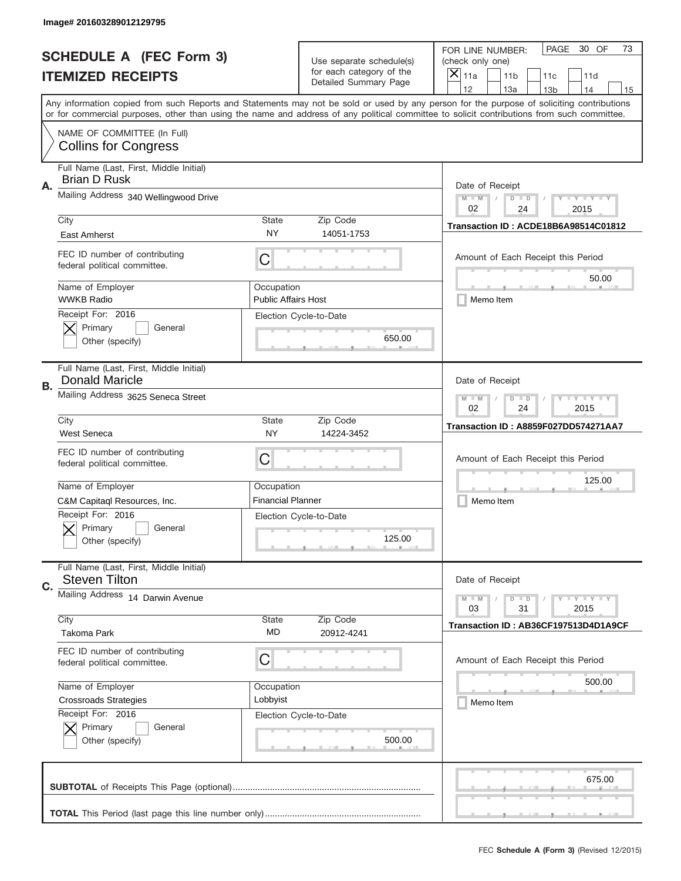Image# 201603289012129795

# SCHEDULE A (FEC Form 3)
## ITEMIZED RECEIPTS

Use separate schedule(s) for each category of the Detailed Summary Page

FOR LINE NUMBER: (check only one)

- [X] 11a
- [ ] 11b
- [ ] 11c
- [ ] 11d
- [ ] 12
- [ ] 13a
- [ ] 13b
- [ ] 14
- [ ] 15

PAGE 30 OF 73

Any information copied from such Reports and Statements may not be sold or used by any person for the purpose of soliciting contributions or for commercial purposes, other than using the name and address of any political committee to solicit contributions from such committee.

NAME OF COMMITTEE (In Full)
**Collins for Congress**

---

**A.** Full Name (Last, First, Middle Initial): Brian D Rusk

Mailing Address: 340 Wellingwood Drive

City: East Amherst | State: NY | Zip Code: 14051-1753

FEC ID number of contributing federal political committee: C

Name of Employer: WWKB Radio

Occupation: Public Affairs Host

Receipt For: 2016 — [X] Primary [ ] General [ ] Other (specify)

Election Cycle-to-Date: 650.00

Date of Receipt: 02/24/2015

Transaction ID : ACDE18B6A98514C01812

Amount of Each Receipt this Period: 50.00

[ ] Memo Item

---

**B.** Full Name (Last, First, Middle Initial): Donald Maricle

Mailing Address: 3625 Seneca Street

City: West Seneca | State: NY | Zip Code: 14224-3452

FEC ID number of contributing federal political committee: C

Name of Employer: C&M Capitaql Resources, Inc.

Occupation: Financial Planner

Receipt For: 2016 — [X] Primary [ ] General [ ] Other (specify)

Election Cycle-to-Date: 125.00

Date of Receipt: 02/24/2015

Transaction ID : A8859F027DD574271AA7

Amount of Each Receipt this Period: 125.00

[ ] Memo Item

---

**C.** Full Name (Last, First, Middle Initial): Steven Tilton

Mailing Address: 14 Darwin Avenue

City: Takoma Park | State: MD | Zip Code: 20912-4241

FEC ID number of contributing federal political committee: C

Name of Employer: Crossroads Strategies

Occupation: Lobbyist

Receipt For: 2016 — [X] Primary [ ] General [ ] Other (specify)

Election Cycle-to-Date: 500.00

Date of Receipt: 03/31/2015

Transaction ID : AB36CF197513D4D1A9CF

Amount of Each Receipt this Period: 500.00

[ ] Memo Item

---

**SUBTOTAL** of Receipts This Page (optional): 675.00

**TOTAL** This Period (last page this line number only):

FEC **Schedule A (Form 3)** (Revised 12/2015)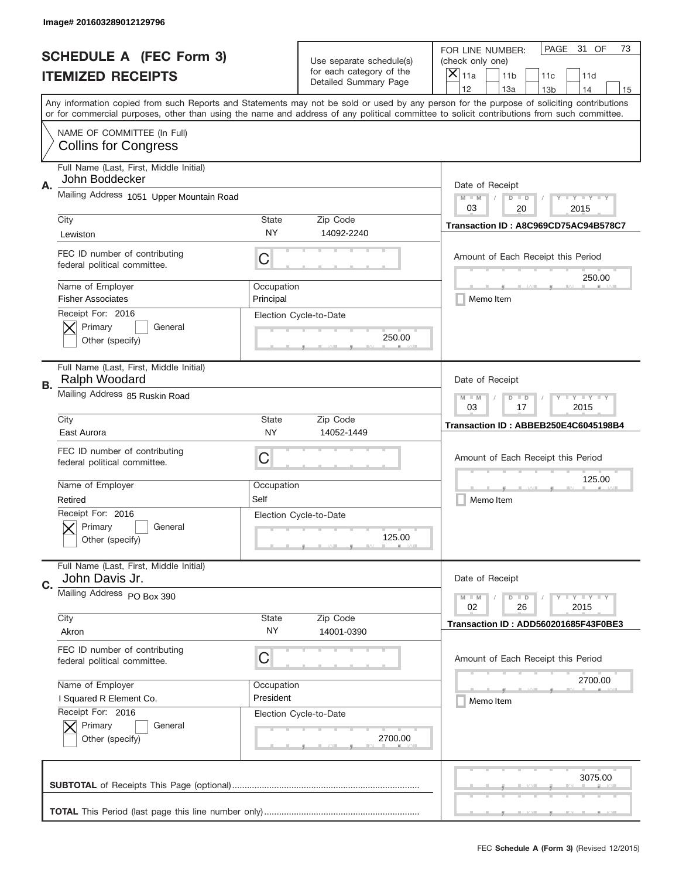Image# 201603289012129796

# SCHEDULE A (FEC Form 3)
## ITEMIZED RECEIPTS

Use separate schedule(s) for each category of the Detailed Summary Page

FOR LINE NUMBER: (check only one)
- [X] 11a
- [ ] 11b
- [ ] 11c
- [ ] 11d
- [ ] 12
- [ ] 13a
- [ ] 13b
- [ ] 14
- [ ] 15

PAGE 31 OF 73

Any information copied from such Reports and Statements may not be sold or used by any person for the purpose of soliciting contributions or for commercial purposes, other than using the name and address of any political committee to solicit contributions from such committee.

NAME OF COMMITTEE (In Full)
Collins for Congress

---

**A.** Full Name (Last, First, Middle Initial): John Boddecker

Mailing Address: 1051 Upper Mountain Road

City: Lewiston | State: NY | Zip Code: 14092-2240

FEC ID number of contributing federal political committee: C

Name of Employer: Fisher Associates | Occupation: Principal

Receipt For: 2016 — [X] Primary [ ] General [ ] Other (specify)

Election Cycle-to-Date: 250.00

Date of Receipt: 03 / 20 / 2015

Transaction ID : A8C969CD75AC94B578C7

Amount of Each Receipt this Period: 250.00

[ ] Memo Item

---

**B.** Full Name (Last, First, Middle Initial): Ralph Woodard

Mailing Address: 85 Ruskin Road

City: East Aurora | State: NY | Zip Code: 14052-1449

FEC ID number of contributing federal political committee: C

Name of Employer: Retired | Occupation: Self

Receipt For: 2016 — [X] Primary [ ] General [ ] Other (specify)

Election Cycle-to-Date: 125.00

Date of Receipt: 03 / 17 / 2015

Transaction ID : ABBEB250E4C6045198B4

Amount of Each Receipt this Period: 125.00

[ ] Memo Item

---

**C.** Full Name (Last, First, Middle Initial): John Davis Jr.

Mailing Address: PO Box 390

City: Akron | State: NY | Zip Code: 14001-0390

FEC ID number of contributing federal political committee: C

Name of Employer: I Squared R Element Co. | Occupation: President

Receipt For: 2016 — [X] Primary [ ] General [ ] Other (specify)

Election Cycle-to-Date: 2700.00

Date of Receipt: 02 / 26 / 2015

Transaction ID : ADD560201685F43F0BE3

Amount of Each Receipt this Period: 2700.00

[ ] Memo Item

---

**SUBTOTAL** of Receipts This Page (optional): 3075.00

**TOTAL** This Period (last page this line number only):

FEC **Schedule A (Form 3)** (Revised 12/2015)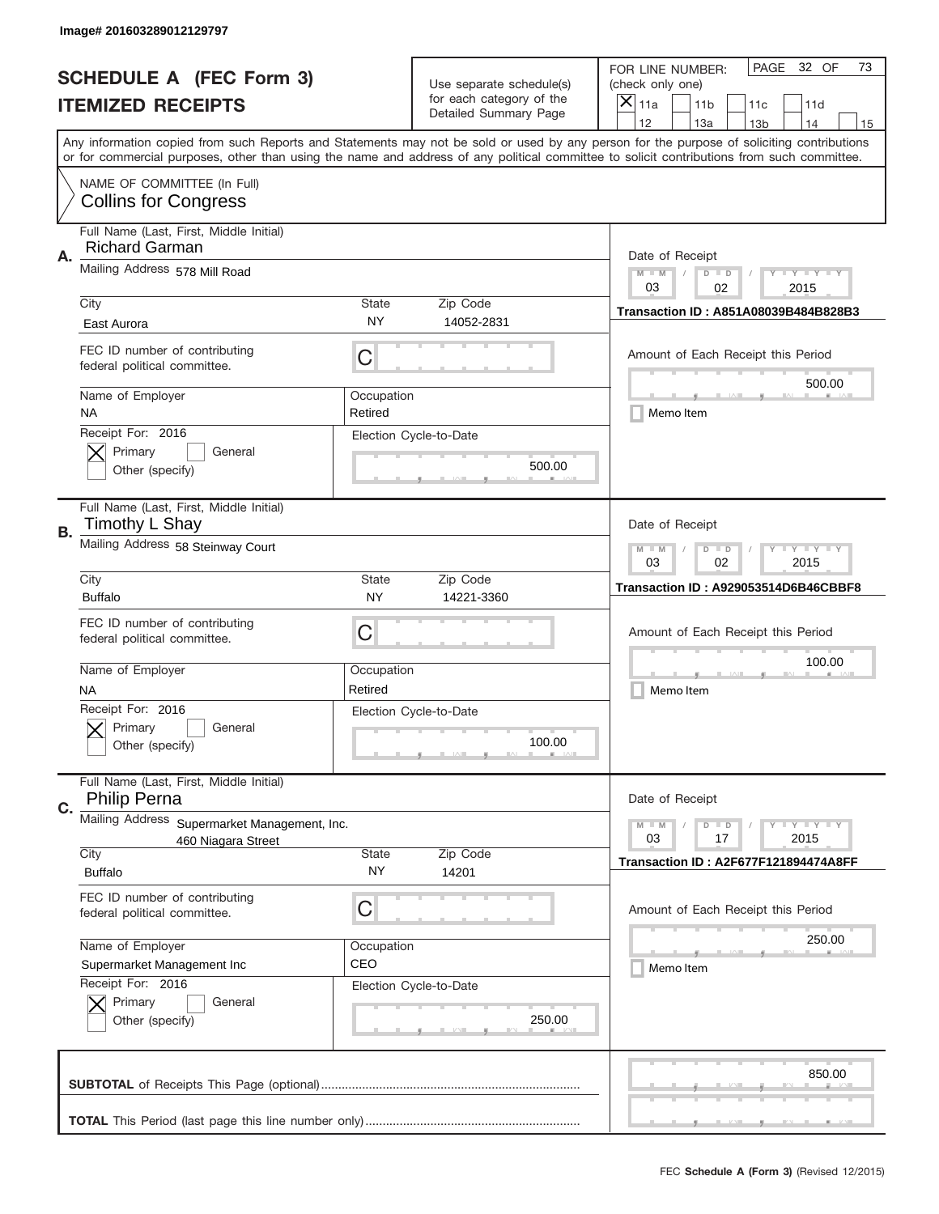Image# 201603289012129797

# SCHEDULE A (FEC Form 3)
## ITEMIZED RECEIPTS

Use separate schedule(s) for each category of the Detailed Summary Page

FOR LINE NUMBER: (check only one)
[X] 11a [ ] 11b [ ] 11c [ ] 11d [ ] 12 [ ] 13a [ ] 13b [ ] 14 [ ] 15

PAGE 32 OF 73

Any information copied from such Reports and Statements may not be sold or used by any person for the purpose of soliciting contributions or for commercial purposes, other than using the name and address of any political committee to solicit contributions from such committee.

NAME OF COMMITTEE (In Full)
Collins for Congress

---

**A.** Full Name (Last, First, Middle Initial): Richard Garman
Mailing Address: 578 Mill Road
City: East Aurora | State: NY | Zip Code: 14052-2831
FEC ID number of contributing federal political committee: C
Name of Employer: NA | Occupation: Retired
Receipt For: 2016 [X] Primary [ ] General [ ] Other (specify)
Election Cycle-to-Date: 500.00
Date of Receipt: 03 / 02 / 2015
Transaction ID : A851A08039B484B828B3
Amount of Each Receipt this Period: 500.00
[ ] Memo Item

---

**B.** Full Name (Last, First, Middle Initial): Timothy L Shay
Mailing Address: 58 Steinway Court
City: Buffalo | State: NY | Zip Code: 14221-3360
FEC ID number of contributing federal political committee: C
Name of Employer: NA | Occupation: Retired
Receipt For: 2016 [X] Primary [ ] General [ ] Other (specify)
Election Cycle-to-Date: 100.00
Date of Receipt: 03 / 02 / 2015
Transaction ID : A929053514D6B46CBBF8
Amount of Each Receipt this Period: 100.00
[ ] Memo Item

---

**C.** Full Name (Last, First, Middle Initial): Philip Perna
Mailing Address: Supermarket Management, Inc.
460 Niagara Street
City: Buffalo | State: NY | Zip Code: 14201
FEC ID number of contributing federal political committee: C
Name of Employer: Supermarket Management Inc | Occupation: CEO
Receipt For: 2016 [X] Primary [ ] General [ ] Other (specify)
Election Cycle-to-Date: 250.00
Date of Receipt: 03 / 17 / 2015
Transaction ID : A2F677F121894474A8FF
Amount of Each Receipt this Period: 250.00
[ ] Memo Item

---

**SUBTOTAL** of Receipts This Page (optional): 850.00

**TOTAL** This Period (last page this line number only):

FEC **Schedule A** (Form 3) (Revised 12/2015)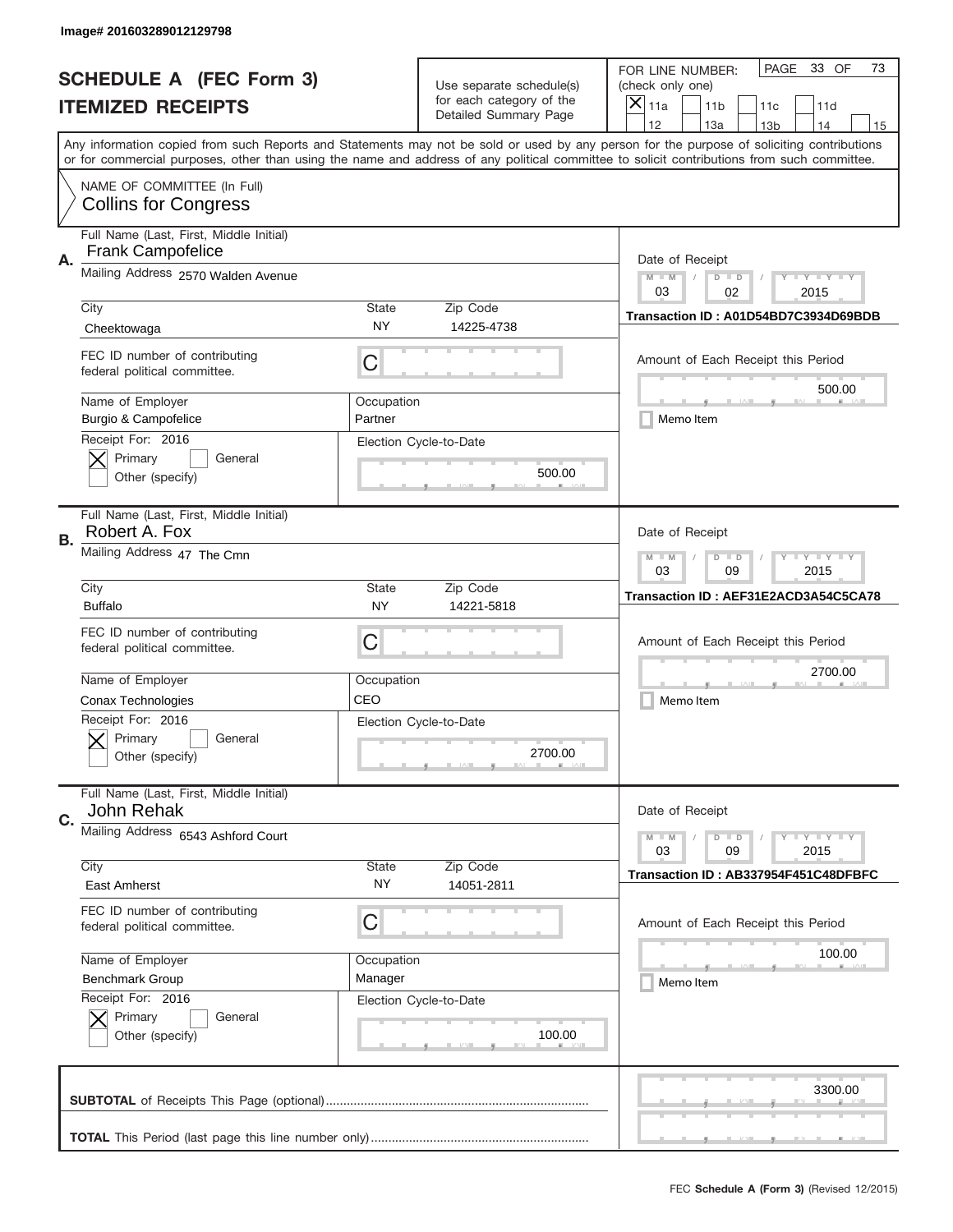Image# 201603289012129798

# SCHEDULE A (FEC Form 3)
## ITEMIZED RECEIPTS

Use separate schedule(s) for each category of the Detailed Summary Page

FOR LINE NUMBER: (check only one)
[X] 11a [ ] 11b [ ] 11c [ ] 11d [ ] 12 [ ] 13a [ ] 13b [ ] 14 [ ] 15

PAGE 33 OF 73

Any information copied from such Reports and Statements may not be sold or used by any person for the purpose of soliciting contributions or for commercial purposes, other than using the name and address of any political committee to solicit contributions from such committee.

NAME OF COMMITTEE (In Full)
Collins for Congress

---

**A.**

Full Name (Last, First, Middle Initial): Frank Campofelice

Mailing Address: 2570 Walden Avenue

City: Cheektowaga | State: NY | Zip Code: 14225-4738

FEC ID number of contributing federal political committee: C

Name of Employer: Burgio & Campofelice | Occupation: Partner

Receipt For: 2016 — [X] Primary [ ] General [ ] Other (specify)

Election Cycle-to-Date: 500.00

Date of Receipt: 03 / 02 / 2015

Transaction ID : A01D54BD7C3934D69BDB

Amount of Each Receipt this Period: 500.00

[ ] Memo Item

---

**B.**

Full Name (Last, First, Middle Initial): Robert A. Fox

Mailing Address: 47 The Cmn

City: Buffalo | State: NY | Zip Code: 14221-5818

FEC ID number of contributing federal political committee: C

Name of Employer: Conax Technologies | Occupation: CEO

Receipt For: 2016 — [X] Primary [ ] General [ ] Other (specify)

Election Cycle-to-Date: 2700.00

Date of Receipt: 03 / 09 / 2015

Transaction ID : AEF31E2ACD3A54C5CA78

Amount of Each Receipt this Period: 2700.00

[ ] Memo Item

---

**C.**

Full Name (Last, First, Middle Initial): John Rehak

Mailing Address: 6543 Ashford Court

City: East Amherst | State: NY | Zip Code: 14051-2811

FEC ID number of contributing federal political committee: C

Name of Employer: Benchmark Group | Occupation: Manager

Receipt For: 2016 — [X] Primary [ ] General [ ] Other (specify)

Election Cycle-to-Date: 100.00

Date of Receipt: 03 / 09 / 2015

Transaction ID : AB337954F451C48DFBFC

Amount of Each Receipt this Period: 100.00

[ ] Memo Item

---

**SUBTOTAL** of Receipts This Page (optional): 3300.00

**TOTAL** This Period (last page this line number only):

FEC **Schedule A (Form 3)** (Revised 12/2015)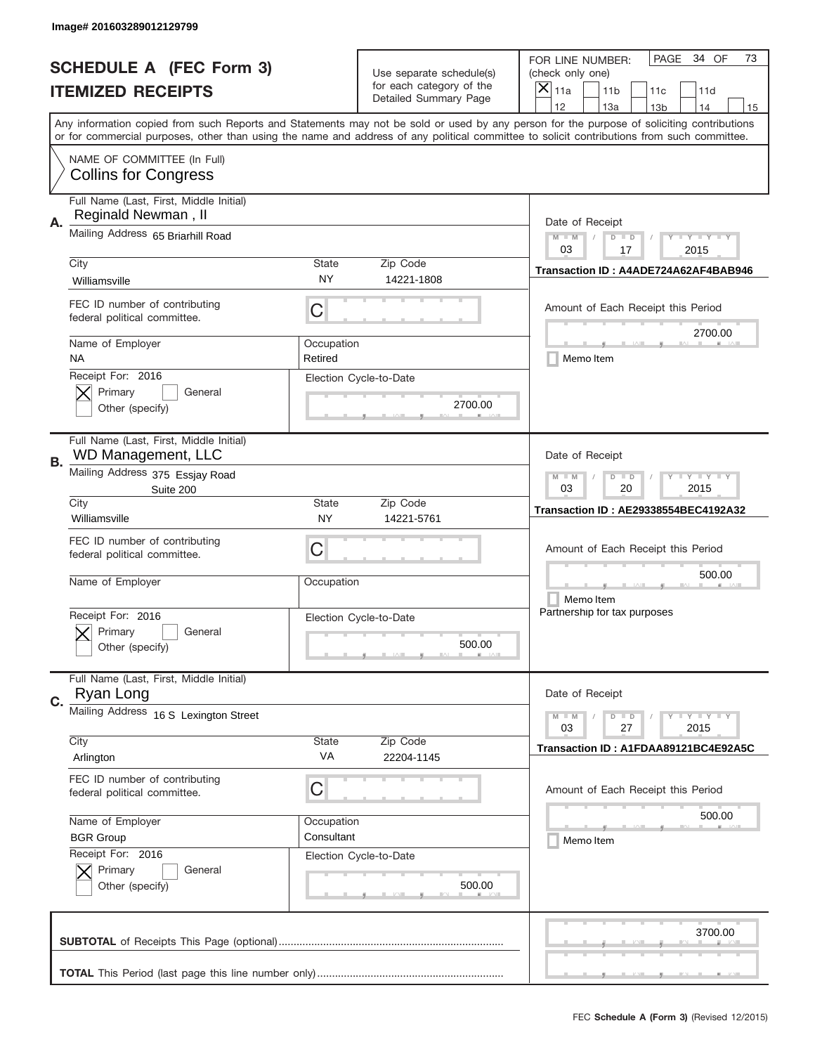Image# 201603289012129799

# SCHEDULE A (FEC Form 3)
## ITEMIZED RECEIPTS

Use separate schedule(s) for each category of the Detailed Summary Page

FOR LINE NUMBER: (check only one)
[X] 11a [ ] 11b [ ] 11c [ ] 11d [ ] 12 [ ] 13a [ ] 13b [ ] 14 [ ] 15

PAGE 34 OF 73

Any information copied from such Reports and Statements may not be sold or used by any person for the purpose of soliciting contributions or for commercial purposes, other than using the name and address of any political committee to solicit contributions from such committee.

NAME OF COMMITTEE (In Full)
Collins for Congress

---

**A.** Full Name (Last, First, Middle Initial): Reginald Newman , II

Mailing Address: 65 Briarhill Road

City: Williamsville | State: NY | Zip Code: 14221-1808

FEC ID number of contributing federal political committee: C

Name of Employer: NA | Occupation: Retired

Receipt For: 2016 — [X] Primary [ ] General [ ] Other (specify)

Election Cycle-to-Date: 2700.00

Date of Receipt: 03 / 17 / 2015

Transaction ID : A4ADE724A62AF4BAB946

Amount of Each Receipt this Period: 2700.00

[ ] Memo Item

---

**B.** Full Name (Last, First, Middle Initial): WD Management, LLC

Mailing Address: 375 Essjay Road, Suite 200

City: Williamsville | State: NY | Zip Code: 14221-5761

FEC ID number of contributing federal political committee: C

Name of Employer: | Occupation:

Receipt For: 2016 — [X] Primary [ ] General [ ] Other (specify)

Election Cycle-to-Date: 500.00

Date of Receipt: 03 / 20 / 2015

Transaction ID : AE29338554BEC4192A32

Amount of Each Receipt this Period: 500.00

[ ] Memo Item

Partnership for tax purposes

---

**C.** Full Name (Last, First, Middle Initial): Ryan Long

Mailing Address: 16 S Lexington Street

City: Arlington | State: VA | Zip Code: 22204-1145

FEC ID number of contributing federal political committee: C

Name of Employer: BGR Group | Occupation: Consultant

Receipt For: 2016 — [X] Primary [ ] General [ ] Other (specify)

Election Cycle-to-Date: 500.00

Date of Receipt: 03 / 27 / 2015

Transaction ID : A1FDAA89121BC4E92A5C

Amount of Each Receipt this Period: 500.00

[ ] Memo Item

---

**SUBTOTAL** of Receipts This Page (optional): 3700.00

**TOTAL** This Period (last page this line number only):

FEC **Schedule A (Form 3)** (Revised 12/2015)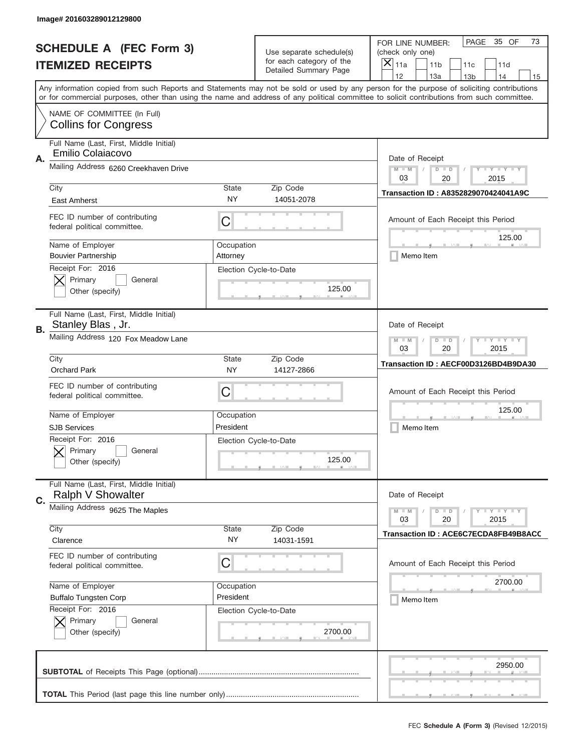Image# 201603289012129800

# SCHEDULE A (FEC Form 3)
## ITEMIZED RECEIPTS

Use separate schedule(s) for each category of the Detailed Summary Page

FOR LINE NUMBER: (check only one)
[X] 11a [ ] 11b [ ] 11c [ ] 11d [ ] 12 [ ] 13a [ ] 13b [ ] 14 [ ] 15

PAGE 35 OF 73

Any information copied from such Reports and Statements may not be sold or used by any person for the purpose of soliciting contributions or for commercial purposes, other than using the name and address of any political committee to solicit contributions from such committee.

NAME OF COMMITTEE (In Full)
Collins for Congress

---

**A.**
Full Name (Last, First, Middle Initial): Emilio Colaiacovo
Mailing Address: 6260 Creekhaven Drive
City: East Amherst | State: NY | Zip Code: 14051-2078
FEC ID number of contributing federal political committee: C
Name of Employer: Bouvier Partnership
Occupation: Attorney
Receipt For: 2016 — [X] Primary [ ] General [ ] Other (specify)
Election Cycle-to-Date: 125.00

Date of Receipt: 03 / 20 / 2015
Transaction ID : A8352829070424041A9C
Amount of Each Receipt this Period: 125.00
[ ] Memo Item

---

**B.**
Full Name (Last, First, Middle Initial): Stanley Blas , Jr.
Mailing Address: 120 Fox Meadow Lane
City: Orchard Park | State: NY | Zip Code: 14127-2866
FEC ID number of contributing federal political committee: C
Name of Employer: SJB Services
Occupation: President
Receipt For: 2016 — [X] Primary [ ] General [ ] Other (specify)
Election Cycle-to-Date: 125.00

Date of Receipt: 03 / 20 / 2015
Transaction ID : AECF00D3126BD4B9DA30
Amount of Each Receipt this Period: 125.00
[ ] Memo Item

---

**C.**
Full Name (Last, First, Middle Initial): Ralph V Showalter
Mailing Address: 9625 The Maples
City: Clarence | State: NY | Zip Code: 14031-1591
FEC ID number of contributing federal political committee: C
Name of Employer: Buffalo Tungsten Corp
Occupation: President
Receipt For: 2016 — [X] Primary [ ] General [ ] Other (specify)
Election Cycle-to-Date: 2700.00

Date of Receipt: 03 / 20 / 2015
Transaction ID : ACE6C7ECDA8FB49B8ACC
Amount of Each Receipt this Period: 2700.00
[ ] Memo Item

---

**SUBTOTAL** of Receipts This Page (optional): 2950.00

**TOTAL** This Period (last page this line number only):

FEC **Schedule A (Form 3)** (Revised 12/2015)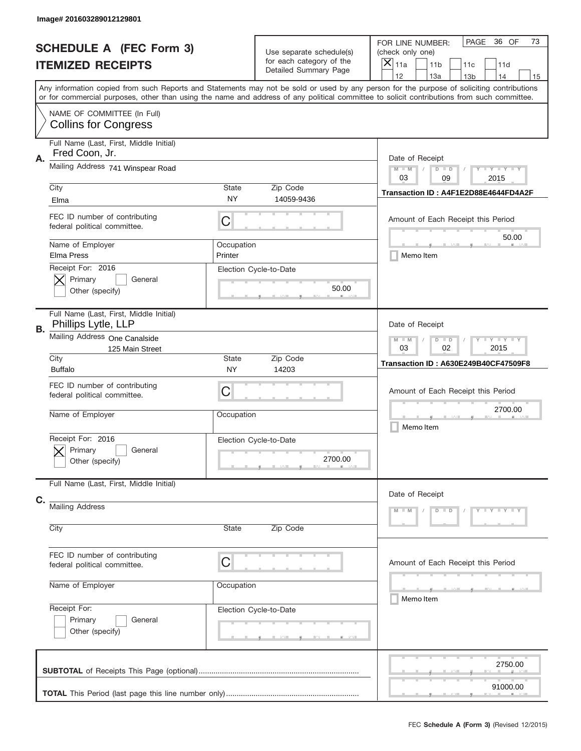Image# 201603289012129801

# SCHEDULE A (FEC Form 3)
## ITEMIZED RECEIPTS

Use separate schedule(s) for each category of the Detailed Summary Page

FOR LINE NUMBER: (check only one)
[X] 11a [ ] 11b [ ] 11c [ ] 11d [ ] 12 [ ] 13a [ ] 13b [ ] 14 [ ] 15

PAGE 36 OF 73

Any information copied from such Reports and Statements may not be sold or used by any person for the purpose of soliciting contributions or for commercial purposes, other than using the name and address of any political committee to solicit contributions from such committee.

NAME OF COMMITTEE (In Full)
Collins for Congress

---

**A.**

Full Name (Last, First, Middle Initial): Fred Coon, Jr.

Mailing Address: 741 Winspear Road

City: Elma | State: NY | Zip Code: 14059-9436

FEC ID number of contributing federal political committee: C

Name of Employer: Elma Press

Occupation: Printer

Receipt For: 2016
[X] Primary [ ] General
[ ] Other (specify)

Election Cycle-to-Date: 50.00

Date of Receipt: 03 / 09 / 2015

Transaction ID : A4F1E2D88E4644FD4A2F

Amount of Each Receipt this Period: 50.00

[ ] Memo Item

---

**B.**

Full Name (Last, First, Middle Initial): Phillips Lytle, LLP

Mailing Address: One Canalside
125 Main Street

City: Buffalo | State: NY | Zip Code: 14203

FEC ID number of contributing federal political committee: C

Name of Employer:

Occupation:

Receipt For: 2016
[X] Primary [ ] General
[ ] Other (specify)

Election Cycle-to-Date: 2700.00

Date of Receipt: 03 / 02 / 2015

Transaction ID : A630E249B40CF47509F8

Amount of Each Receipt this Period: 2700.00

[ ] Memo Item

---

**C.**

Full Name (Last, First, Middle Initial):

Mailing Address:

City: | State: | Zip Code:

FEC ID number of contributing federal political committee: C

Name of Employer:

Occupation:

Receipt For:
[ ] Primary [ ] General
[ ] Other (specify)

Election Cycle-to-Date:

Date of Receipt: M M / D D / Y Y Y Y

Amount of Each Receipt this Period:

[ ] Memo Item

---

**SUBTOTAL** of Receipts This Page (optional): 2750.00

**TOTAL** This Period (last page this line number only): 91000.00

FEC **Schedule A (Form 3)** (Revised 12/2015)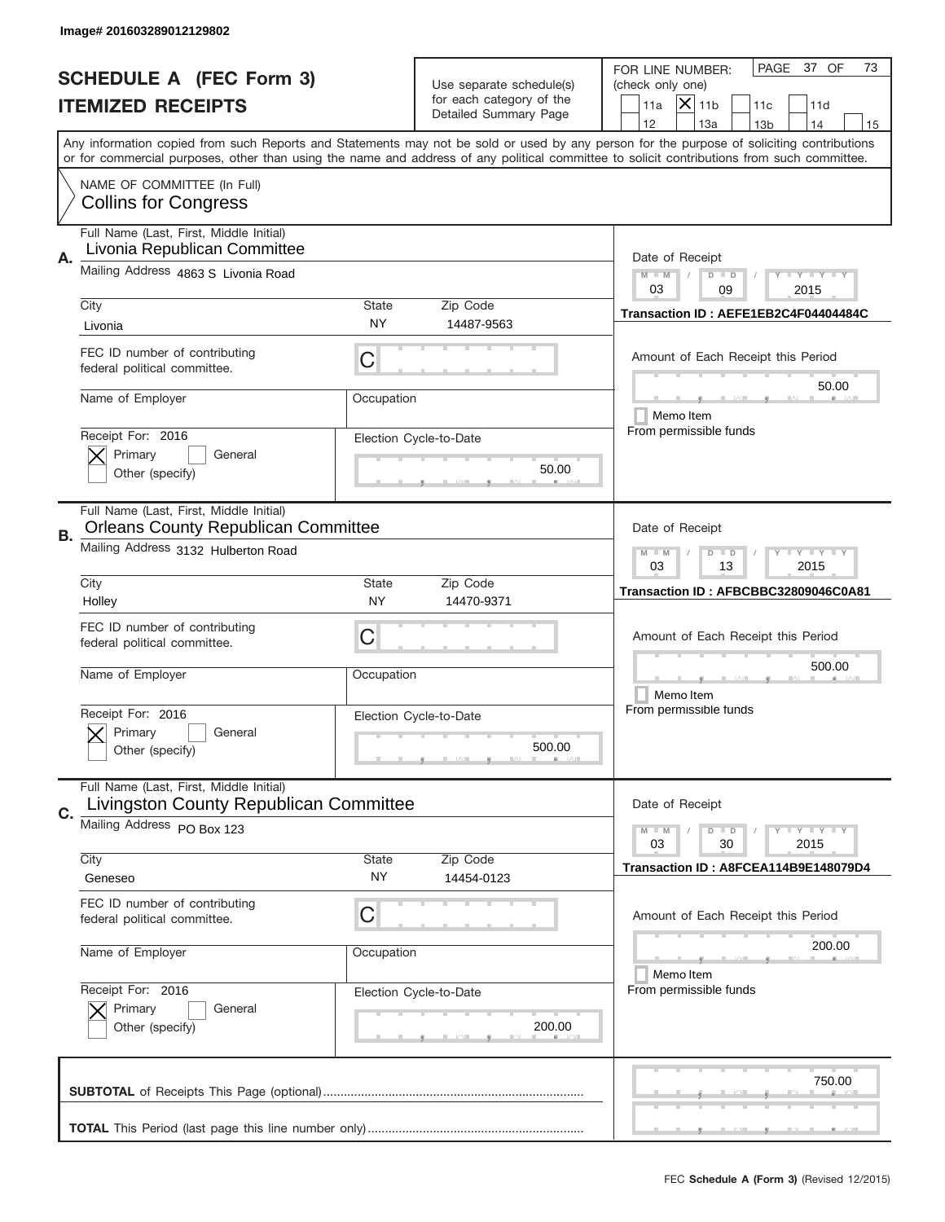Image# 201603289012129802

# SCHEDULE A (FEC Form 3)
## ITEMIZED RECEIPTS

Use separate schedule(s) for each category of the Detailed Summary Page

FOR LINE NUMBER: (check only one)
11a [X] 11b 11c 11d 12 13a 13b 14 15

Any information copied from such Reports and Statements may not be sold or used by any person for the purpose of soliciting contributions or for commercial purposes, other than using the name and address of any political committee to solicit contributions from such committee.

NAME OF COMMITTEE (In Full)
Collins for Congress

**A.**
Full Name (Last, First, Middle Initial): Livonia Republican Committee
Mailing Address: 4863 S Livonia Road
City: Livonia | State: NY | Zip Code: 14487-9563
FEC ID number of contributing federal political committee: C
Name of Employer: | Occupation:
Receipt For: 2016 — [X] Primary [ ] General [ ] Other (specify)
Election Cycle-to-Date: 50.00
Date of Receipt: 03 / 09 / 2015
Transaction ID : AEFE1EB2C4F04404484C
Amount of Each Receipt this Period: 50.00
[ ] Memo Item
From permissible funds

**B.**
Full Name (Last, First, Middle Initial): Orleans County Republican Committee
Mailing Address: 3132 Hulberton Road
City: Holley | State: NY | Zip Code: 14470-9371
FEC ID number of contributing federal political committee: C
Name of Employer: | Occupation:
Receipt For: 2016 — [X] Primary [ ] General [ ] Other (specify)
Election Cycle-to-Date: 500.00
Date of Receipt: 03 / 13 / 2015
Transaction ID : AFBCBBC32809046C0A81
Amount of Each Receipt this Period: 500.00
[ ] Memo Item
From permissible funds

**C.**
Full Name (Last, First, Middle Initial): Livingston County Republican Committee
Mailing Address: PO Box 123
City: Geneseo | State: NY | Zip Code: 14454-0123
FEC ID number of contributing federal political committee: C
Name of Employer: | Occupation:
Receipt For: 2016 — [X] Primary [ ] General [ ] Other (specify)
Election Cycle-to-Date: 200.00
Date of Receipt: 03 / 30 / 2015
Transaction ID : A8FCEA114B9E148079D4
Amount of Each Receipt this Period: 200.00
[ ] Memo Item
From permissible funds

**SUBTOTAL** of Receipts This Page (optional): 750.00

**TOTAL** This Period (last page this line number only):

FEC **Schedule A (Form 3)** (Revised 12/2015)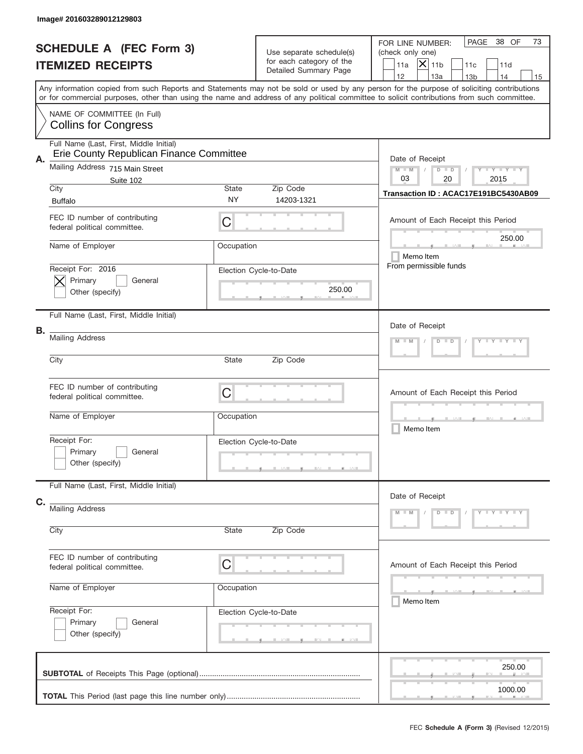Image# 201603289012129803

# SCHEDULE A (FEC Form 3)
## ITEMIZED RECEIPTS

Use separate schedule(s) for each category of the Detailed Summary Page

FOR LINE NUMBER: (check only one)
- [ ] 11a
- [X] 11b
- [ ] 11c
- [ ] 11d
- [ ] 12
- [ ] 13a
- [ ] 13b
- [ ] 14
- [ ] 15

PAGE 38 OF 73

Any information copied from such Reports and Statements may not be sold or used by any person for the purpose of soliciting contributions or for commercial purposes, other than using the name and address of any political committee to solicit contributions from such committee.

NAME OF COMMITTEE (In Full)
Collins for Congress

---

**A.** Full Name (Last, First, Middle Initial): Erie County Republican Finance Committee

Mailing Address: 715 Main Street, Suite 102

City: Buffalo | State: NY | Zip Code: 14203-1321

FEC ID number of contributing federal political committee: C

Name of Employer: | Occupation:

Receipt For: 2016
- [X] Primary
- [ ] General
- [ ] Other (specify)

Election Cycle-to-Date: 250.00

Date of Receipt: 03 / 20 / 2015

Transaction ID : ACAC17E191BC5430AB09

Amount of Each Receipt this Period: 250.00

- [ ] Memo Item

From permissible funds

---

**B.** Full Name (Last, First, Middle Initial):

Mailing Address:

City: | State: | Zip Code:

FEC ID number of contributing federal political committee: C

Name of Employer: | Occupation:

Receipt For:
- [ ] Primary
- [ ] General
- [ ] Other (specify)

Election Cycle-to-Date:

Date of Receipt:

Amount of Each Receipt this Period:

- [ ] Memo Item

---

**C.** Full Name (Last, First, Middle Initial):

Mailing Address:

City: | State: | Zip Code:

FEC ID number of contributing federal political committee: C

Name of Employer: | Occupation:

Receipt For:
- [ ] Primary
- [ ] General
- [ ] Other (specify)

Election Cycle-to-Date:

Date of Receipt:

Amount of Each Receipt this Period:

- [ ] Memo Item

---

**SUBTOTAL** of Receipts This Page (optional): 250.00

**TOTAL** This Period (last page this line number only): 1000.00

FEC **Schedule A (Form 3)** (Revised 12/2015)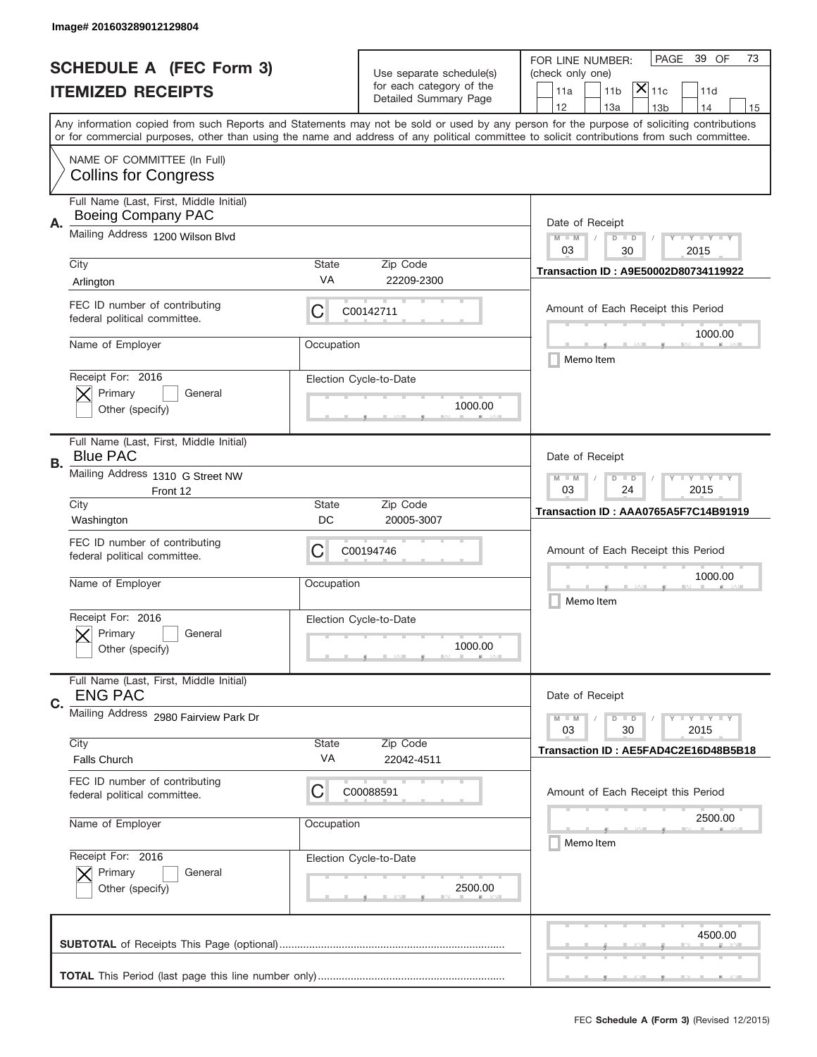Image# 201603289012129804

# SCHEDULE A (FEC Form 3)
## ITEMIZED RECEIPTS

Use separate schedule(s) for each category of the Detailed Summary Page

FOR LINE NUMBER: (check only one)

- [ ] 11a
- [ ] 11b
- [x] 11c
- [ ] 11d
- [ ] 12
- [ ] 13a
- [ ] 13b
- [ ] 14
- [ ] 15

Any information copied from such Reports and Statements may not be sold or used by any person for the purpose of soliciting contributions or for commercial purposes, other than using the name and address of any political committee to solicit contributions from such committee.

NAME OF COMMITTEE (In Full)
Collins for Congress

---

**A.**
Full Name (Last, First, Middle Initial): Boeing Company PAC
Mailing Address: 1200 Wilson Blvd
City: Arlington | State: VA | Zip Code: 22209-2300
FEC ID number of contributing federal political committee: C00142711
Name of Employer: | Occupation:
Receipt For: 2016 — [x] Primary [ ] General [ ] Other (specify)
Election Cycle-to-Date: 1000.00
Date of Receipt: 03 / 30 / 2015
Transaction ID : A9E50002D80734119922
Amount of Each Receipt this Period: 1000.00
[ ] Memo Item

---

**B.**
Full Name (Last, First, Middle Initial): Blue PAC
Mailing Address: 1310 G Street NW, Front 12
City: Washington | State: DC | Zip Code: 20005-3007
FEC ID number of contributing federal political committee: C00194746
Name of Employer: | Occupation:
Receipt For: 2016 — [x] Primary [ ] General [ ] Other (specify)
Election Cycle-to-Date: 1000.00
Date of Receipt: 03 / 24 / 2015
Transaction ID : AAA0765A5F7C14B91919
Amount of Each Receipt this Period: 1000.00
[ ] Memo Item

---

**C.**
Full Name (Last, First, Middle Initial): ENG PAC
Mailing Address: 2980 Fairview Park Dr
City: Falls Church | State: VA | Zip Code: 22042-4511
FEC ID number of contributing federal political committee: C00088591
Name of Employer: | Occupation:
Receipt For: 2016 — [x] Primary [ ] General [ ] Other (specify)
Election Cycle-to-Date: 2500.00
Date of Receipt: 03 / 30 / 2015
Transaction ID : AE5FAD4C2E16D48B5B18
Amount of Each Receipt this Period: 2500.00
[ ] Memo Item

---

**SUBTOTAL** of Receipts This Page (optional): 4500.00

**TOTAL** This Period (last page this line number only):

FEC **Schedule A** (Form 3) (Revised 12/2015)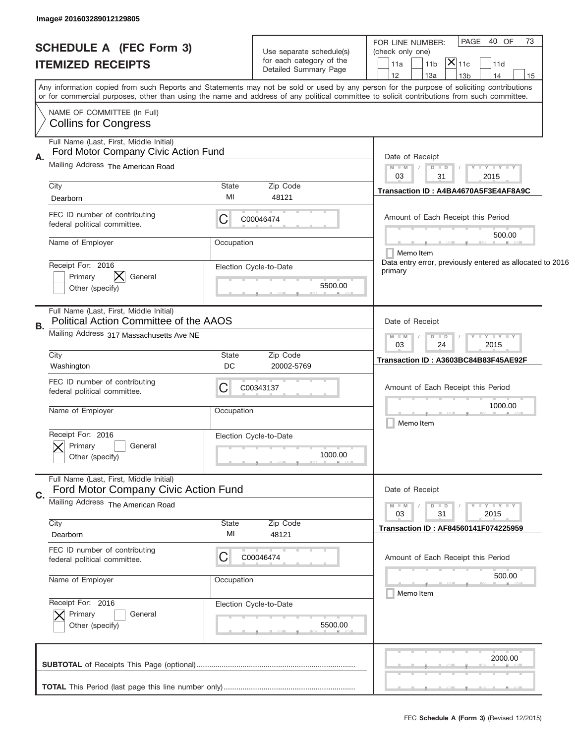Image# 201603289012129805

# SCHEDULE A (FEC Form 3)
## ITEMIZED RECEIPTS

Use separate schedule(s) for each category of the Detailed Summary Page

FOR LINE NUMBER: (check only one)
11a | 11b | [X] 11c | 11d
12 | 13a | 13b | 14 | 15

Any information copied from such Reports and Statements may not be sold or used by any person for the purpose of soliciting contributions or for commercial purposes, other than using the name and address of any political committee to solicit contributions from such committee.

NAME OF COMMITTEE (In Full)
Collins for Congress

---

**A.** Full Name (Last, First, Middle Initial): Ford Motor Company Civic Action Fund

Mailing Address: The American Road

City: Dearborn | State: MI | Zip Code: 48121

FEC ID number of contributing federal political committee: C C00046474

Name of Employer: | Occupation:

Receipt For: 2016 — [ ] Primary [X] General [ ] Other (specify)

Election Cycle-to-Date: 5500.00

Date of Receipt: 03/31/2015

Transaction ID : A4BA4670A5F3E4AF8A9C

Amount of Each Receipt this Period: 500.00

[ ] Memo Item

Data entry error, previously entered as allocated to 2016 primary

---

**B.** Full Name (Last, First, Middle Initial): Political Action Committee of the AAOS

Mailing Address: 317 Massachusetts Ave NE

City: Washington | State: DC | Zip Code: 20002-5769

FEC ID number of contributing federal political committee: C C00343137

Name of Employer: | Occupation:

Receipt For: 2016 — [X] Primary [ ] General [ ] Other (specify)

Election Cycle-to-Date: 1000.00

Date of Receipt: 03/24/2015

Transaction ID : A3603BC84B83F45AE92F

Amount of Each Receipt this Period: 1000.00

[ ] Memo Item

---

**C.** Full Name (Last, First, Middle Initial): Ford Motor Company Civic Action Fund

Mailing Address: The American Road

City: Dearborn | State: MI | Zip Code: 48121

FEC ID number of contributing federal political committee: C C00046474

Name of Employer: | Occupation:

Receipt For: 2016 — [X] Primary [ ] General [ ] Other (specify)

Election Cycle-to-Date: 5500.00

Date of Receipt: 03/31/2015

Transaction ID : AF84560141F074225959

Amount of Each Receipt this Period: 500.00

[ ] Memo Item

---

**SUBTOTAL** of Receipts This Page (optional): 2000.00

**TOTAL** This Period (last page this line number only):

FEC **Schedule A** (Form 3) (Revised 12/2015)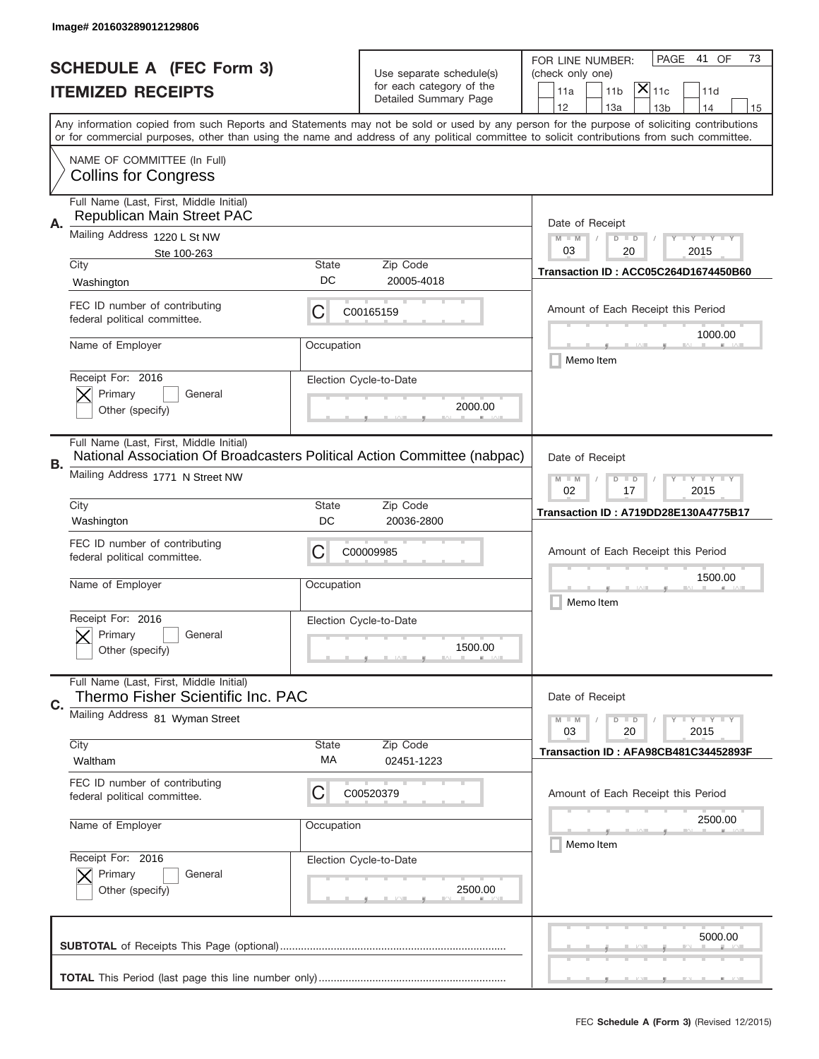Image# 201603289012129806

# SCHEDULE A (FEC Form 3)
## ITEMIZED RECEIPTS

Use separate schedule(s) for each category of the Detailed Summary Page

FOR LINE NUMBER: (check only one)
11a | 11b | [X] 11c | 11d | 12 | 13a | 13b | 14 | 15

PAGE 41 OF 73

Any information copied from such Reports and Statements may not be sold or used by any person for the purpose of soliciting contributions or for commercial purposes, other than using the name and address of any political committee to solicit contributions from such committee.

NAME OF COMMITTEE (In Full)
Collins for Congress

---

**A.**
Full Name (Last, First, Middle Initial): Republican Main Street PAC
Mailing Address: 1220 L St NW, Ste 100-263
City: Washington | State: DC | Zip Code: 20005-4018
FEC ID number of contributing federal political committee: C C00165159
Name of Employer: | Occupation:
Receipt For: 2016 — [X] Primary [ ] General [ ] Other (specify)
Election Cycle-to-Date: 2000.00
Date of Receipt: 03 / 20 / 2015
Transaction ID : ACC05C264D1674450B60
Amount of Each Receipt this Period: 1000.00
[ ] Memo Item

---

**B.**
Full Name (Last, First, Middle Initial): National Association Of Broadcasters Political Action Committee (nabpac)
Mailing Address: 1771 N Street NW
City: Washington | State: DC | Zip Code: 20036-2800
FEC ID number of contributing federal political committee: C C00009985
Name of Employer: | Occupation:
Receipt For: 2016 — [X] Primary [ ] General [ ] Other (specify)
Election Cycle-to-Date: 1500.00
Date of Receipt: 02 / 17 / 2015
Transaction ID : A719DD28E130A4775B17
Amount of Each Receipt this Period: 1500.00
[ ] Memo Item

---

**C.**
Full Name (Last, First, Middle Initial): Thermo Fisher Scientific Inc. PAC
Mailing Address: 81 Wyman Street
City: Waltham | State: MA | Zip Code: 02451-1223
FEC ID number of contributing federal political committee: C C00520379
Name of Employer: | Occupation:
Receipt For: 2016 — [X] Primary [ ] General [ ] Other (specify)
Election Cycle-to-Date: 2500.00
Date of Receipt: 03 / 20 / 2015
Transaction ID : AFA98CB481C34452893F
Amount of Each Receipt this Period: 2500.00
[ ] Memo Item

---

**SUBTOTAL** of Receipts This Page (optional): 5000.00

**TOTAL** This Period (last page this line number only):

FEC **Schedule A (Form 3)** (Revised 12/2015)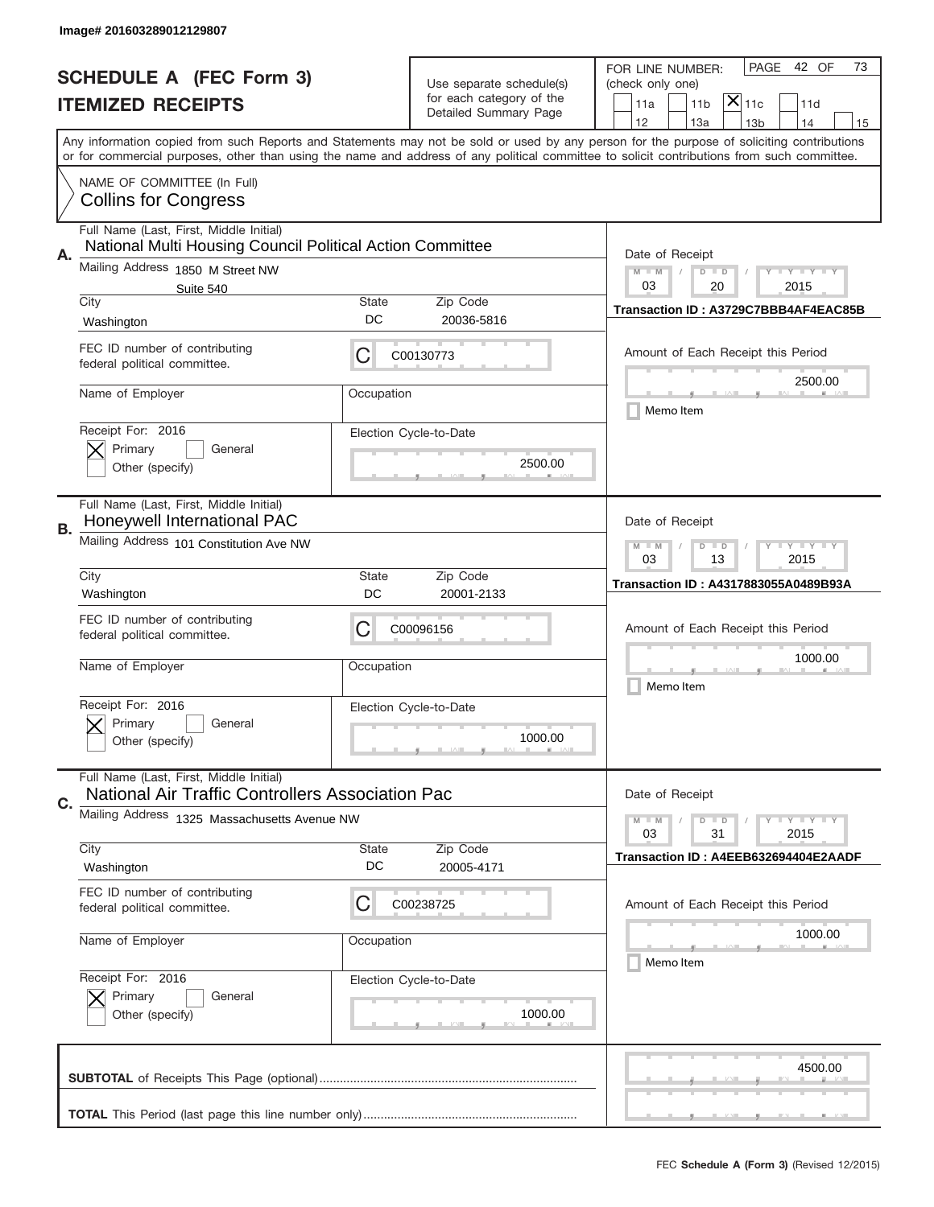Image# 201603289012129807

# SCHEDULE A (FEC Form 3)
## ITEMIZED RECEIPTS

Use separate schedule(s) for each category of the Detailed Summary Page

FOR LINE NUMBER: (check only one)
☐ 11a ☐ 11b ☒ 11c ☐ 11d ☐ 12 ☐ 13a ☐ 13b ☐ 14 ☐ 15

PAGE 42 OF 73

Any information copied from such Reports and Statements may not be sold or used by any person for the purpose of soliciting contributions or for commercial purposes, other than using the name and address of any political committee to solicit contributions from such committee.

NAME OF COMMITTEE (In Full)
Collins for Congress

---

**A.** Full Name (Last, First, Middle Initial): National Multi Housing Council Political Action Committee

Mailing Address: 1850 M Street NW, Suite 540

City: Washington | State: DC | Zip Code: 20036-5816

FEC ID number of contributing federal political committee: C C00130773

Name of Employer: | Occupation:

Receipt For: 2016 ☒ Primary ☐ General ☐ Other (specify)

Election Cycle-to-Date: 2500.00

Date of Receipt: 03 / 20 / 2015

Transaction ID : A3729C7BBB4AF4EAC85B

Amount of Each Receipt this Period: 2500.00

☐ Memo Item

---

**B.** Full Name (Last, First, Middle Initial): Honeywell International PAC

Mailing Address: 101 Constitution Ave NW

City: Washington | State: DC | Zip Code: 20001-2133

FEC ID number of contributing federal political committee: C C00096156

Name of Employer: | Occupation:

Receipt For: 2016 ☒ Primary ☐ General ☐ Other (specify)

Election Cycle-to-Date: 1000.00

Date of Receipt: 03 / 13 / 2015

Transaction ID : A4317883055A0489B93A

Amount of Each Receipt this Period: 1000.00

☐ Memo Item

---

**C.** Full Name (Last, First, Middle Initial): National Air Traffic Controllers Association Pac

Mailing Address: 1325 Massachusetts Avenue NW

City: Washington | State: DC | Zip Code: 20005-4171

FEC ID number of contributing federal political committee: C C00238725

Name of Employer: | Occupation:

Receipt For: 2016 ☒ Primary ☐ General ☐ Other (specify)

Election Cycle-to-Date: 1000.00

Date of Receipt: 03 / 31 / 2015

Transaction ID : A4EEB632694404E2AADF

Amount of Each Receipt this Period: 1000.00

☐ Memo Item

---

**SUBTOTAL** of Receipts This Page (optional): 4500.00

**TOTAL** This Period (last page this line number only):

FEC **Schedule A (Form 3)** (Revised 12/2015)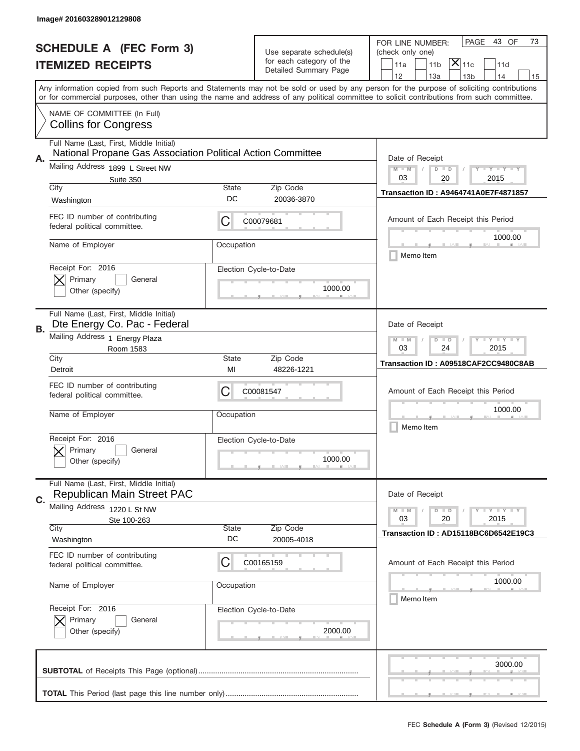Image# 201603289012129808

# SCHEDULE A (FEC Form 3)
## ITEMIZED RECEIPTS

Use separate schedule(s) for each category of the Detailed Summary Page

FOR LINE NUMBER: (check only one)
☐ 11a ☐ 11b ☒ 11c ☐ 11d ☐ 12 ☐ 13a ☐ 13b ☐ 14 ☐ 15

Any information copied from such Reports and Statements may not be sold or used by any person for the purpose of soliciting contributions or for commercial purposes, other than using the name and address of any political committee to solicit contributions from such committee.

NAME OF COMMITTEE (In Full)
Collins for Congress

---

**A.** Full Name (Last, First, Middle Initial): National Propane Gas Association Political Action Committee

Mailing Address: 1899 L Street NW, Suite 350
City: Washington | State: DC | Zip Code: 20036-3870

FEC ID number of contributing federal political committee: C C00079681

Name of Employer: | Occupation:

Receipt For: 2016 ☒ Primary ☐ General ☐ Other (specify)

Election Cycle-to-Date: 1000.00

Date of Receipt: 03 / 20 / 2015
Transaction ID : A9464741A0E7F4871857
Amount of Each Receipt this Period: 1000.00
☐ Memo Item

---

**B.** Full Name (Last, First, Middle Initial): Dte Energy Co. Pac - Federal

Mailing Address: 1 Energy Plaza, Room 1583
City: Detroit | State: MI | Zip Code: 48226-1221

FEC ID number of contributing federal political committee: C C00081547

Name of Employer: | Occupation:

Receipt For: 2016 ☒ Primary ☐ General ☐ Other (specify)

Election Cycle-to-Date: 1000.00

Date of Receipt: 03 / 24 / 2015
Transaction ID : A09518CAF2CC9480C8AB
Amount of Each Receipt this Period: 1000.00
☐ Memo Item

---

**C.** Full Name (Last, First, Middle Initial): Republican Main Street PAC

Mailing Address: 1220 L St NW, Ste 100-263
City: Washington | State: DC | Zip Code: 20005-4018

FEC ID number of contributing federal political committee: C C00165159

Name of Employer: | Occupation:

Receipt For: 2016 ☒ Primary ☐ General ☐ Other (specify)

Election Cycle-to-Date: 2000.00

Date of Receipt: 03 / 20 / 2015
Transaction ID : AD15118BC6D6542E19C3
Amount of Each Receipt this Period: 1000.00
☐ Memo Item

---

**SUBTOTAL** of Receipts This Page (optional): 3000.00

**TOTAL** This Period (last page this line number only):

FEC **Schedule A (Form 3)** (Revised 12/2015)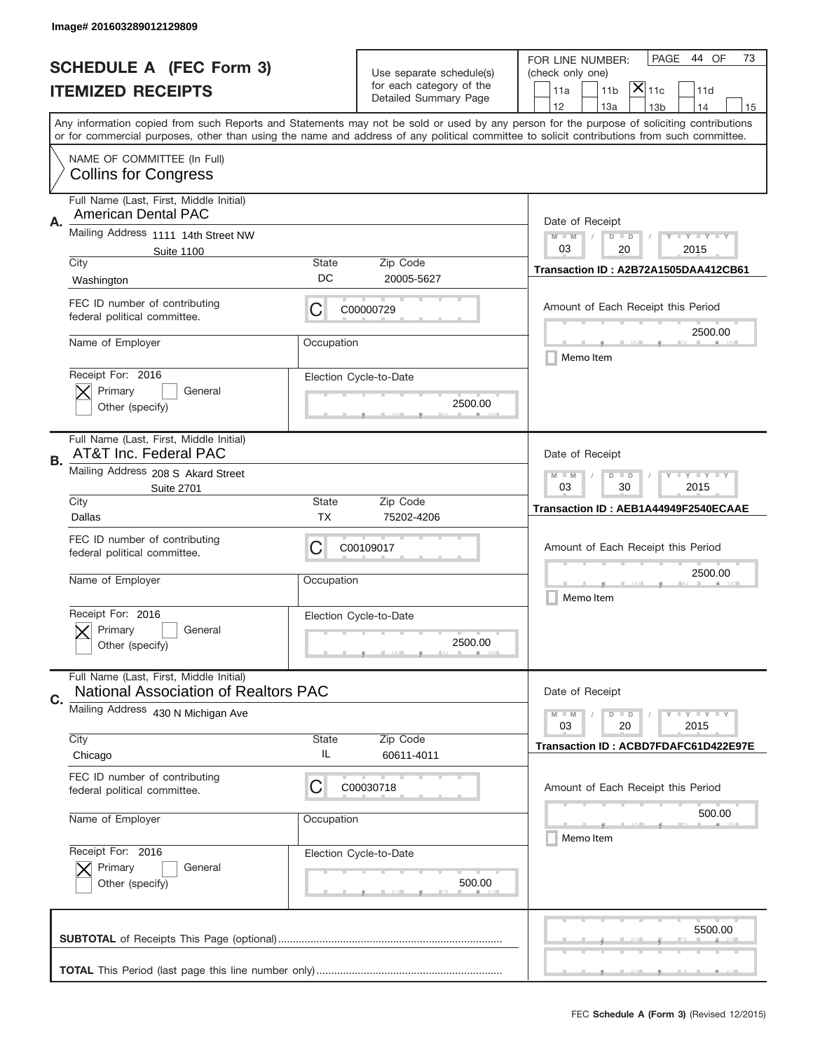Image# 201603289012129809

# SCHEDULE A (FEC Form 3)
# ITEMIZED RECEIPTS

Use separate schedule(s) for each category of the Detailed Summary Page

FOR LINE NUMBER: (check only one)

- [ ] 11a
- [ ] 11b
- [x] 11c
- [ ] 11d
- [ ] 12
- [ ] 13a
- [ ] 13b
- [ ] 14
- [ ] 15

PAGE 44 OF 73

Any information copied from such Reports and Statements may not be sold or used by any person for the purpose of soliciting contributions or for commercial purposes, other than using the name and address of any political committee to solicit contributions from such committee.

NAME OF COMMITTEE (In Full)
**Collins for Congress**

---

**A.**

Full Name (Last, First, Middle Initial): American Dental PAC

Mailing Address: 1111 14th Street NW, Suite 1100

City: Washington | State: DC | Zip Code: 20005-5627

FEC ID number of contributing federal political committee: C C00000729

Name of Employer:

Occupation:

Receipt For: 2016 — [x] Primary [ ] General [ ] Other (specify)

Election Cycle-to-Date: 2500.00

Date of Receipt: 03 / 20 / 2015

Transaction ID : A2B72A1505DAA412CB61

Amount of Each Receipt this Period: 2500.00

[ ] Memo Item

---

**B.**

Full Name (Last, First, Middle Initial): AT&T Inc. Federal PAC

Mailing Address: 208 S Akard Street, Suite 2701

City: Dallas | State: TX | Zip Code: 75202-4206

FEC ID number of contributing federal political committee: C C00109017

Name of Employer:

Occupation:

Receipt For: 2016 — [x] Primary [ ] General [ ] Other (specify)

Election Cycle-to-Date: 2500.00

Date of Receipt: 03 / 30 / 2015

Transaction ID : AEB1A44949F2540ECAAE

Amount of Each Receipt this Period: 2500.00

[ ] Memo Item

---

**C.**

Full Name (Last, First, Middle Initial): National Association of Realtors PAC

Mailing Address: 430 N Michigan Ave

City: Chicago | State: IL | Zip Code: 60611-4011

FEC ID number of contributing federal political committee: C C00030718

Name of Employer:

Occupation:

Receipt For: 2016 — [x] Primary [ ] General [ ] Other (specify)

Election Cycle-to-Date: 500.00

Date of Receipt: 03 / 20 / 2015

Transaction ID : ACBD7FDAFC61D422E97E

Amount of Each Receipt this Period: 500.00

[ ] Memo Item

---

**SUBTOTAL** of Receipts This Page (optional): 5500.00

**TOTAL** This Period (last page this line number only):

FEC **Schedule A (Form 3)** (Revised 12/2015)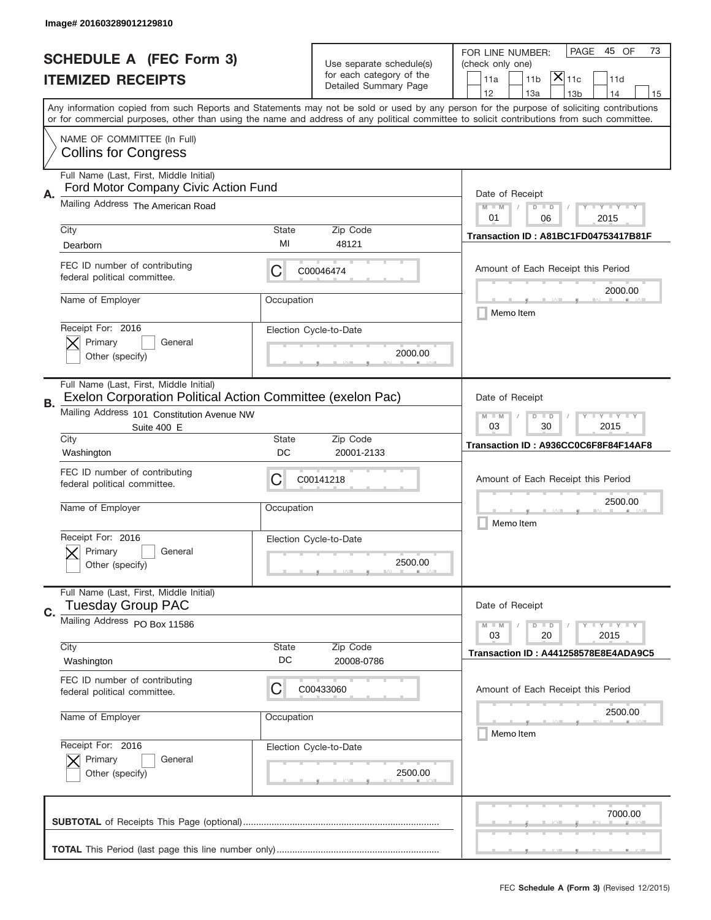Image# 201603289012129810

# SCHEDULE A (FEC Form 3)
## ITEMIZED RECEIPTS

Use separate schedule(s) for each category of the Detailed Summary Page

FOR LINE NUMBER: (check only one)
[ ] 11a [ ] 11b [X] 11c [ ] 11d
[ ] 12 [ ] 13a [ ] 13b [ ] 14 [ ] 15

PAGE 45 OF 73

Any information copied from such Reports and Statements may not be sold or used by any person for the purpose of soliciting contributions or for commercial purposes, other than using the name and address of any political committee to solicit contributions from such committee.

NAME OF COMMITTEE (In Full)
Collins for Congress

---

**A.** Full Name (Last, First, Middle Initial): Ford Motor Company Civic Action Fund

Mailing Address: The American Road

City: Dearborn | State: MI | Zip Code: 48121

FEC ID number of contributing federal political committee: C C00046474

Name of Employer: | Occupation:

Receipt For: 2016 — [X] Primary [ ] General [ ] Other (specify)

Election Cycle-to-Date: 2000.00

Date of Receipt: 01 / 06 / 2015

Transaction ID : A81BC1FD04753417B81F

Amount of Each Receipt this Period: 2000.00

[ ] Memo Item

---

**B.** Full Name (Last, First, Middle Initial): Exelon Corporation Political Action Committee (exelon Pac)

Mailing Address: 101 Constitution Avenue NW, Suite 400 E

City: Washington | State: DC | Zip Code: 20001-2133

FEC ID number of contributing federal political committee: C C00141218

Name of Employer: | Occupation:

Receipt For: 2016 — [X] Primary [ ] General [ ] Other (specify)

Election Cycle-to-Date: 2500.00

Date of Receipt: 03 / 30 / 2015

Transaction ID : A936CC0C6F8F84F14AF8

Amount of Each Receipt this Period: 2500.00

[ ] Memo Item

---

**C.** Full Name (Last, First, Middle Initial): Tuesday Group PAC

Mailing Address: PO Box 11586

City: Washington | State: DC | Zip Code: 20008-0786

FEC ID number of contributing federal political committee: C C00433060

Name of Employer: | Occupation:

Receipt For: 2016 — [X] Primary [ ] General [ ] Other (specify)

Election Cycle-to-Date: 2500.00

Date of Receipt: 03 / 20 / 2015

Transaction ID : A441258578E8E4ADA9C5

Amount of Each Receipt this Period: 2500.00

[ ] Memo Item

---

**SUBTOTAL** of Receipts This Page (optional): 7000.00

**TOTAL** This Period (last page this line number only):

FEC **Schedule A** (Form 3) (Revised 12/2015)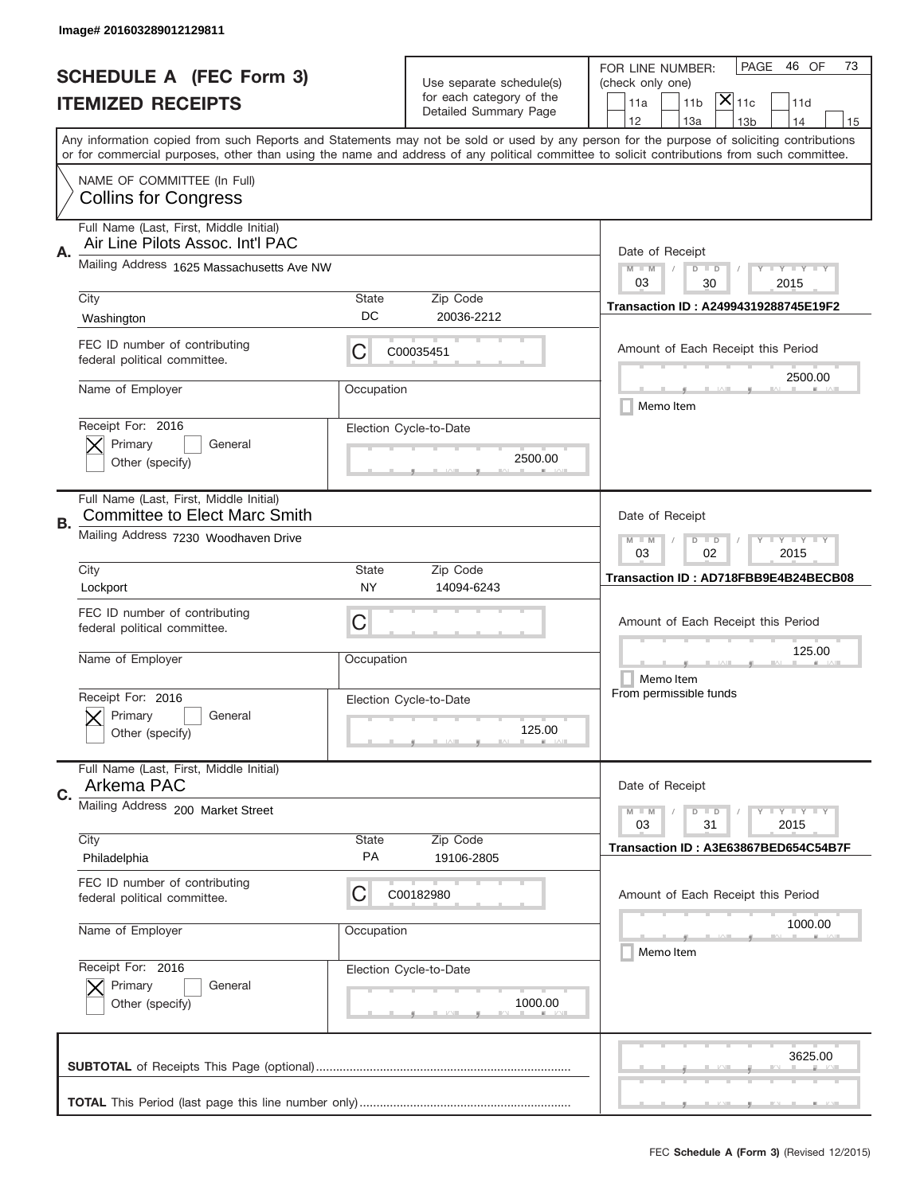Image# 201603289012129811

# SCHEDULE A (FEC Form 3)
# ITEMIZED RECEIPTS

Use separate schedule(s) for each category of the Detailed Summary Page

FOR LINE NUMBER: (check only one)

- [ ] 11a
- [ ] 11b
- [X] 11c
- [ ] 11d
- [ ] 12
- [ ] 13a
- [ ] 13b
- [ ] 14
- [ ] 15

PAGE 46 OF 73

Any information copied from such Reports and Statements may not be sold or used by any person for the purpose of soliciting contributions or for commercial purposes, other than using the name and address of any political committee to solicit contributions from such committee.

NAME OF COMMITTEE (In Full)
Collins for Congress

---

**A.** Full Name (Last, First, Middle Initial): Air Line Pilots Assoc. Int'l PAC

Mailing Address: 1625 Massachusetts Ave NW

City: Washington | State: DC | Zip Code: 20036-2212

FEC ID number of contributing federal political committee: C C00035451

Name of Employer: | Occupation:

Receipt For: 2016 — [X] Primary [ ] General [ ] Other (specify)

Election Cycle-to-Date: 2500.00

Date of Receipt: 03 / 30 / 2015

Transaction ID : A24994319288745E19F2

Amount of Each Receipt this Period: 2500.00

[ ] Memo Item

---

**B.** Full Name (Last, First, Middle Initial): Committee to Elect Marc Smith

Mailing Address: 7230 Woodhaven Drive

City: Lockport | State: NY | Zip Code: 14094-6243

FEC ID number of contributing federal political committee: C

Name of Employer: | Occupation:

Receipt For: 2016 — [X] Primary [ ] General [ ] Other (specify)

Election Cycle-to-Date: 125.00

Date of Receipt: 03 / 02 / 2015

Transaction ID : AD718FBB9E4B24BECB08

Amount of Each Receipt this Period: 125.00

[ ] Memo Item

From permissible funds

---

**C.** Full Name (Last, First, Middle Initial): Arkema PAC

Mailing Address: 200 Market Street

City: Philadelphia | State: PA | Zip Code: 19106-2805

FEC ID number of contributing federal political committee: C C00182980

Name of Employer: | Occupation:

Receipt For: 2016 — [X] Primary [ ] General [ ] Other (specify)

Election Cycle-to-Date: 1000.00

Date of Receipt: 03 / 31 / 2015

Transaction ID : A3E63867BED654C54B7F

Amount of Each Receipt this Period: 1000.00

[ ] Memo Item

---

**SUBTOTAL** of Receipts This Page (optional): 3625.00

**TOTAL** This Period (last page this line number only):

FEC **Schedule A (Form 3)** (Revised 12/2015)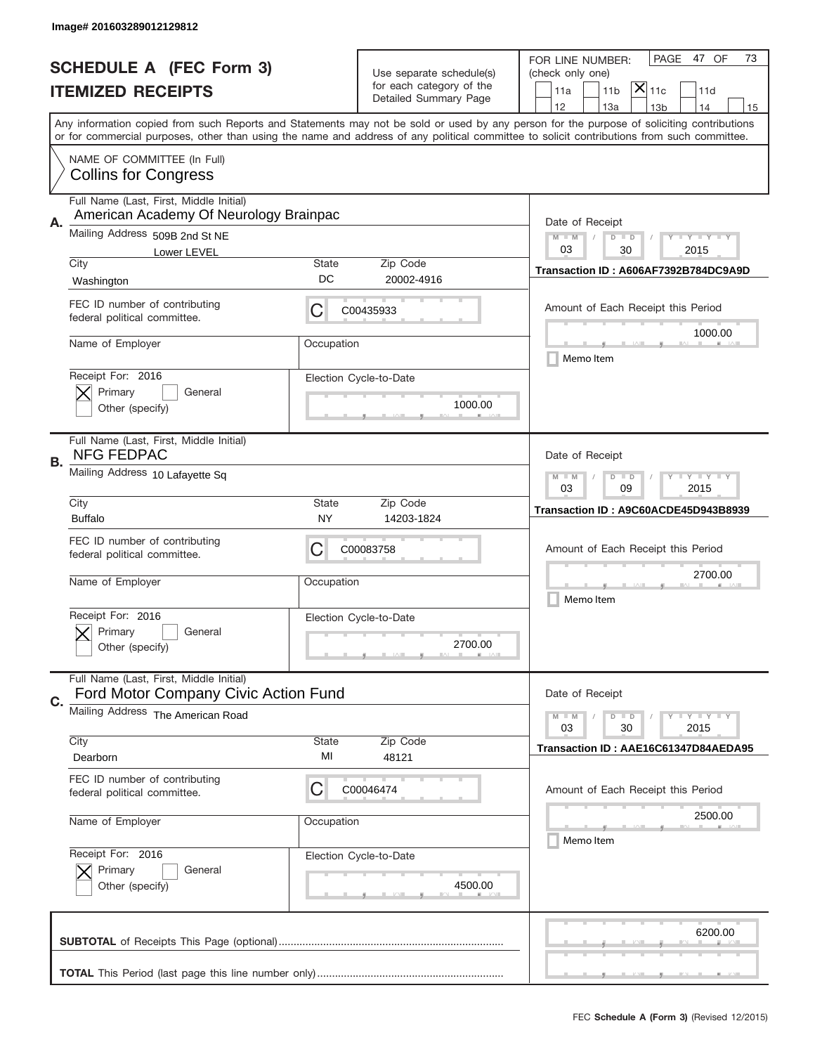Image# 201603289012129812

# SCHEDULE A (FEC Form 3)
## ITEMIZED RECEIPTS

Use separate schedule(s) for each category of the Detailed Summary Page

FOR LINE NUMBER: (check only one)

☐ 11a ☐ 11b ☒ 11c ☐ 11d
☐ 12 ☐ 13a ☐ 13b ☐ 14 ☐ 15

PAGE 47 OF 73

Any information copied from such Reports and Statements may not be sold or used by any person for the purpose of soliciting contributions or for commercial purposes, other than using the name and address of any political committee to solicit contributions from such committee.

NAME OF COMMITTEE (In Full)
Collins for Congress

---

**A.**

Full Name (Last, First, Middle Initial): American Academy Of Neurology Brainpac

Mailing Address: 509B 2nd St NE, Lower LEVEL

City: Washington | State: DC | Zip Code: 20002-4916

FEC ID number of contributing federal political committee: C C00435933

Name of Employer: | Occupation:

Receipt For: 2016 ☒ Primary ☐ General ☐ Other (specify)

Election Cycle-to-Date: 1000.00

Date of Receipt: 03 / 30 / 2015

Transaction ID : A606AF7392B784DC9A9D

Amount of Each Receipt this Period: 1000.00

☐ Memo Item

---

**B.**

Full Name (Last, First, Middle Initial): NFG FEDPAC

Mailing Address: 10 Lafayette Sq

City: Buffalo | State: NY | Zip Code: 14203-1824

FEC ID number of contributing federal political committee: C C00083758

Name of Employer: | Occupation:

Receipt For: 2016 ☒ Primary ☐ General ☐ Other (specify)

Election Cycle-to-Date: 2700.00

Date of Receipt: 03 / 09 / 2015

Transaction ID : A9C60ACDE45D943B8939

Amount of Each Receipt this Period: 2700.00

☐ Memo Item

---

**C.**

Full Name (Last, First, Middle Initial): Ford Motor Company Civic Action Fund

Mailing Address: The American Road

City: Dearborn | State: MI | Zip Code: 48121

FEC ID number of contributing federal political committee: C C00046474

Name of Employer: | Occupation:

Receipt For: 2016 ☒ Primary ☐ General ☐ Other (specify)

Election Cycle-to-Date: 4500.00

Date of Receipt: 03 / 30 / 2015

Transaction ID : AAE16C61347D84AEDA95

Amount of Each Receipt this Period: 2500.00

☐ Memo Item

---

**SUBTOTAL** of Receipts This Page (optional): 6200.00

**TOTAL** This Period (last page this line number only):

FEC **Schedule A (Form 3)** (Revised 12/2015)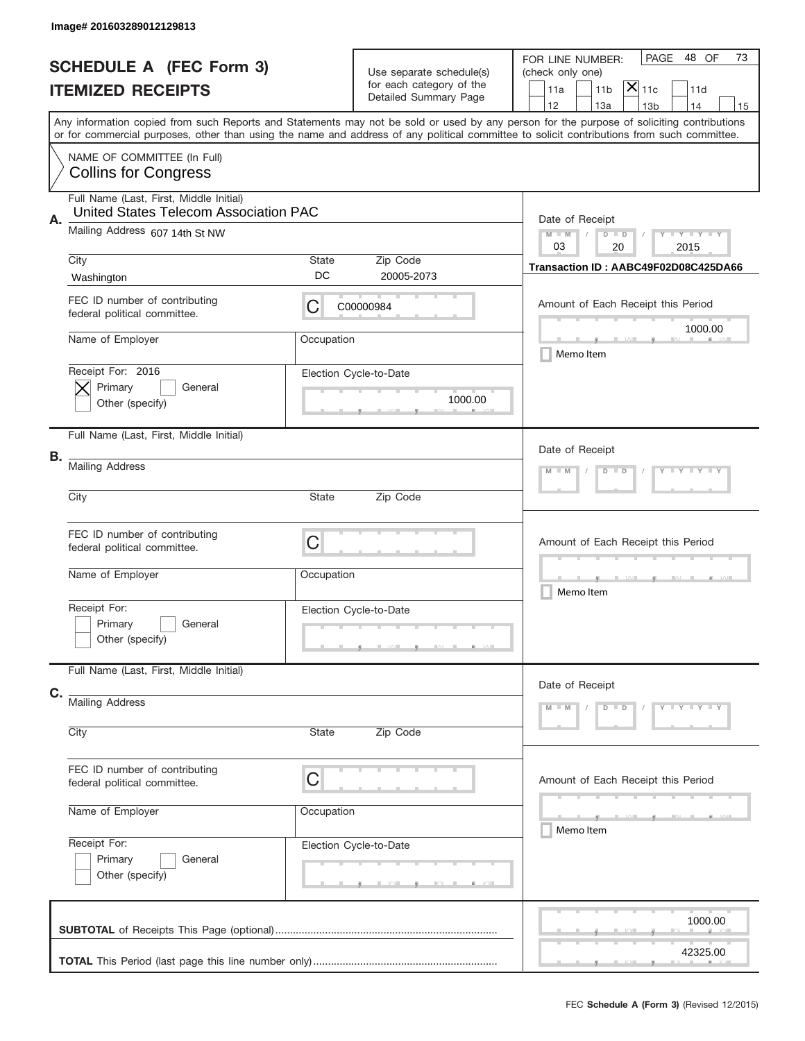Image# 201603289012129813

# SCHEDULE A (FEC Form 3)
## ITEMIZED RECEIPTS

Use separate schedule(s) for each category of the Detailed Summary Page

FOR LINE NUMBER: (check only one)

- [ ] 11a
- [ ] 11b
- [x] 11c
- [ ] 11d
- [ ] 12
- [ ] 13a
- [ ] 13b
- [ ] 14
- [ ] 15

PAGE 48 OF 73

Any information copied from such Reports and Statements may not be sold or used by any person for the purpose of soliciting contributions or for commercial purposes, other than using the name and address of any political committee to solicit contributions from such committee.

NAME OF COMMITTEE (In Full)
Collins for Congress

---

**A.** Full Name (Last, First, Middle Initial): United States Telecom Association PAC

Mailing Address: 607 14th St NW

City: Washington | State: DC | Zip Code: 20005-2073

FEC ID number of contributing federal political committee: C00000984

Name of Employer: | Occupation:

Receipt For: 2016
- [x] Primary
- [ ] General
- [ ] Other (specify)

Election Cycle-to-Date: 1000.00

Date of Receipt: 03 / 20 / 2015

Transaction ID : AABC49F02D08C425DA66

Amount of Each Receipt this Period: 1000.00

- [ ] Memo Item

---

**B.** Full Name (Last, First, Middle Initial):

Mailing Address:

City: | State: | Zip Code:

FEC ID number of contributing federal political committee: C

Name of Employer: | Occupation:

Receipt For:
- [ ] Primary
- [ ] General
- [ ] Other (specify)

Election Cycle-to-Date:

Date of Receipt:

Amount of Each Receipt this Period:

- [ ] Memo Item

---

**C.** Full Name (Last, First, Middle Initial):

Mailing Address:

City: | State: | Zip Code:

FEC ID number of contributing federal political committee: C

Name of Employer: | Occupation:

Receipt For:
- [ ] Primary
- [ ] General
- [ ] Other (specify)

Election Cycle-to-Date:

Date of Receipt:

Amount of Each Receipt this Period:

- [ ] Memo Item

---

**SUBTOTAL** of Receipts This Page (optional): 1000.00

**TOTAL** This Period (last page this line number only): 42325.00

FEC **Schedule A (Form 3)** (Revised 12/2015)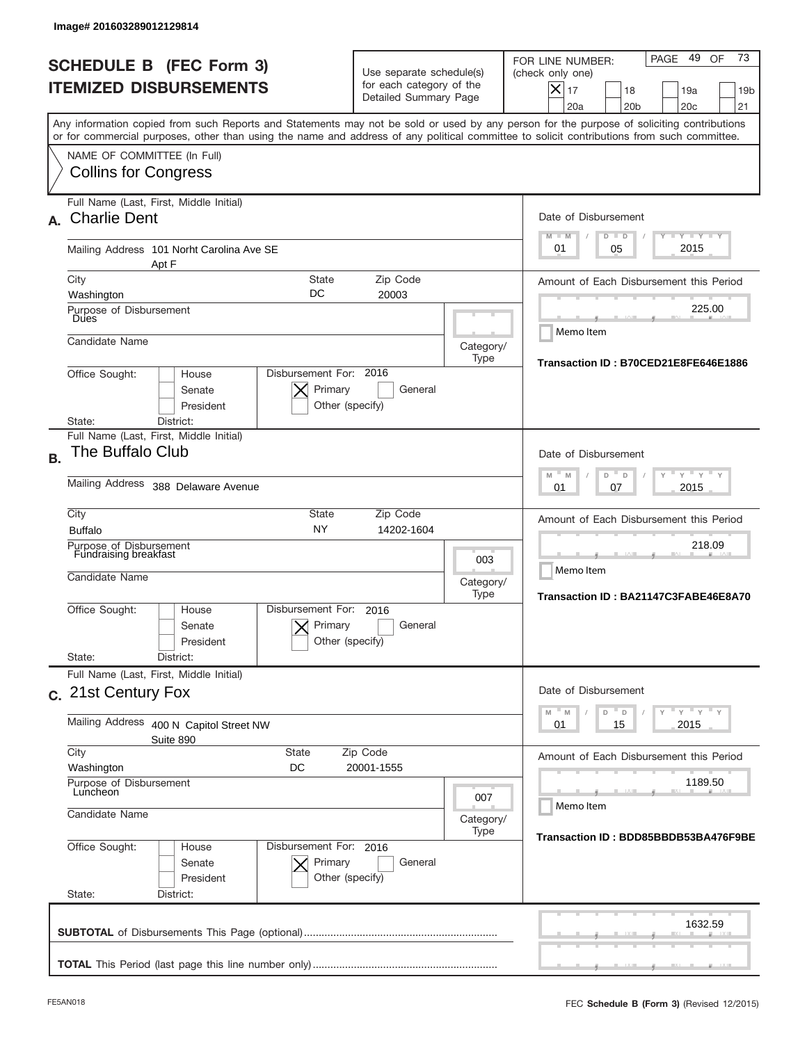Image# 201603289012129814

# SCHEDULE B (FEC Form 3)
## ITEMIZED DISBURSEMENTS

Use separate schedule(s) for each category of the Detailed Summary Page

FOR LINE NUMBER: (check only one)
[X] 17 [ ] 18 [ ] 19a [ ] 19b [ ] 20a [ ] 20b [ ] 20c [ ] 21

PAGE 49 OF 73

Any information copied from such Reports and Statements may not be sold or used by any person for the purpose of soliciting contributions or for commercial purposes, other than using the name and address of any political committee to solicit contributions from such committee.

NAME OF COMMITTEE (In Full)
Collins for Congress

---

**A.** Full Name (Last, First, Middle Initial): Charlie Dent

Mailing Address: 101 Norht Carolina Ave SE, Apt F

City: Washington | State: DC | Zip Code: 20003

Purpose of Disbursement: Dues

Candidate Name:

Category/Type:

Office Sought: [ ] House [ ] Senate [ ] President

State: | District:

Disbursement For: 2016 [X] Primary [ ] General [ ] Other (specify)

Date of Disbursement: 01 / 05 / 2015

Amount of Each Disbursement this Period: 225.00

[ ] Memo Item

Transaction ID : B70CED21E8FE646E1886

---

**B.** Full Name (Last, First, Middle Initial): The Buffalo Club

Mailing Address: 388 Delaware Avenue

City: Buffalo | State: NY | Zip Code: 14202-1604

Purpose of Disbursement: Fundraising breakfast

Candidate Name:

Category/Type: 003

Office Sought: [ ] House [ ] Senate [ ] President

State: | District:

Disbursement For: 2016 [X] Primary [ ] General [ ] Other (specify)

Date of Disbursement: 01 / 07 / 2015

Amount of Each Disbursement this Period: 218.09

[ ] Memo Item

Transaction ID : BA21147C3FABE46E8A70

---

**C.** Full Name (Last, First, Middle Initial): 21st Century Fox

Mailing Address: 400 N Capitol Street NW, Suite 890

City: Washington | State: DC | Zip Code: 20001-1555

Purpose of Disbursement: Luncheon

Candidate Name:

Category/Type: 007

Office Sought: [ ] House [ ] Senate [ ] President

State: | District:

Disbursement For: 2016 [X] Primary [ ] General [ ] Other (specify)

Date of Disbursement: 01 / 15 / 2015

Amount of Each Disbursement this Period: 1189.50

[ ] Memo Item

Transaction ID : BDD85BBDB53BA476F9BE

---

**SUBTOTAL** of Disbursements This Page (optional): 1632.59

**TOTAL** This Period (last page this line number only):

FE5AN018 | FEC **Schedule B** (Form 3) (Revised 12/2015)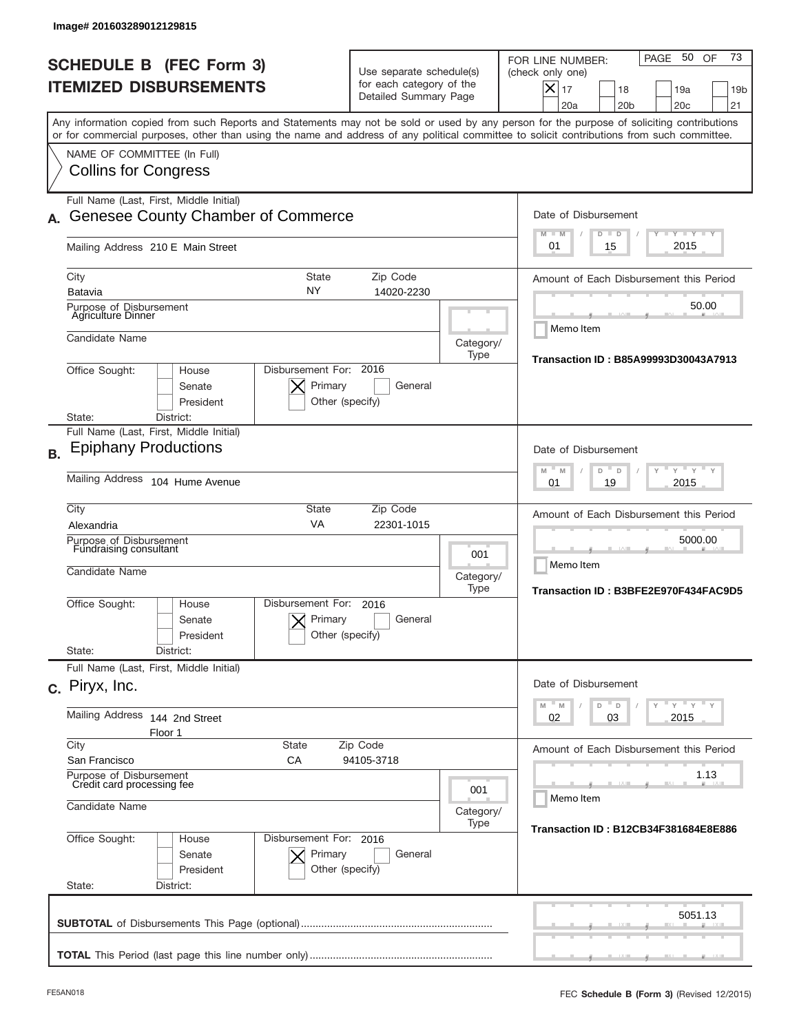Image# 201603289012129815

# SCHEDULE B (FEC Form 3)
## ITEMIZED DISBURSEMENTS

Use separate schedule(s) for each category of the Detailed Summary Page

FOR LINE NUMBER: (check only one)

- [X] 17
- [ ] 18
- [ ] 19a
- [ ] 19b
- [ ] 20a
- [ ] 20b
- [ ] 20c
- [ ] 21

PAGE 50 OF 73

Any information copied from such Reports and Statements may not be sold or used by any person for the purpose of soliciting contributions or for commercial purposes, other than using the name and address of any political committee to solicit contributions from such committee.

NAME OF COMMITTEE (In Full)
Collins for Congress

---

**A.** Full Name (Last, First, Middle Initial): Genesee County Chamber of Commerce

Mailing Address: 210 E Main Street

City: Batavia | State: NY | Zip Code: 14020-2230

Purpose of Disbursement: Agriculture Dinner

Candidate Name:

Category/Type:

Office Sought: House / Senate / President

State: District:

Disbursement For: 2016 — [X] Primary [ ] General [ ] Other (specify)

Date of Disbursement: 01 / 15 / 2015

Amount of Each Disbursement this Period: 50.00

Memo Item

Transaction ID : B85A99993D30043A7913

---

**B.** Full Name (Last, First, Middle Initial): Epiphany Productions

Mailing Address: 104 Hume Avenue

City: Alexandria | State: VA | Zip Code: 22301-1015

Purpose of Disbursement: Fundraising consultant

Candidate Name:

Category/Type: 001

Office Sought: House / Senate / President

State: District:

Disbursement For: 2016 — [X] Primary [ ] General [ ] Other (specify)

Date of Disbursement: 01 / 19 / 2015

Amount of Each Disbursement this Period: 5000.00

Memo Item

Transaction ID : B3BFE2E970F434FAC9D5

---

**C.** Full Name (Last, First, Middle Initial): Piryx, Inc.

Mailing Address: 144 2nd Street, Floor 1

City: San Francisco | State: CA | Zip Code: 94105-3718

Purpose of Disbursement: Credit card processing fee

Candidate Name:

Category/Type: 001

Office Sought: House / Senate / President

State: District:

Disbursement For: 2016 — [X] Primary [ ] General [ ] Other (specify)

Date of Disbursement: 02 / 03 / 2015

Amount of Each Disbursement this Period: 1.13

Memo Item

Transaction ID : B12CB34F381684E8E886

---

**SUBTOTAL** of Disbursements This Page (optional): 5051.13

**TOTAL** This Period (last page this line number only):

FE5AN018 — FEC **Schedule B** (Form 3) (Revised 12/2015)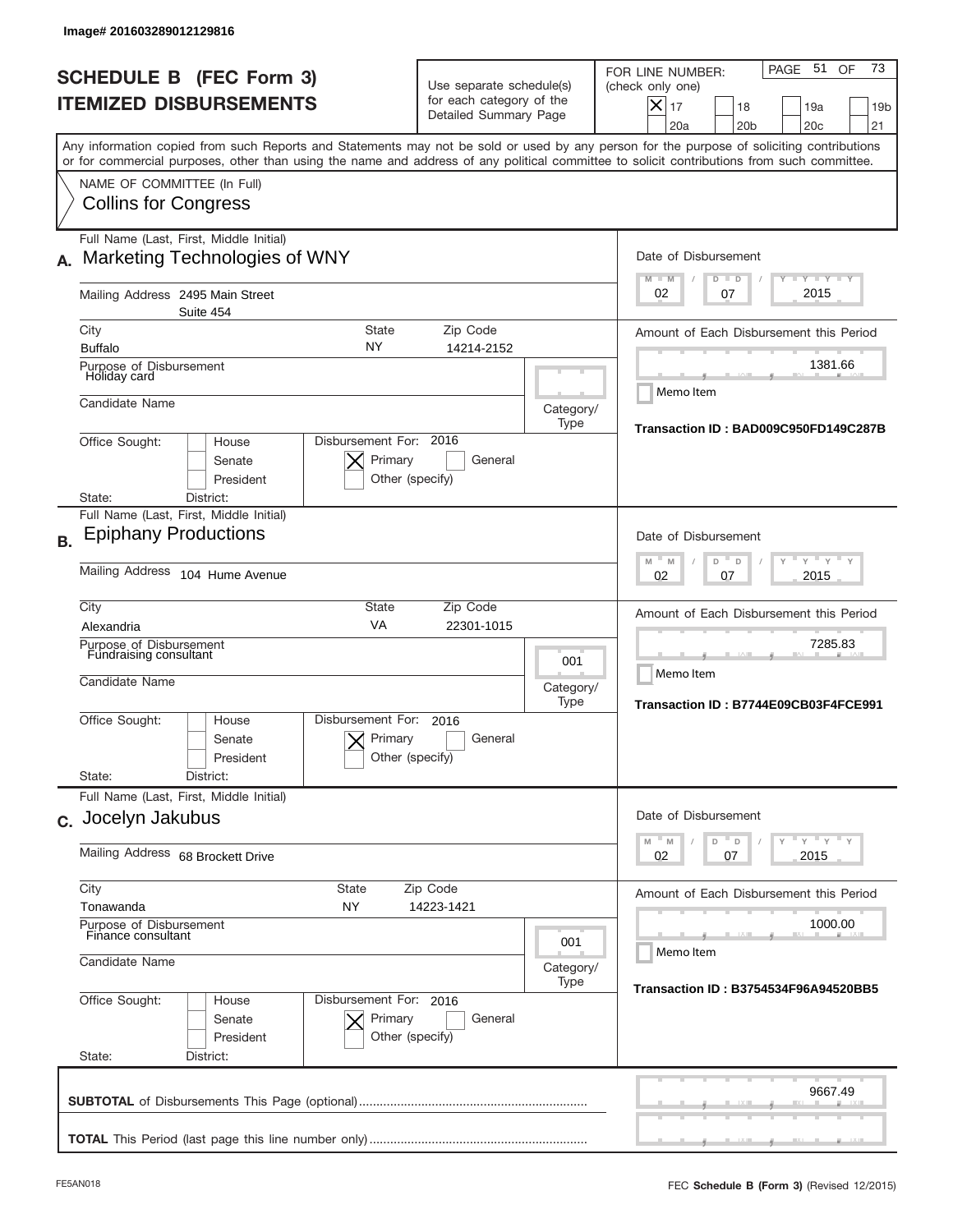Image# 201603289012129816

# SCHEDULE B (FEC Form 3)
## ITEMIZED DISBURSEMENTS

Use separate schedule(s) for each category of the Detailed Summary Page

FOR LINE NUMBER: (check only one)

- [X] 17
- [ ] 18
- [ ] 19a
- [ ] 19b
- [ ] 20a
- [ ] 20b
- [ ] 20c
- [ ] 21

PAGE 51 OF 73

Any information copied from such Reports and Statements may not be sold or used by any person for the purpose of soliciting contributions or for commercial purposes, other than using the name and address of any political committee to solicit contributions from such committee.

NAME OF COMMITTEE (In Full)
Collins for Congress

---

**A.** Full Name (Last, First, Middle Initial): Marketing Technologies of WNY

Mailing Address: 2495 Main Street, Suite 454

City: Buffalo | State: NY | Zip Code: 14214-2152

Purpose of Disbursement: Holiday card

Candidate Name:

Category/Type:

Office Sought: [ ] House [ ] Senate [ ] President

State: District:

Disbursement For: 2016 [X] Primary [ ] General [ ] Other (specify)

Date of Disbursement: 02 / 07 / 2015

Amount of Each Disbursement this Period: 1381.66

[ ] Memo Item

Transaction ID : BAD009C950FD149C287B

---

**B.** Full Name (Last, First, Middle Initial): Epiphany Productions

Mailing Address: 104 Hume Avenue

City: Alexandria | State: VA | Zip Code: 22301-1015

Purpose of Disbursement: Fundraising consultant

Candidate Name:

Category/Type: 001

Office Sought: [ ] House [ ] Senate [ ] President

State: District:

Disbursement For: 2016 [X] Primary [ ] General [ ] Other (specify)

Date of Disbursement: 02 / 07 / 2015

Amount of Each Disbursement this Period: 7285.83

[ ] Memo Item

Transaction ID : B7744E09CB03F4FCE991

---

**C.** Full Name (Last, First, Middle Initial): Jocelyn Jakubus

Mailing Address: 68 Brockett Drive

City: Tonawanda | State: NY | Zip Code: 14223-1421

Purpose of Disbursement: Finance consultant

Candidate Name:

Category/Type: 001

Office Sought: [ ] House [ ] Senate [ ] President

State: District:

Disbursement For: 2016 [X] Primary [ ] General [ ] Other (specify)

Date of Disbursement: 02 / 07 / 2015

Amount of Each Disbursement this Period: 1000.00

[ ] Memo Item

Transaction ID : B3754534F96A94520BB5

---

**SUBTOTAL** of Disbursements This Page (optional): 9667.49

**TOTAL** This Period (last page this line number only):

FE5AN018 | FEC **Schedule B (Form 3)** (Revised 12/2015)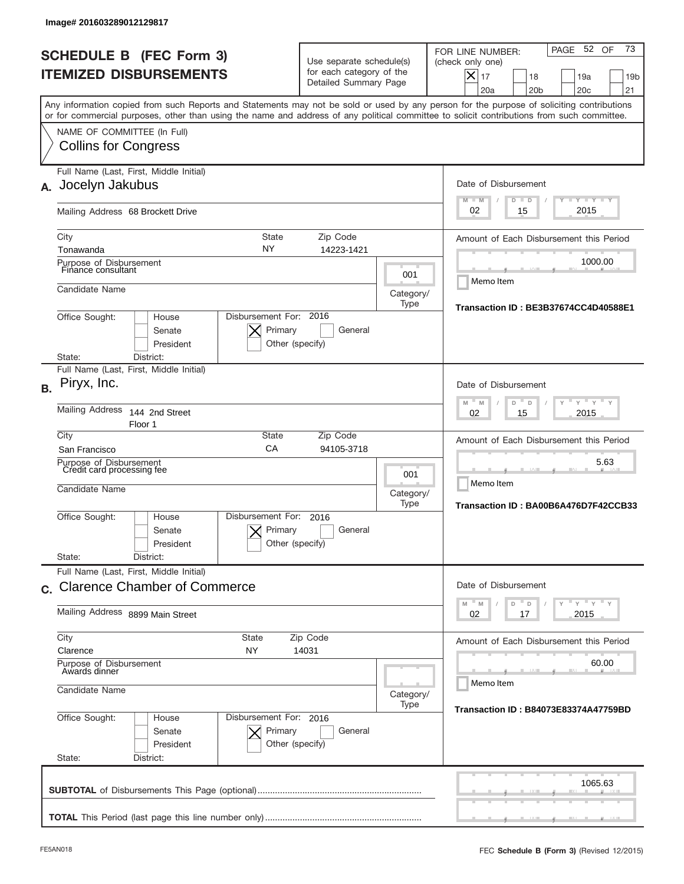Image# 201603289012129817

# SCHEDULE B (FEC Form 3)
## ITEMIZED DISBURSEMENTS

Use separate schedule(s) for each category of the Detailed Summary Page

FOR LINE NUMBER: (check only one)

- [X] 17
- [ ] 18
- [ ] 19a
- [ ] 19b
- [ ] 20a
- [ ] 20b
- [ ] 20c
- [ ] 21

Any information copied from such Reports and Statements may not be sold or used by any person for the purpose of soliciting contributions or for commercial purposes, other than using the name and address of any political committee to solicit contributions from such committee.

NAME OF COMMITTEE (In Full)
Collins for Congress

---

**A.** Full Name (Last, First, Middle Initial): Jocelyn Jakubus

Mailing Address: 68 Brockett Drive

City: Tonawanda | State: NY | Zip Code: 14223-1421

Purpose of Disbursement: Finance consultant

Category/Type: 001

Candidate Name:

Office Sought: [ ] House [ ] Senate [ ] President

State: District:

Disbursement For: 2016 [X] Primary [ ] General [ ] Other (specify)

Date of Disbursement: 02 / 15 / 2015

Amount of Each Disbursement this Period: 1000.00

[ ] Memo Item

Transaction ID : BE3B37674CC4D40588E1

---

**B.** Full Name (Last, First, Middle Initial): Piryx, Inc.

Mailing Address: 144 2nd Street, Floor 1

City: San Francisco | State: CA | Zip Code: 94105-3718

Purpose of Disbursement: Credit card processing fee

Category/Type: 001

Candidate Name:

Office Sought: [ ] House [ ] Senate [ ] President

State: District:

Disbursement For: 2016 [X] Primary [ ] General [ ] Other (specify)

Date of Disbursement: 02 / 15 / 2015

Amount of Each Disbursement this Period: 5.63

[ ] Memo Item

Transaction ID : BA00B6A476D7F42CCB33

---

**C.** Full Name (Last, First, Middle Initial): Clarence Chamber of Commerce

Mailing Address: 8899 Main Street

City: Clarence | State: NY | Zip Code: 14031

Purpose of Disbursement: Awards dinner

Category/Type:

Candidate Name:

Office Sought: [ ] House [ ] Senate [ ] President

State: District:

Disbursement For: 2016 [X] Primary [ ] General [ ] Other (specify)

Date of Disbursement: 02 / 17 / 2015

Amount of Each Disbursement this Period: 60.00

[ ] Memo Item

Transaction ID : B84073E83374A47759BD

---

**SUBTOTAL** of Disbursements This Page (optional): 1065.63

**TOTAL** This Period (last page this line number only):

FE5AN018 FEC Schedule B (Form 3) (Revised 12/2015)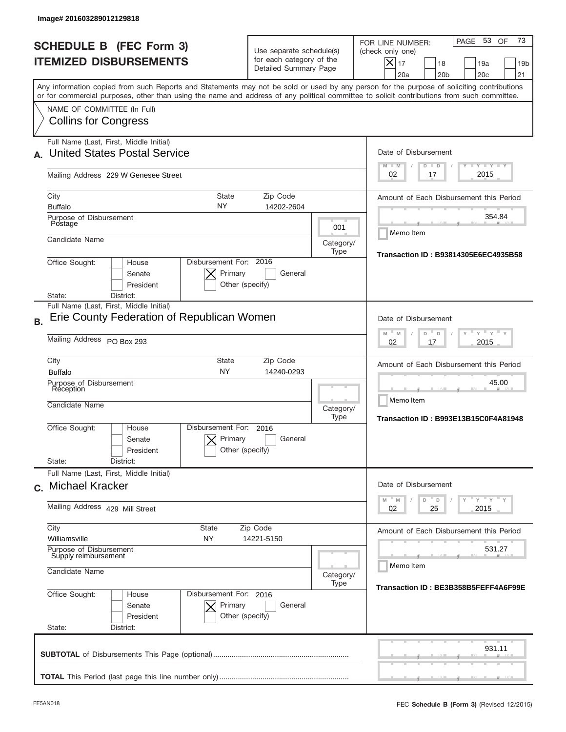Image# 201603289012129818

# SCHEDULE B (FEC Form 3)
## ITEMIZED DISBURSEMENTS

Use separate schedule(s) for each category of the Detailed Summary Page

FOR LINE NUMBER: (check only one)
[X] 17 [ ] 18 [ ] 19a [ ] 19b [ ] 20a [ ] 20b [ ] 20c [ ] 21

Any information copied from such Reports and Statements may not be sold or used by any person for the purpose of soliciting contributions or for commercial purposes, other than using the name and address of any political committee to solicit contributions from such committee.

NAME OF COMMITTEE (In Full)
Collins for Congress

---

**A.** Full Name (Last, First, Middle Initial): United States Postal Service

Mailing Address: 229 W Genesee Street

City: Buffalo | State: NY | Zip Code: 14202-2604

Purpose of Disbursement: Postage

Category/Type: 001

Candidate Name:

Office Sought: [ ] House [ ] Senate [ ] President
State: District:

Disbursement For: 2016 [X] Primary [ ] General [ ] Other (specify)

Date of Disbursement: 02/17/2015

Amount of Each Disbursement this Period: 354.84

[ ] Memo Item

Transaction ID : B93814305E6EC4935B58

---

**B.** Full Name (Last, First, Middle Initial): Erie County Federation of Republican Women

Mailing Address: PO Box 293

City: Buffalo | State: NY | Zip Code: 14240-0293

Purpose of Disbursement: Reception

Category/Type:

Candidate Name:

Office Sought: [ ] House [ ] Senate [ ] President
State: District:

Disbursement For: 2016 [X] Primary [ ] General [ ] Other (specify)

Date of Disbursement: 02/17/2015

Amount of Each Disbursement this Period: 45.00

[ ] Memo Item

Transaction ID : B993E13B15C0F4A81948

---

**C.** Full Name (Last, First, Middle Initial): Michael Kracker

Mailing Address: 429 Mill Street

City: Williamsville | State: NY | Zip Code: 14221-5150

Purpose of Disbursement: Supply reimbursement

Category/Type:

Candidate Name:

Office Sought: [ ] House [ ] Senate [ ] President
State: District:

Disbursement For: 2016 [X] Primary [ ] General [ ] Other (specify)

Date of Disbursement: 02/25/2015

Amount of Each Disbursement this Period: 531.27

[ ] Memo Item

Transaction ID : BE3B358B5FEFF4A6F99E

---

**SUBTOTAL** of Disbursements This Page (optional): 931.11

**TOTAL** This Period (last page this line number only):

FE5AN018 FEC **Schedule B (Form 3)** (Revised 12/2015)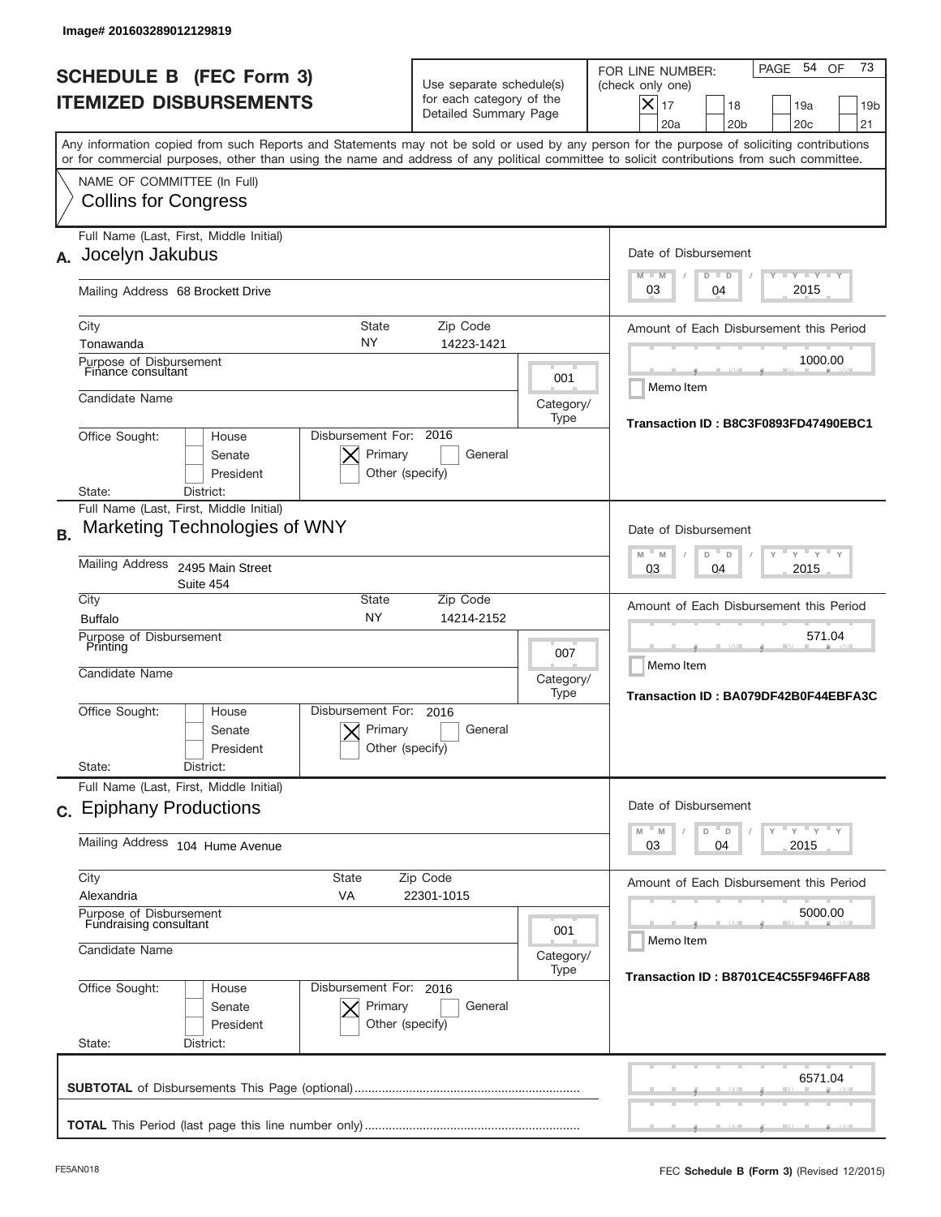Image# 201603289012129819

# SCHEDULE B (FEC Form 3)
## ITEMIZED DISBURSEMENTS

Use separate schedule(s) for each category of the Detailed Summary Page

FOR LINE NUMBER: (check only one)
[X] 17 [ ] 18 [ ] 19a [ ] 19b [ ] 20a [ ] 20b [ ] 20c [ ] 21

PAGE 54 OF 73

Any information copied from such Reports and Statements may not be sold or used by any person for the purpose of soliciting contributions or for commercial purposes, other than using the name and address of any political committee to solicit contributions from such committee.

NAME OF COMMITTEE (In Full)
Collins for Congress

---

**A.** Full Name (Last, First, Middle Initial): Jocelyn Jakubus

Mailing Address: 68 Brockett Drive

City: Tonawanda | State: NY | Zip Code: 14223-1421

Purpose of Disbursement: Finance consultant

Category/Type: 001

Candidate Name:

Office Sought: [ ] House [ ] Senate [ ] President

State: District:

Disbursement For: 2016 [X] Primary [ ] General [ ] Other (specify)

Date of Disbursement: 03/04/2015

Amount of Each Disbursement this Period: 1000.00

Memo Item

Transaction ID : B8C3F0893FD47490EBC1

---

**B.** Full Name (Last, First, Middle Initial): Marketing Technologies of WNY

Mailing Address: 2495 Main Street, Suite 454

City: Buffalo | State: NY | Zip Code: 14214-2152

Purpose of Disbursement: Printing

Category/Type: 007

Candidate Name:

Office Sought: [ ] House [ ] Senate [ ] President

State: District:

Disbursement For: 2016 [X] Primary [ ] General [ ] Other (specify)

Date of Disbursement: 03/04/2015

Amount of Each Disbursement this Period: 571.04

Memo Item

Transaction ID : BA079DF42B0F44EBFA3C

---

**C.** Full Name (Last, First, Middle Initial): Epiphany Productions

Mailing Address: 104 Hume Avenue

City: Alexandria | State: VA | Zip Code: 22301-1015

Purpose of Disbursement: Fundraising consultant

Category/Type: 001

Candidate Name:

Office Sought: [ ] House [ ] Senate [ ] President

State: District:

Disbursement For: 2016 [X] Primary [ ] General [ ] Other (specify)

Date of Disbursement: 03/04/2015

Amount of Each Disbursement this Period: 5000.00

Memo Item

Transaction ID : B8701CE4C55F946FFA88

---

**SUBTOTAL** of Disbursements This Page (optional): 6571.04

**TOTAL** This Period (last page this line number only):

FE5AN018

FEC **Schedule B** (Form 3) (Revised 12/2015)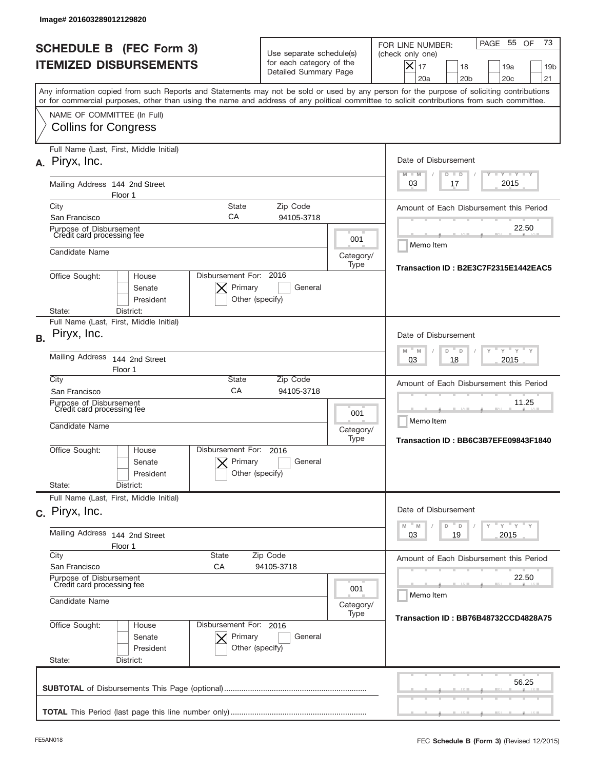Image# 201603289012129820

# SCHEDULE B (FEC Form 3)
# ITEMIZED DISBURSEMENTS

Use separate schedule(s) for each category of the Detailed Summary Page

FOR LINE NUMBER: (check only one)

- [X] 17
- [ ] 18
- [ ] 19a
- [ ] 19b
- [ ] 20a
- [ ] 20b
- [ ] 20c
- [ ] 21

Any information copied from such Reports and Statements may not be sold or used by any person for the purpose of soliciting contributions or for commercial purposes, other than using the name and address of any political committee to solicit contributions from such committee.

NAME OF COMMITTEE (In Full)
Collins for Congress

---

**A.** Full Name (Last, First, Middle Initial): Piryx, Inc.

Mailing Address: 144 2nd Street, Floor 1

City: San Francisco | State: CA | Zip Code: 94105-3718

Purpose of Disbursement: Credit card processing fee

Category/Type: 001

Candidate Name:

Office Sought: [ ] House [ ] Senate [ ] President

State: District:

Disbursement For: 2016 [X] Primary [ ] General [ ] Other (specify)

Date of Disbursement: 03 / 17 / 2015

Amount of Each Disbursement this Period: 22.50

Memo Item

Transaction ID : B2E3C7F2315E1442EAC5

---

**B.** Full Name (Last, First, Middle Initial): Piryx, Inc.

Mailing Address: 144 2nd Street, Floor 1

City: San Francisco | State: CA | Zip Code: 94105-3718

Purpose of Disbursement: Credit card processing fee

Category/Type: 001

Candidate Name:

Office Sought: [ ] House [ ] Senate [ ] President

State: District:

Disbursement For: 2016 [X] Primary [ ] General [ ] Other (specify)

Date of Disbursement: 03 / 18 / 2015

Amount of Each Disbursement this Period: 11.25

Memo Item

Transaction ID : BB6C3B7EFE09843F1840

---

**C.** Full Name (Last, First, Middle Initial): Piryx, Inc.

Mailing Address: 144 2nd Street, Floor 1

City: San Francisco | State: CA | Zip Code: 94105-3718

Purpose of Disbursement: Credit card processing fee

Category/Type: 001

Candidate Name:

Office Sought: [ ] House [ ] Senate [ ] President

State: District:

Disbursement For: 2016 [X] Primary [ ] General [ ] Other (specify)

Date of Disbursement: 03 / 19 / 2015

Amount of Each Disbursement this Period: 22.50

Memo Item

Transaction ID : BB76B48732CCD4828A75

---

**SUBTOTAL** of Disbursements This Page (optional): 56.25

**TOTAL** This Period (last page this line number only):

FE5AN018 — FEC **Schedule B** (Form 3) (Revised 12/2015)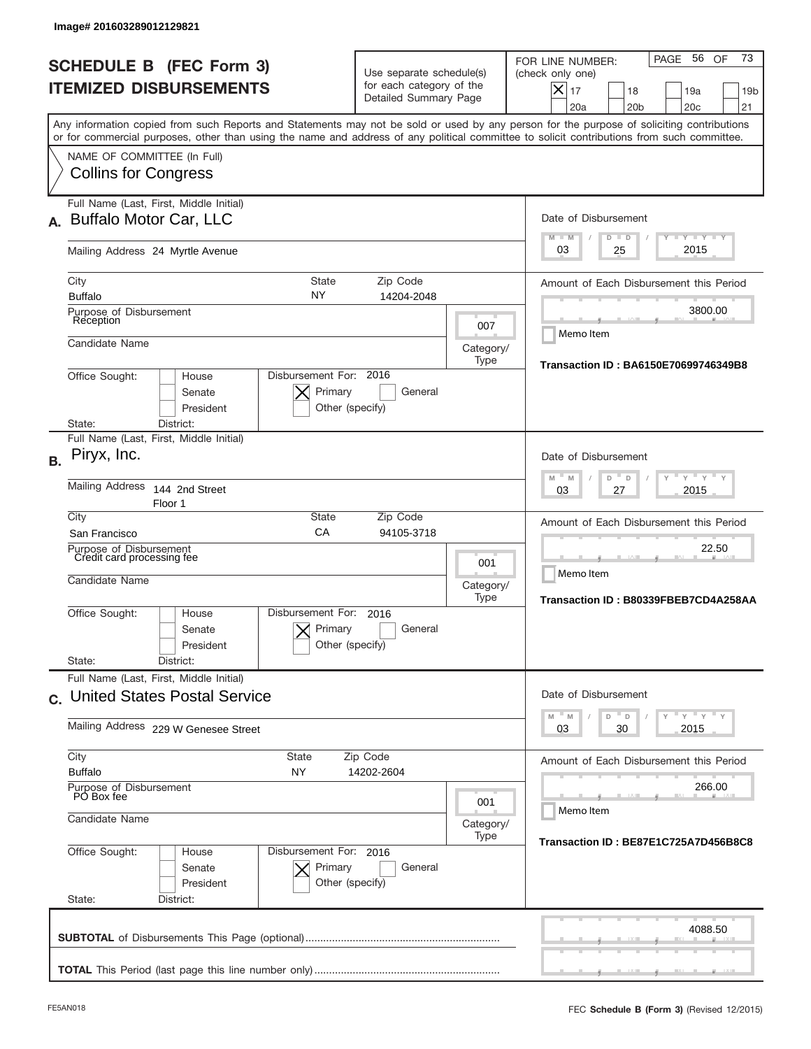Image# 201603289012129821

# SCHEDULE B (FEC Form 3)
## ITEMIZED DISBURSEMENTS

Use separate schedule(s) for each category of the Detailed Summary Page

FOR LINE NUMBER: (check only one)
[X] 17 [ ] 18 [ ] 19a [ ] 19b [ ] 20a [ ] 20b [ ] 20c [ ] 21

Any information copied from such Reports and Statements may not be sold or used by any person for the purpose of soliciting contributions or for commercial purposes, other than using the name and address of any political committee to solicit contributions from such committee.

NAME OF COMMITTEE (In Full)
Collins for Congress

---

**A.** Full Name (Last, First, Middle Initial): Buffalo Motor Car, LLC

Mailing Address: 24 Myrtle Avenue

City: Buffalo | State: NY | Zip Code: 14204-2048

Purpose of Disbursement: Reception

Category/Type: 007

Candidate Name:

Office Sought: [ ] House [ ] Senate [ ] President
State: District:

Disbursement For: 2016 [X] Primary [ ] General [ ] Other (specify)

Date of Disbursement: 03/25/2015

Amount of Each Disbursement this Period: 3800.00

Memo Item

Transaction ID : BA6150E70699746349B8

---

**B.** Full Name (Last, First, Middle Initial): Piryx, Inc.

Mailing Address: 144 2nd Street, Floor 1

City: San Francisco | State: CA | Zip Code: 94105-3718

Purpose of Disbursement: Credit card processing fee

Category/Type: 001

Candidate Name:

Office Sought: [ ] House [ ] Senate [ ] President
State: District:

Disbursement For: 2016 [X] Primary [ ] General [ ] Other (specify)

Date of Disbursement: 03/27/2015

Amount of Each Disbursement this Period: 22.50

Memo Item

Transaction ID : B80339FBEB7CD4A258AA

---

**C.** Full Name (Last, First, Middle Initial): United States Postal Service

Mailing Address: 229 W Genesee Street

City: Buffalo | State: NY | Zip Code: 14202-2604

Purpose of Disbursement: PO Box fee

Category/Type: 001

Candidate Name:

Office Sought: [ ] House [ ] Senate [ ] President
State: District:

Disbursement For: 2016 [X] Primary [ ] General [ ] Other (specify)

Date of Disbursement: 03/30/2015

Amount of Each Disbursement this Period: 266.00

Memo Item

Transaction ID : BE87E1C725A7D456B8C8

---

**SUBTOTAL** of Disbursements This Page (optional): 4088.50

**TOTAL** This Period (last page this line number only):

FE5AN018 FEC **Schedule B** (Form 3) (Revised 12/2015)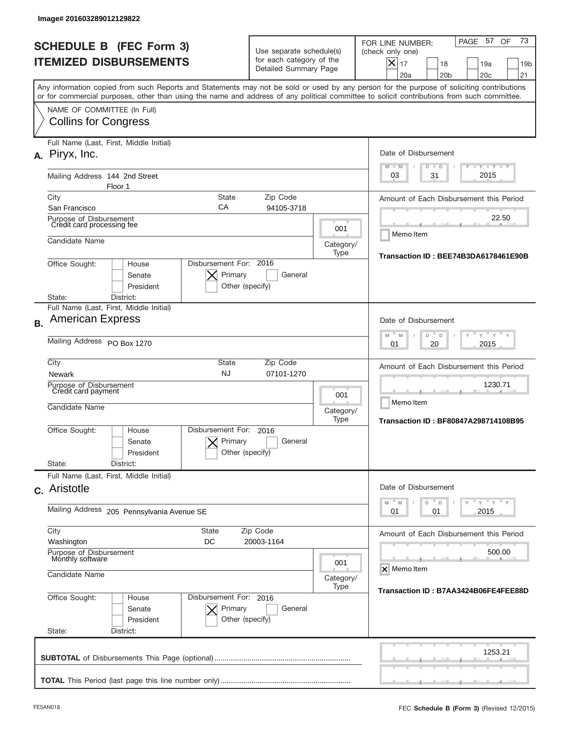Image# 201603289012129822

# SCHEDULE B (FEC Form 3)
# ITEMIZED DISBURSEMENTS

Use separate schedule(s) for each category of the Detailed Summary Page

FOR LINE NUMBER: (check only one)

- [x] 17
- [ ] 18
- [ ] 19a
- [ ] 19b
- [ ] 20a
- [ ] 20b
- [ ] 20c
- [ ] 21

PAGE 57 OF 73

Any information copied from such Reports and Statements may not be sold or used by any person for the purpose of soliciting contributions or for commercial purposes, other than using the name and address of any political committee to solicit contributions from such committee.

NAME OF COMMITTEE (In Full)
Collins for Congress

---

**A.** Full Name (Last, First, Middle Initial): Piryx, Inc.

Mailing Address: 144 2nd Street, Floor 1

City: San Francisco | State: CA | Zip Code: 94105-3718

Purpose of Disbursement: Credit card processing fee

Category/Type: 001

Candidate Name:

Office Sought: [ ] House [ ] Senate [ ] President

State: District:

Disbursement For: 2016 [x] Primary [ ] General [ ] Other (specify)

Date of Disbursement: 03 / 31 / 2015

Amount of Each Disbursement this Period: 22.50

[ ] Memo Item

Transaction ID : BEE74B3DA6178461E90B

---

**B.** Full Name (Last, First, Middle Initial): American Express

Mailing Address: PO Box 1270

City: Newark | State: NJ | Zip Code: 07101-1270

Purpose of Disbursement: Credit card payment

Category/Type: 001

Candidate Name:

Office Sought: [ ] House [ ] Senate [ ] President

State: District:

Disbursement For: 2016 [x] Primary [ ] General [ ] Other (specify)

Date of Disbursement: 01 / 20 / 2015

Amount of Each Disbursement this Period: 1230.71

[ ] Memo Item

Transaction ID : BF80847A298714108B95

---

**C.** Full Name (Last, First, Middle Initial): Aristotle

Mailing Address: 205 Pennsylvania Avenue SE

City: Washington | State: DC | Zip Code: 20003-1164

Purpose of Disbursement: Monthly software

Category/Type: 001

Candidate Name:

Office Sought: [ ] House [ ] Senate [ ] President

State: District:

Disbursement For: 2016 [x] Primary [ ] General [ ] Other (specify)

Date of Disbursement: 01 / 01 / 2015

Amount of Each Disbursement this Period: 500.00

[x] Memo Item

Transaction ID : B7AA3424B06FE4FEE88D

---

**SUBTOTAL** of Disbursements This Page (optional): 1253.21

**TOTAL** This Period (last page this line number only):

FE5AN018

FEC **Schedule B (Form 3)** (Revised 12/2015)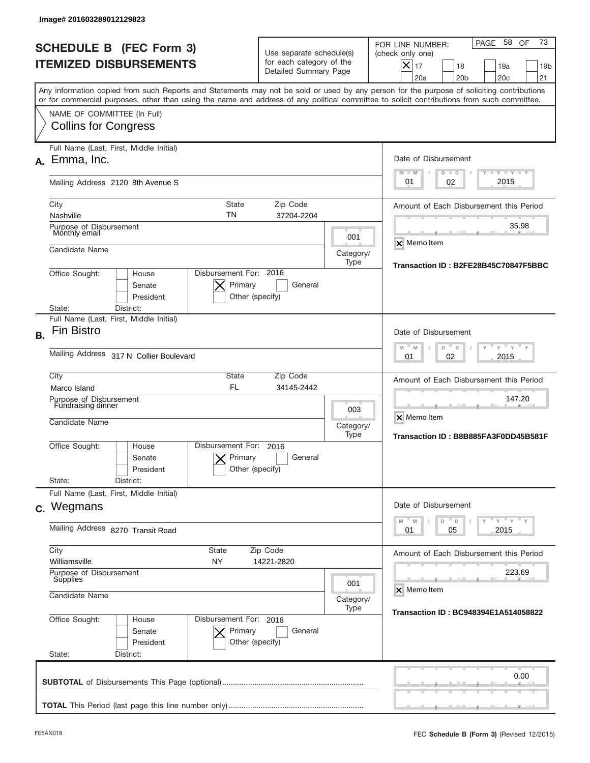Image# 201603289012129823

# SCHEDULE B (FEC Form 3)
## ITEMIZED DISBURSEMENTS

Use separate schedule(s) for each category of the Detailed Summary Page

FOR LINE NUMBER: (check only one)

- [x] 17
- [ ] 18
- [ ] 19a
- [ ] 19b
- [ ] 20a
- [ ] 20b
- [ ] 20c
- [ ] 21

PAGE 58 OF 73

Any information copied from such Reports and Statements may not be sold or used by any person for the purpose of soliciting contributions or for commercial purposes, other than using the name and address of any political committee to solicit contributions from such committee.

NAME OF COMMITTEE (In Full)
Collins for Congress

---

**A.** Full Name (Last, First, Middle Initial): Emma, Inc.

Mailing Address: 2120 8th Avenue S

City: Nashville | State: TN | Zip Code: 37204-2204

Purpose of Disbursement: Monthly email

Category/Type: 001

Candidate Name:

Office Sought: House / Senate / President

Disbursement For: 2016 — [x] Primary [ ] General [ ] Other (specify)

State: District:

Date of Disbursement: 01 / 02 / 2015

Amount of Each Disbursement this Period: 35.98

[x] Memo Item

Transaction ID : B2FE28B45C70847F5BBC

---

**B.** Full Name (Last, First, Middle Initial): Fin Bistro

Mailing Address: 317 N Collier Boulevard

City: Marco Island | State: FL | Zip Code: 34145-2442

Purpose of Disbursement: Fundraising dinner

Category/Type: 003

Candidate Name:

Office Sought: House / Senate / President

Disbursement For: 2016 — [x] Primary [ ] General [ ] Other (specify)

State: District:

Date of Disbursement: 01 / 02 / 2015

Amount of Each Disbursement this Period: 147.20

[x] Memo Item

Transaction ID : B8B885FA3F0DD45B581F

---

**C.** Full Name (Last, First, Middle Initial): Wegmans

Mailing Address: 8270 Transit Road

City: Williamsville | State: NY | Zip Code: 14221-2820

Purpose of Disbursement: Supplies

Category/Type: 001

Candidate Name:

Office Sought: House / Senate / President

Disbursement For: 2016 — [x] Primary [ ] General [ ] Other (specify)

State: District:

Date of Disbursement: 01 / 05 / 2015

Amount of Each Disbursement this Period: 223.69

[x] Memo Item

Transaction ID : BC948394E1A514058822

---

**SUBTOTAL** of Disbursements This Page (optional): 0.00

**TOTAL** This Period (last page this line number only):

FE5AN018 — FEC **Schedule B (Form 3)** (Revised 12/2015)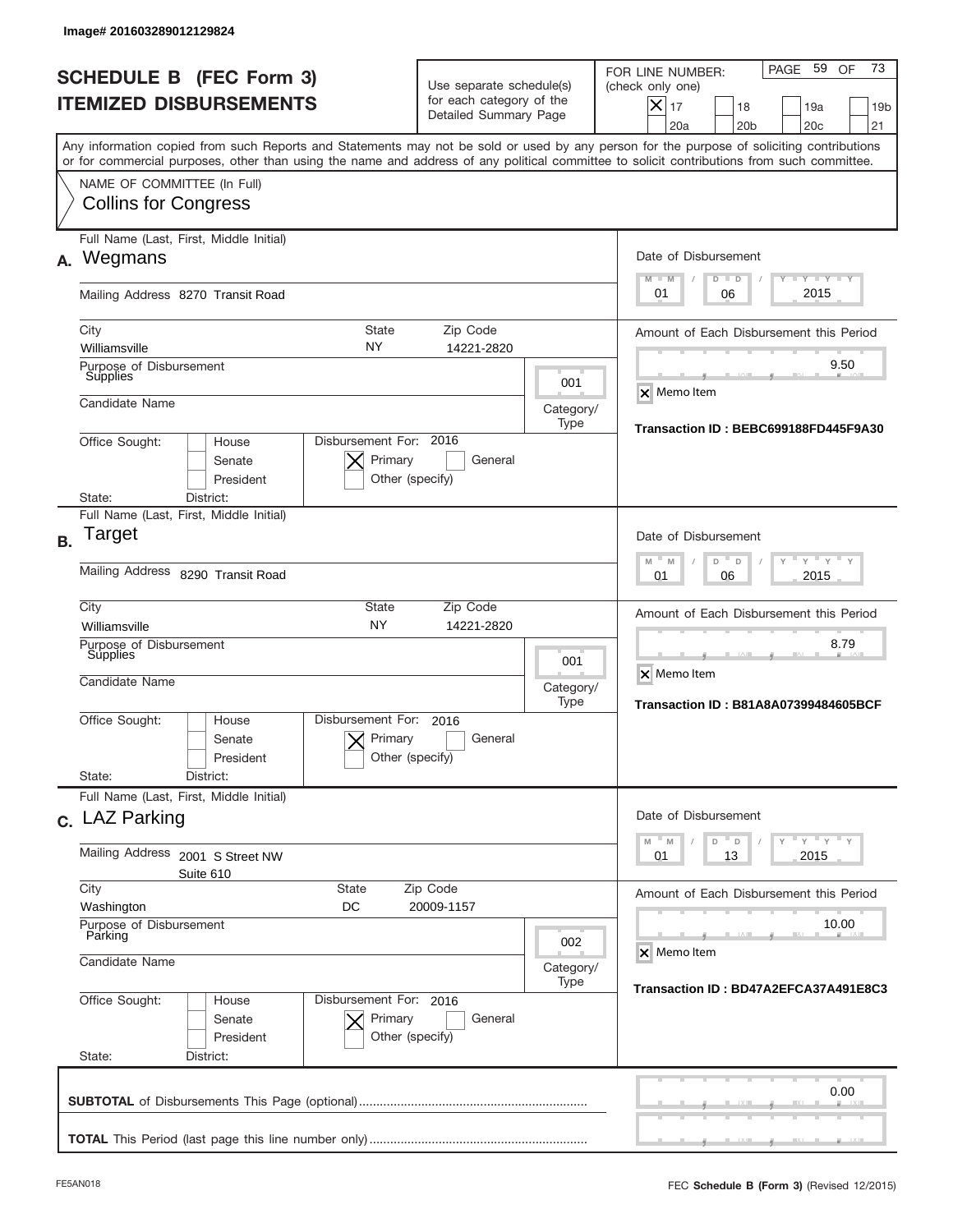Image# 201603289012129824

# SCHEDULE B (FEC Form 3)
## ITEMIZED DISBURSEMENTS

Use separate schedule(s) for each category of the Detailed Summary Page

FOR LINE NUMBER: (check only one)

- [x] 17
- [ ] 18
- [ ] 19a
- [ ] 19b
- [ ] 20a
- [ ] 20b
- [ ] 20c
- [ ] 21

Any information copied from such Reports and Statements may not be sold or used by any person for the purpose of soliciting contributions or for commercial purposes, other than using the name and address of any political committee to solicit contributions from such committee.

NAME OF COMMITTEE (In Full)
Collins for Congress

---

**A.** Full Name (Last, First, Middle Initial): Wegmans

Mailing Address: 8270 Transit Road

City: Williamsville | State: NY | Zip Code: 14221-2820

Purpose of Disbursement: Supplies

Category/Type: 001

Candidate Name:

Office Sought: [ ] House [ ] Senate [ ] President

State: District:

Disbursement For: 2016 [x] Primary [ ] General [ ] Other (specify)

Date of Disbursement: 01/06/2015

Amount of Each Disbursement this Period: 9.50

[x] Memo Item

Transaction ID : BEBC699188FD445F9A30

---

**B.** Full Name (Last, First, Middle Initial): Target

Mailing Address: 8290 Transit Road

City: Williamsville | State: NY | Zip Code: 14221-2820

Purpose of Disbursement: Supplies

Category/Type: 001

Candidate Name:

Office Sought: [ ] House [ ] Senate [ ] President

State: District:

Disbursement For: 2016 [x] Primary [ ] General [ ] Other (specify)

Date of Disbursement: 01/06/2015

Amount of Each Disbursement this Period: 8.79

[x] Memo Item

Transaction ID : B81A8A07399484605BCF

---

**C.** Full Name (Last, First, Middle Initial): LAZ Parking

Mailing Address: 2001 S Street NW, Suite 610

City: Washington | State: DC | Zip Code: 20009-1157

Purpose of Disbursement: Parking

Category/Type: 002

Candidate Name:

Office Sought: [ ] House [ ] Senate [ ] President

State: District:

Disbursement For: 2016 [x] Primary [ ] General [ ] Other (specify)

Date of Disbursement: 01/13/2015

Amount of Each Disbursement this Period: 10.00

[x] Memo Item

Transaction ID : BD47A2EFCA37A491E8C3

---

**SUBTOTAL** of Disbursements This Page (optional): 0.00

**TOTAL** This Period (last page this line number only):

FE5AN018

FEC **Schedule B (Form 3)** (Revised 12/2015)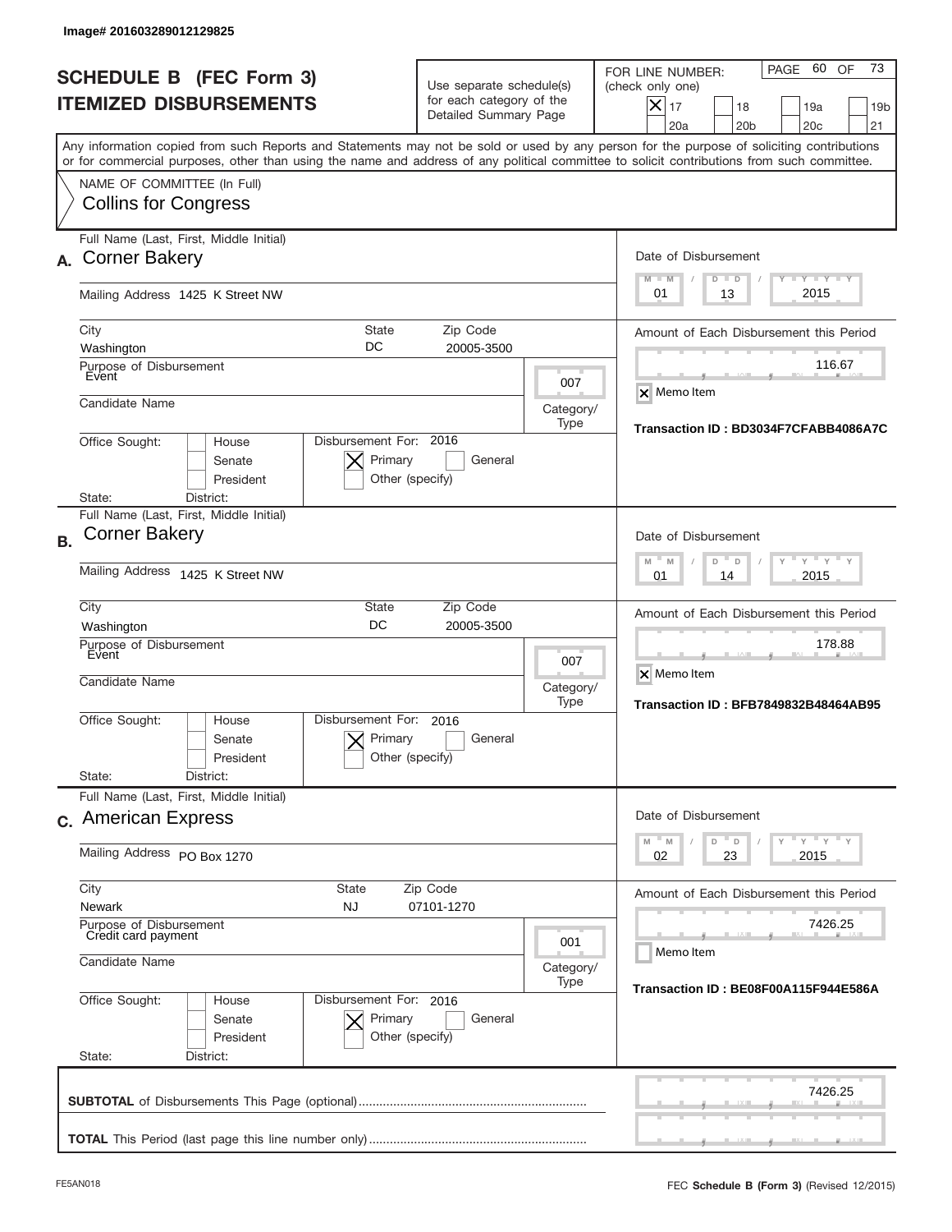Image# 201603289012129825

# SCHEDULE B (FEC Form 3)
## ITEMIZED DISBURSEMENTS

Use separate schedule(s) for each category of the Detailed Summary Page

FOR LINE NUMBER: (check only one)
[X] 17 [ ] 18 [ ] 19a [ ] 19b [ ] 20a [ ] 20b [ ] 20c [ ] 21

PAGE 60 OF 73

Any information copied from such Reports and Statements may not be sold or used by any person for the purpose of soliciting contributions or for commercial purposes, other than using the name and address of any political committee to solicit contributions from such committee.

NAME OF COMMITTEE (In Full)
Collins for Congress

---

**A.** Full Name (Last, First, Middle Initial): Corner Bakery

Mailing Address: 1425 K Street NW

City: Washington | State: DC | Zip Code: 20005-3500

Purpose of Disbursement: Event

Category/Type: 007

Candidate Name:

Office Sought: [ ] House [ ] Senate [ ] President

State: District:

Disbursement For: 2016 [X] Primary [ ] General [ ] Other (specify)

Date of Disbursement: 01/13/2015

Amount of Each Disbursement this Period: 116.67

[X] Memo Item

Transaction ID : BD3034F7CFABB4086A7C

---

**B.** Full Name (Last, First, Middle Initial): Corner Bakery

Mailing Address: 1425 K Street NW

City: Washington | State: DC | Zip Code: 20005-3500

Purpose of Disbursement: Event

Category/Type: 007

Candidate Name:

Office Sought: [ ] House [ ] Senate [ ] President

State: District:

Disbursement For: 2016 [X] Primary [ ] General [ ] Other (specify)

Date of Disbursement: 01/14/2015

Amount of Each Disbursement this Period: 178.88

[X] Memo Item

Transaction ID : BFB7849832B48464AB95

---

**C.** Full Name (Last, First, Middle Initial): American Express

Mailing Address: PO Box 1270

City: Newark | State: NJ | Zip Code: 07101-1270

Purpose of Disbursement: Credit card payment

Category/Type: 001

Candidate Name:

Office Sought: [ ] House [ ] Senate [ ] President

State: District:

Disbursement For: 2016 [X] Primary [ ] General [ ] Other (specify)

Date of Disbursement: 02/23/2015

Amount of Each Disbursement this Period: 7426.25

[ ] Memo Item

Transaction ID : BE08F00A115F944E586A

---

**SUBTOTAL** of Disbursements This Page (optional): 7426.25

**TOTAL** This Period (last page this line number only):

FE5AN018 FEC **Schedule B** (Form 3) (Revised 12/2015)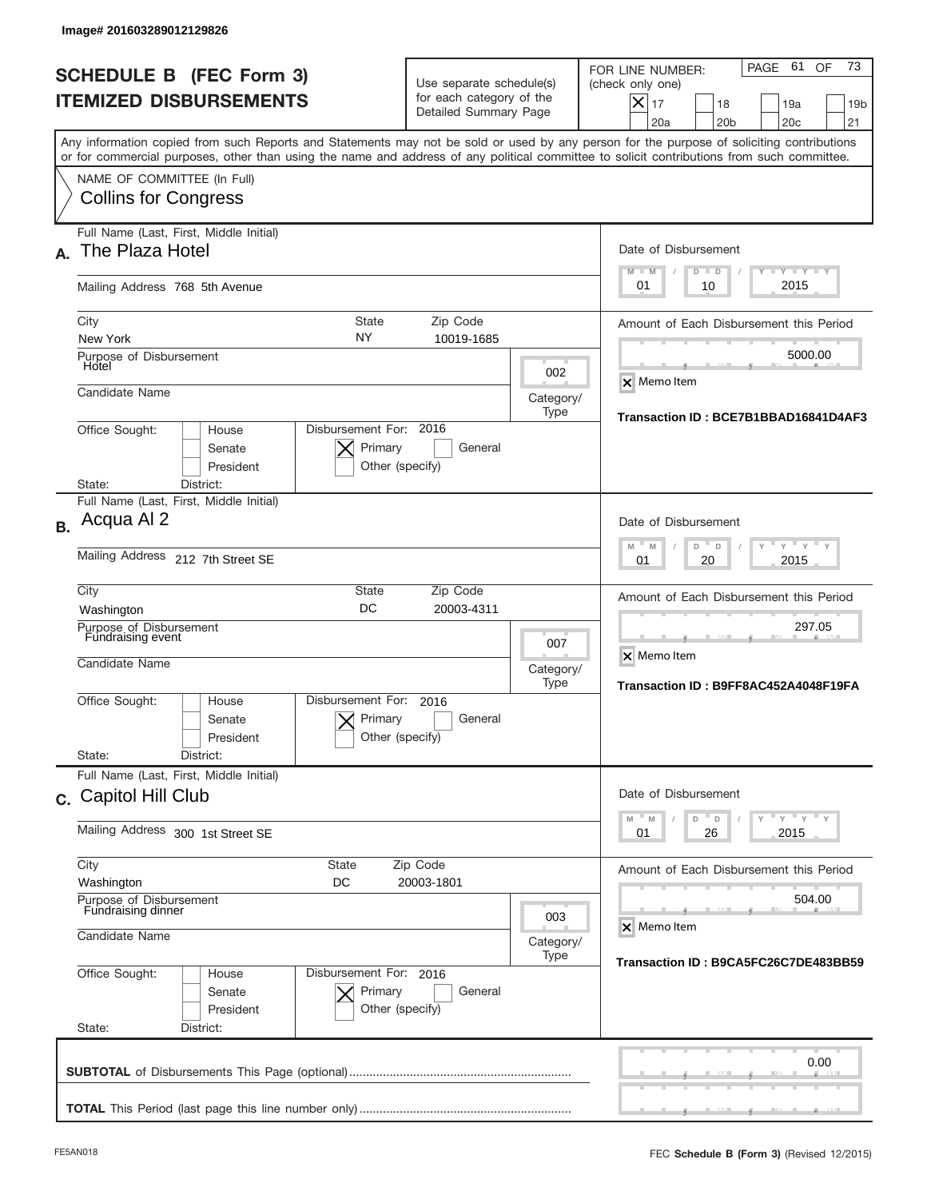Image# 201603289012129826

# SCHEDULE B (FEC Form 3) ITEMIZED DISBURSEMENTS

Use separate schedule(s) for each category of the Detailed Summary Page

FOR LINE NUMBER: (check only one)

- [X] 17
- [ ] 18
- [ ] 19a
- [ ] 19b
- [ ] 20a
- [ ] 20b
- [ ] 20c
- [ ] 21

PAGE 61 OF 73

Any information copied from such Reports and Statements may not be sold or used by any person for the purpose of soliciting contributions or for commercial purposes, other than using the name and address of any political committee to solicit contributions from such committee.

NAME OF COMMITTEE (In Full)
Collins for Congress

---

**A.** Full Name (Last, First, Middle Initial): The Plaza Hotel

Mailing Address: 768 5th Avenue

City: New York | State: NY | Zip Code: 10019-1685

Purpose of Disbursement: Hotel

Category/Type: 002

Candidate Name:

Office Sought: [ ] House [ ] Senate [ ] President

State: District:

Disbursement For: 2016 [X] Primary [ ] General [ ] Other (specify)

Date of Disbursement: 01/10/2015

Amount of Each Disbursement this Period: 5000.00

[X] Memo Item

Transaction ID : BCE7B1BBAD16841D4AF3

---

**B.** Full Name (Last, First, Middle Initial): Acqua Al 2

Mailing Address: 212 7th Street SE

City: Washington | State: DC | Zip Code: 20003-4311

Purpose of Disbursement: Fundraising event

Category/Type: 007

Candidate Name:

Office Sought: [ ] House [ ] Senate [ ] President

State: District:

Disbursement For: 2016 [X] Primary [ ] General [ ] Other (specify)

Date of Disbursement: 01/20/2015

Amount of Each Disbursement this Period: 297.05

[X] Memo Item

Transaction ID : B9FF8AC452A4048F19FA

---

**C.** Full Name (Last, First, Middle Initial): Capitol Hill Club

Mailing Address: 300 1st Street SE

City: Washington | State: DC | Zip Code: 20003-1801

Purpose of Disbursement: Fundraising dinner

Category/Type: 003

Candidate Name:

Office Sought: [ ] House [ ] Senate [ ] President

State: District:

Disbursement For: 2016 [X] Primary [ ] General [ ] Other (specify)

Date of Disbursement: 01/26/2015

Amount of Each Disbursement this Period: 504.00

[X] Memo Item

Transaction ID : B9CA5FC26C7DE483BB59

---

**SUBTOTAL** of Disbursements This Page (optional): 0.00

**TOTAL** This Period (last page this line number only):

FE5AN018 FEC **Schedule B (Form 3)** (Revised 12/2015)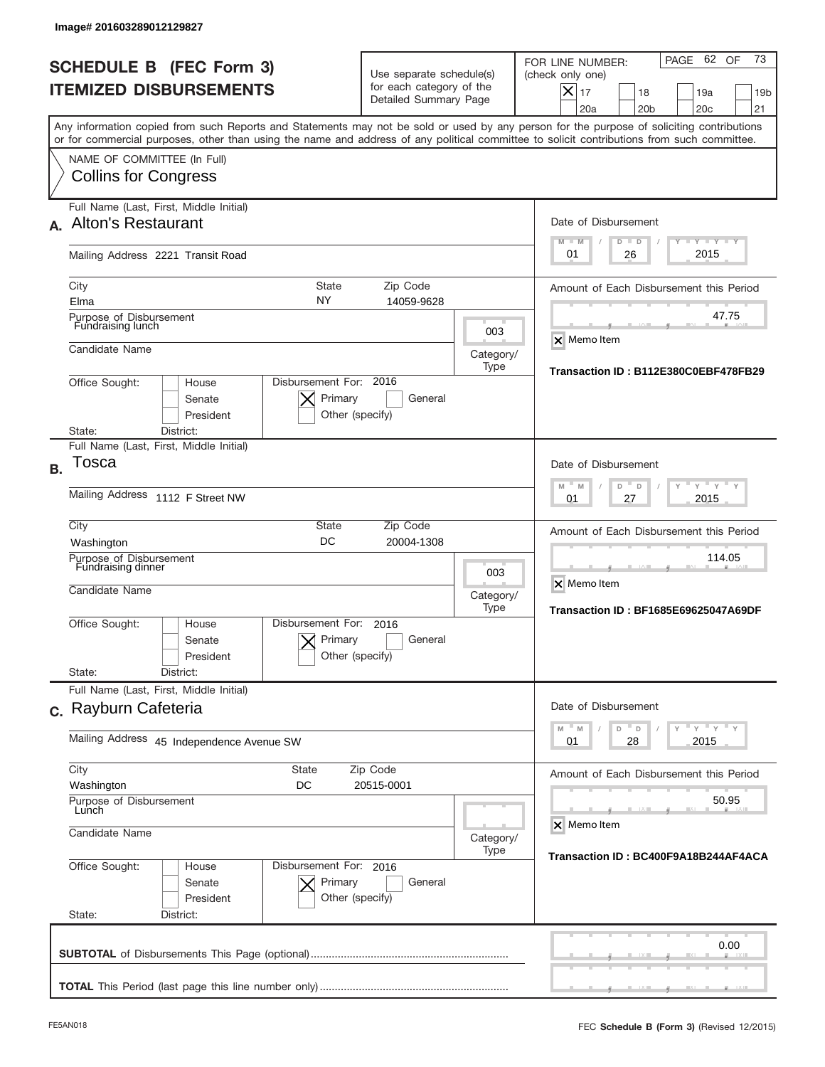Image# 201603289012129827

# SCHEDULE B (FEC Form 3)
# ITEMIZED DISBURSEMENTS

Use separate schedule(s) for each category of the Detailed Summary Page

FOR LINE NUMBER: (check only one)

- [x] 17
- [ ] 18
- [ ] 19a
- [ ] 19b
- [ ] 20a
- [ ] 20b
- [ ] 20c
- [ ] 21

PAGE 62 OF 73

Any information copied from such Reports and Statements may not be sold or used by any person for the purpose of soliciting contributions or for commercial purposes, other than using the name and address of any political committee to solicit contributions from such committee.

NAME OF COMMITTEE (In Full)
**Collins for Congress**

---

**A.** Full Name (Last, First, Middle Initial): **Alton's Restaurant**

Mailing Address: 2221 Transit Road

| City | State | Zip Code |
|---|---|---|
| Elma | NY | 14059-9628 |

Purpose of Disbursement: Fundraising lunch

Category/Type: 003

Candidate Name:

Office Sought: [ ] House [ ] Senate [ ] President

Disbursement For: 2016 [x] Primary [ ] General [ ] Other (specify)

State: District:

Date of Disbursement: 01 / 26 / 2015

Amount of Each Disbursement this Period: 47.75

[x] Memo Item

Transaction ID : B112E380C0EBF478FB29

---

**B.** Full Name (Last, First, Middle Initial): **Tosca**

Mailing Address: 1112 F Street NW

| City | State | Zip Code |
|---|---|---|
| Washington | DC | 20004-1308 |

Purpose of Disbursement: Fundraising dinner

Category/Type: 003

Candidate Name:

Office Sought: [ ] House [ ] Senate [ ] President

Disbursement For: 2016 [x] Primary [ ] General [ ] Other (specify)

State: District:

Date of Disbursement: 01 / 27 / 2015

Amount of Each Disbursement this Period: 114.05

[x] Memo Item

Transaction ID : BF1685E69625047A69DF

---

**C.** Full Name (Last, First, Middle Initial): **Rayburn Cafeteria**

Mailing Address: 45 Independence Avenue SW

| City | State | Zip Code |
|---|---|---|
| Washington | DC | 20515-0001 |

Purpose of Disbursement: Lunch

Category/Type:

Candidate Name:

Office Sought: [ ] House [ ] Senate [ ] President

Disbursement For: 2016 [x] Primary [ ] General [ ] Other (specify)

State: District:

Date of Disbursement: 01 / 28 / 2015

Amount of Each Disbursement this Period: 50.95

[x] Memo Item

Transaction ID : BC400F9A18B244AF4ACA

---

**SUBTOTAL** of Disbursements This Page (optional): 0.00

**TOTAL** This Period (last page this line number only):

FE5AN018

FEC **Schedule B (Form 3)** (Revised 12/2015)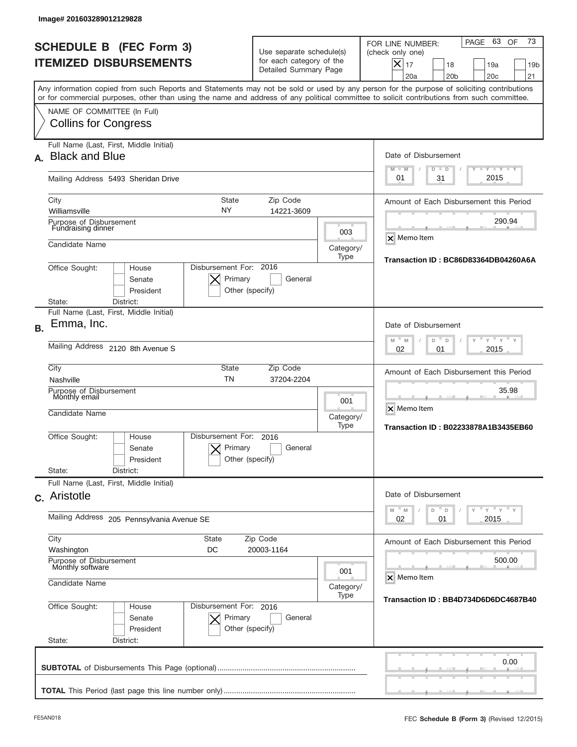Image# 201603289012129828

# SCHEDULE B (FEC Form 3)
# ITEMIZED DISBURSEMENTS

Use separate schedule(s) for each category of the Detailed Summary Page

FOR LINE NUMBER: (check only one)

- [X] 17
- [ ] 18
- [ ] 19a
- [ ] 19b
- [ ] 20a
- [ ] 20b
- [ ] 20c
- [ ] 21

PAGE 63 OF 73

Any information copied from such Reports and Statements may not be sold or used by any person for the purpose of soliciting contributions or for commercial purposes, other than using the name and address of any political committee to solicit contributions from such committee.

NAME OF COMMITTEE (In Full)
Collins for Congress

---

**A.** Full Name (Last, First, Middle Initial): **Black and Blue**

Mailing Address: 5493 Sheridan Drive

City: Williamsville | State: NY | Zip Code: 14221-3609

Purpose of Disbursement: Fundraising dinner

Category/Type: 003

Candidate Name:

Office Sought: House / Senate / President

State: | District:

Disbursement For: 2016 — [X] Primary [ ] General [ ] Other (specify)

Date of Disbursement: 01 / 31 / 2015

Amount of Each Disbursement this Period: 290.94

[X] Memo Item

Transaction ID : BC86D83364DB04260A6A

---

**B.** Full Name (Last, First, Middle Initial): **Emma, Inc.**

Mailing Address: 2120 8th Avenue S

City: Nashville | State: TN | Zip Code: 37204-2204

Purpose of Disbursement: Monthly email

Category/Type: 001

Candidate Name:

Office Sought: House / Senate / President

State: | District:

Disbursement For: 2016 — [X] Primary [ ] General [ ] Other (specify)

Date of Disbursement: 02 / 01 / 2015

Amount of Each Disbursement this Period: 35.98

[X] Memo Item

Transaction ID : B02233878A1B3435EB60

---

**C.** Full Name (Last, First, Middle Initial): **Aristotle**

Mailing Address: 205 Pennsylvania Avenue SE

City: Washington | State: DC | Zip Code: 20003-1164

Purpose of Disbursement: Monthly software

Category/Type: 001

Candidate Name:

Office Sought: House / Senate / President

State: | District:

Disbursement For: 2016 — [X] Primary [ ] General [ ] Other (specify)

Date of Disbursement: 02 / 01 / 2015

Amount of Each Disbursement this Period: 500.00

[X] Memo Item

Transaction ID : BB4D734D6D6DC4687B40

---

**SUBTOTAL** of Disbursements This Page (optional): 0.00

**TOTAL** This Period (last page this line number only):

FE5AN018 | FEC **Schedule B** (Form 3) (Revised 12/2015)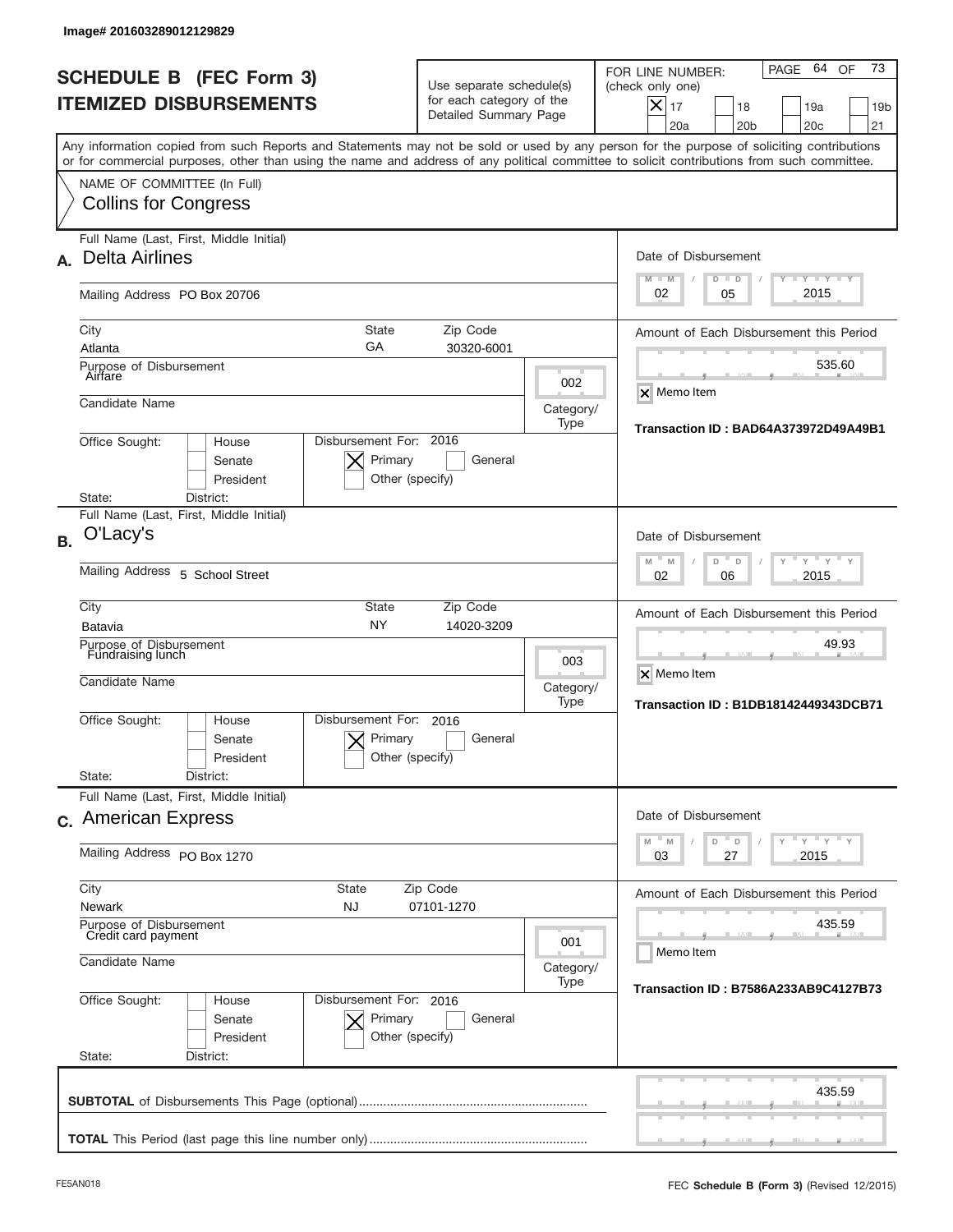Image# 201603289012129829

# SCHEDULE B (FEC Form 3)
## ITEMIZED DISBURSEMENTS

Use separate schedule(s) for each category of the Detailed Summary Page

FOR LINE NUMBER: (check only one)
[X] 17 [ ] 18 [ ] 19a [ ] 19b [ ] 20a [ ] 20b [ ] 20c [ ] 21

Any information copied from such Reports and Statements may not be sold or used by any person for the purpose of soliciting contributions or for commercial purposes, other than using the name and address of any political committee to solicit contributions from such committee.

NAME OF COMMITTEE (In Full)
Collins for Congress

---

**A.** Full Name (Last, First, Middle Initial): Delta Airlines

Mailing Address: PO Box 20706

City: Atlanta | State: GA | Zip Code: 30320-6001

Purpose of Disbursement: Airfare

Category/Type: 002

Candidate Name:

Office Sought: [ ] House [ ] Senate [ ] President

State: District:

Disbursement For: 2016 [X] Primary [ ] General [ ] Other (specify)

Date of Disbursement: 02 / 05 / 2015

Amount of Each Disbursement this Period: 535.60

[X] Memo Item

Transaction ID : BAD64A373972D49A49B1

---

**B.** Full Name (Last, First, Middle Initial): O'Lacy's

Mailing Address: 5 School Street

City: Batavia | State: NY | Zip Code: 14020-3209

Purpose of Disbursement: Fundraising lunch

Category/Type: 003

Candidate Name:

Office Sought: [ ] House [ ] Senate [ ] President

State: District:

Disbursement For: 2016 [X] Primary [ ] General [ ] Other (specify)

Date of Disbursement: 02 / 06 / 2015

Amount of Each Disbursement this Period: 49.93

[X] Memo Item

Transaction ID : B1DB18142449343DCB71

---

**C.** Full Name (Last, First, Middle Initial): American Express

Mailing Address: PO Box 1270

City: Newark | State: NJ | Zip Code: 07101-1270

Purpose of Disbursement: Credit card payment

Category/Type: 001

Candidate Name:

Office Sought: [ ] House [ ] Senate [ ] President

State: District:

Disbursement For: 2016 [X] Primary [ ] General [ ] Other (specify)

Date of Disbursement: 03 / 27 / 2015

Amount of Each Disbursement this Period: 435.59

[ ] Memo Item

Transaction ID : B7586A233AB9C4127B73

---

**SUBTOTAL** of Disbursements This Page (optional): 435.59

**TOTAL** This Period (last page this line number only):

FE5AN018

FEC **Schedule B** (Form 3) (Revised 12/2015)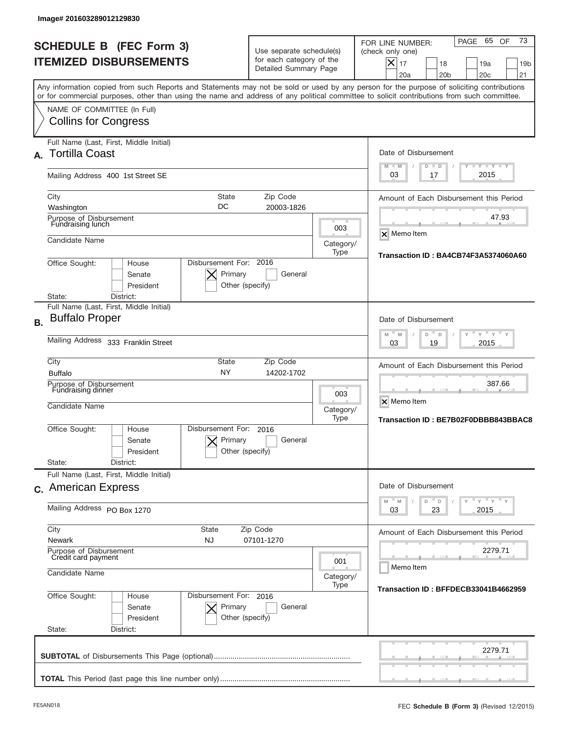Image# 201603289012129830

# SCHEDULE B (FEC Form 3)
# ITEMIZED DISBURSEMENTS

Use separate schedule(s) for each category of the Detailed Summary Page

FOR LINE NUMBER: (check only one)

- [x] 17
- [ ] 18
- [ ] 19a
- [ ] 19b
- [ ] 20a
- [ ] 20b
- [ ] 20c
- [ ] 21

Any information copied from such Reports and Statements may not be sold or used by any person for the purpose of soliciting contributions or for commercial purposes, other than using the name and address of any political committee to solicit contributions from such committee.

NAME OF COMMITTEE (In Full)
Collins for Congress

## A.

Full Name (Last, First, Middle Initial): **Tortilla Coast**

Mailing Address: 400 1st Street SE

City: Washington | State: DC | Zip Code: 20003-1826

Purpose of Disbursement: Fundraising lunch

Category/Type: 003

Candidate Name:

Office Sought: House / Senate / President

State: | District:

Disbursement For: 2016 — [x] Primary [ ] General [ ] Other (specify)

Date of Disbursement: 03/17/2015

Amount of Each Disbursement this Period: 47.93

[x] Memo Item

Transaction ID : BA4CB74F3A5374060A60

## B.

Full Name (Last, First, Middle Initial): **Buffalo Proper**

Mailing Address: 333 Franklin Street

City: Buffalo | State: NY | Zip Code: 14202-1702

Purpose of Disbursement: Fundraising dinner

Category/Type: 003

Candidate Name:

Office Sought: House / Senate / President

State: | District:

Disbursement For: 2016 — [x] Primary [ ] General [ ] Other (specify)

Date of Disbursement: 03/19/2015

Amount of Each Disbursement this Period: 387.66

[x] Memo Item

Transaction ID : BE7B02F0DBBB843BBAC8

## C.

Full Name (Last, First, Middle Initial): **American Express**

Mailing Address: PO Box 1270

City: Newark | State: NJ | Zip Code: 07101-1270

Purpose of Disbursement: Credit card payment

Category/Type: 001

Candidate Name:

Office Sought: House / Senate / President

State: | District:

Disbursement For: 2016 — [x] Primary [ ] General [ ] Other (specify)

Date of Disbursement: 03/23/2015

Amount of Each Disbursement this Period: 2279.71

[ ] Memo Item

Transaction ID : BFFDECB33041B4662959

**SUBTOTAL** of Disbursements This Page (optional): 2279.71

**TOTAL** This Period (last page this line number only):

FE5AN018 — FEC **Schedule B (Form 3)** (Revised 12/2015)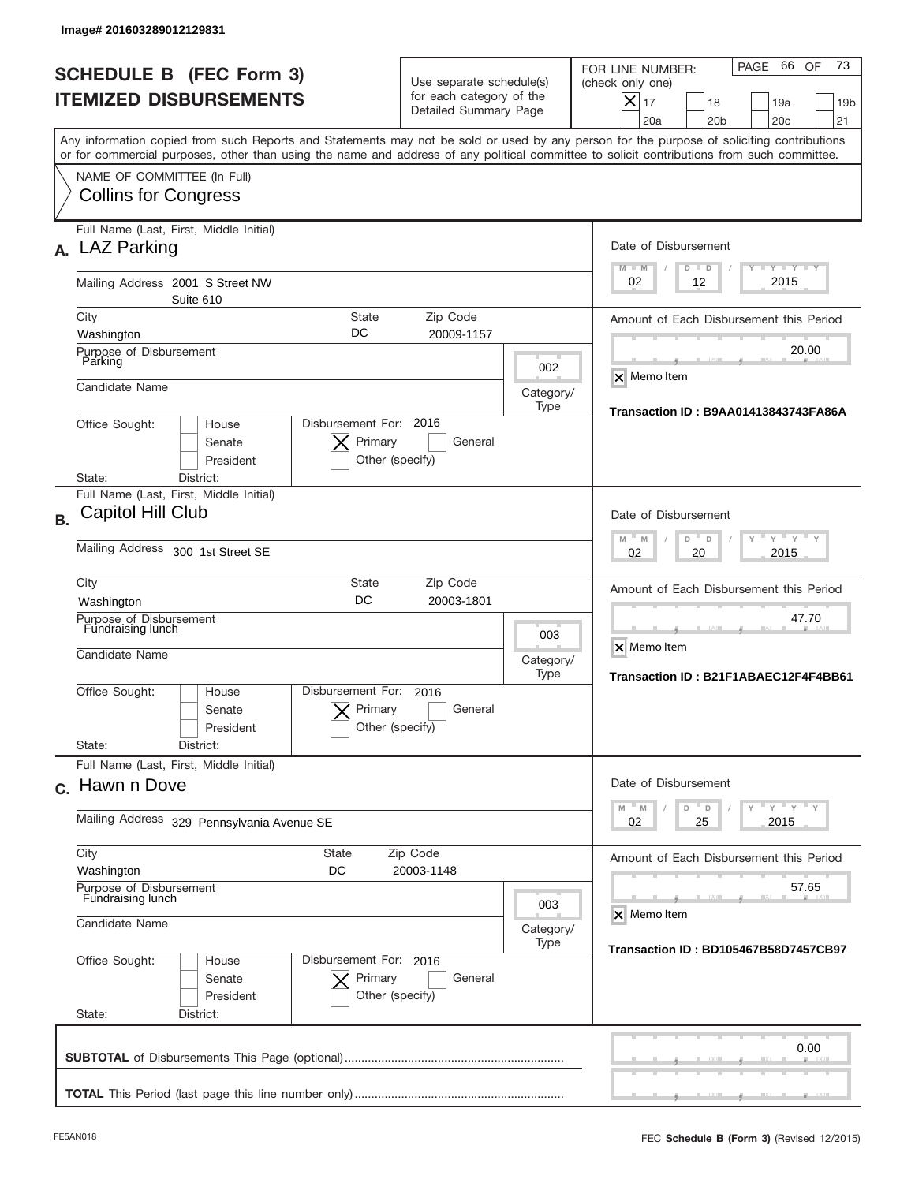Image# 201603289012129831

# SCHEDULE B (FEC Form 3)
## ITEMIZED DISBURSEMENTS

Use separate schedule(s) for each category of the Detailed Summary Page

FOR LINE NUMBER: (check only one)

- [x] 17
- [ ] 18
- [ ] 19a
- [ ] 19b
- [ ] 20a
- [ ] 20b
- [ ] 20c
- [ ] 21

PAGE 66 OF 73

Any information copied from such Reports and Statements may not be sold or used by any person for the purpose of soliciting contributions or for commercial purposes, other than using the name and address of any political committee to solicit contributions from such committee.

NAME OF COMMITTEE (In Full)
Collins for Congress

---

**A.** Full Name (Last, First, Middle Initial): LAZ Parking

Mailing Address: 2001 S Street NW, Suite 610

City: Washington | State: DC | Zip Code: 20009-1157

Purpose of Disbursement: Parking

Category/Type: 002

Candidate Name:

Office Sought: House / Senate / President — State: District:

Disbursement For: 2016 — [x] Primary [ ] General [ ] Other (specify)

Date of Disbursement: 02 / 12 / 2015

Amount of Each Disbursement this Period: 20.00

[x] Memo Item

Transaction ID : B9AA01413843743FA86A

---

**B.** Full Name (Last, First, Middle Initial): Capitol Hill Club

Mailing Address: 300 1st Street SE

City: Washington | State: DC | Zip Code: 20003-1801

Purpose of Disbursement: Fundraising lunch

Category/Type: 003

Candidate Name:

Office Sought: House / Senate / President — State: District:

Disbursement For: 2016 — [x] Primary [ ] General [ ] Other (specify)

Date of Disbursement: 02 / 20 / 2015

Amount of Each Disbursement this Period: 47.70

[x] Memo Item

Transaction ID : B21F1ABAEC12F4F4BB61

---

**C.** Full Name (Last, First, Middle Initial): Hawn n Dove

Mailing Address: 329 Pennsylvania Avenue SE

City: Washington | State: DC | Zip Code: 20003-1148

Purpose of Disbursement: Fundraising lunch

Category/Type: 003

Candidate Name:

Office Sought: House / Senate / President — State: District:

Disbursement For: 2016 — [x] Primary [ ] General [ ] Other (specify)

Date of Disbursement: 02 / 25 / 2015

Amount of Each Disbursement this Period: 57.65

[x] Memo Item

Transaction ID : BD105467B58D7457CB97

---

**SUBTOTAL** of Disbursements This Page (optional): 0.00

**TOTAL** This Period (last page this line number only):

FE5AN018 — FEC **Schedule B** (Form 3) (Revised 12/2015)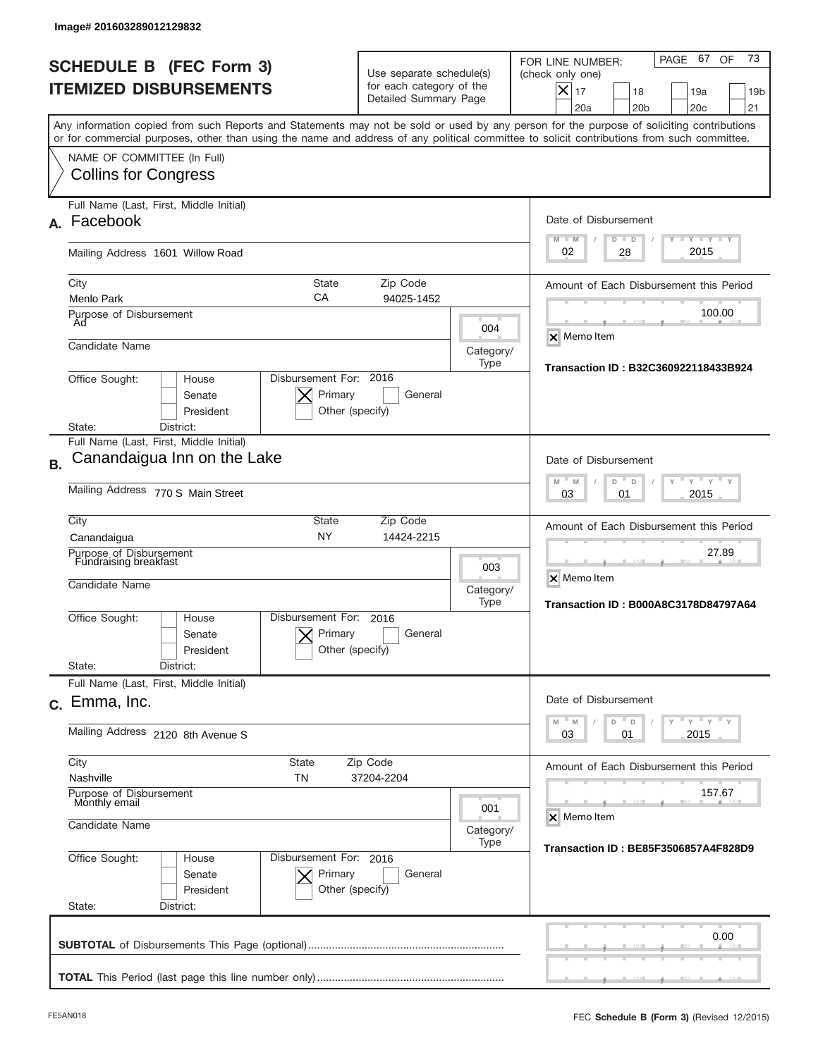Image# 201603289012129832

# SCHEDULE B (FEC Form 3)
## ITEMIZED DISBURSEMENTS

Use separate schedule(s) for each category of the Detailed Summary Page

FOR LINE NUMBER: (check only one)

[X] 17 [ ] 18 [ ] 19a [ ] 19b [ ] 20a [ ] 20b [ ] 20c [ ] 21

Any information copied from such Reports and Statements may not be sold or used by any person for the purpose of soliciting contributions or for commercial purposes, other than using the name and address of any political committee to solicit contributions from such committee.

NAME OF COMMITTEE (In Full)
Collins for Congress

---

**A.** Full Name (Last, First, Middle Initial): Facebook

Mailing Address: 1601 Willow Road

City: Menlo Park | State: CA | Zip Code: 94025-1452

Purpose of Disbursement: Ad

Category/Type: 004

Candidate Name:

Office Sought: [ ] House [ ] Senate [ ] President

State: District:

Disbursement For: 2016 [X] Primary [ ] General [ ] Other (specify)

Date of Disbursement: 02 / 28 / 2015

Amount of Each Disbursement this Period: 100.00

[X] Memo Item

Transaction ID : B32C360922118433B924

---

**B.** Full Name (Last, First, Middle Initial): Canandaigua Inn on the Lake

Mailing Address: 770 S Main Street

City: Canandaigua | State: NY | Zip Code: 14424-2215

Purpose of Disbursement: Fundraising breakfast

Category/Type: 003

Candidate Name:

Office Sought: [ ] House [ ] Senate [ ] President

State: District:

Disbursement For: 2016 [X] Primary [ ] General [ ] Other (specify)

Date of Disbursement: 03 / 01 / 2015

Amount of Each Disbursement this Period: 27.89

[X] Memo Item

Transaction ID : B000A8C3178D84797A64

---

**C.** Full Name (Last, First, Middle Initial): Emma, Inc.

Mailing Address: 2120 8th Avenue S

City: Nashville | State: TN | Zip Code: 37204-2204

Purpose of Disbursement: Monthly email

Category/Type: 001

Candidate Name:

Office Sought: [ ] House [ ] Senate [ ] President

State: District:

Disbursement For: 2016 [X] Primary [ ] General [ ] Other (specify)

Date of Disbursement: 03 / 01 / 2015

Amount of Each Disbursement this Period: 157.67

[X] Memo Item

Transaction ID : BE85F3506857A4F828D9

---

**SUBTOTAL** of Disbursements This Page (optional): 0.00

**TOTAL** This Period (last page this line number only):

FE5AN018 FEC **Schedule B** (Form 3) (Revised 12/2015)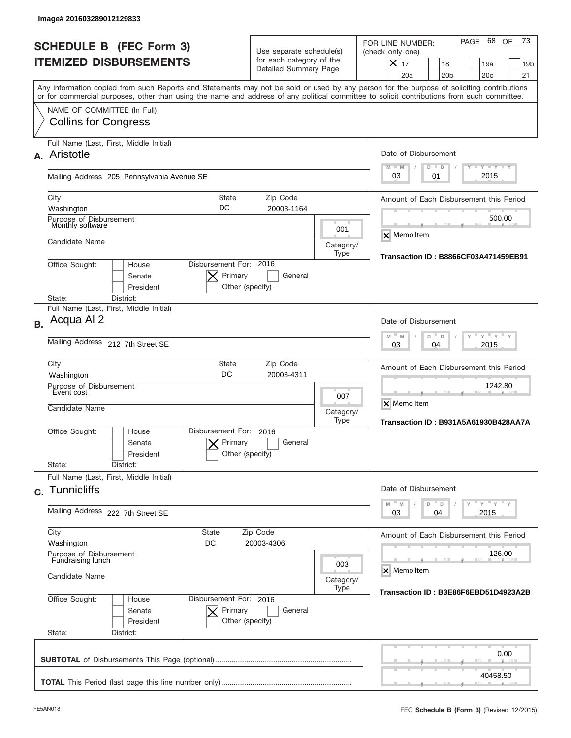Image# 201603289012129833

# SCHEDULE B (FEC Form 3)
# ITEMIZED DISBURSEMENTS

Use separate schedule(s) for each category of the Detailed Summary Page

FOR LINE NUMBER: (check only one)

[X] 17 [ ] 18 [ ] 19a [ ] 19b [ ] 20a [ ] 20b [ ] 20c [ ] 21

PAGE 68 OF 73

Any information copied from such Reports and Statements may not be sold or used by any person for the purpose of soliciting contributions or for commercial purposes, other than using the name and address of any political committee to solicit contributions from such committee.

NAME OF COMMITTEE (In Full)
Collins for Congress

---

**A.** Full Name (Last, First, Middle Initial): Aristotle

Mailing Address: 205 Pennsylvania Avenue SE

City: Washington | State: DC | Zip Code: 20003-1164

Purpose of Disbursement: Monthly software

Category/Type: 001

Candidate Name:

Office Sought: [ ] House [ ] Senate [ ] President

State: District:

Disbursement For: 2016 [X] Primary [ ] General [ ] Other (specify)

Date of Disbursement: 03/01/2015

Amount of Each Disbursement this Period: 500.00

[X] Memo Item

Transaction ID : B8866CF03A471459EB91

---

**B.** Full Name (Last, First, Middle Initial): Acqua Al 2

Mailing Address: 212 7th Street SE

City: Washington | State: DC | Zip Code: 20003-4311

Purpose of Disbursement: Event cost

Category/Type: 007

Candidate Name:

Office Sought: [ ] House [ ] Senate [ ] President

State: District:

Disbursement For: 2016 [X] Primary [ ] General [ ] Other (specify)

Date of Disbursement: 03/04/2015

Amount of Each Disbursement this Period: 1242.80

[X] Memo Item

Transaction ID : B931A5A61930B428AA7A

---

**C.** Full Name (Last, First, Middle Initial): Tunnicliffs

Mailing Address: 222 7th Street SE

City: Washington | State: DC | Zip Code: 20003-4306

Purpose of Disbursement: Fundraising lunch

Category/Type: 003

Candidate Name:

Office Sought: [ ] House [ ] Senate [ ] President

State: District:

Disbursement For: 2016 [X] Primary [ ] General [ ] Other (specify)

Date of Disbursement: 03/04/2015

Amount of Each Disbursement this Period: 126.00

[X] Memo Item

Transaction ID : B3E86F6EBD51D4923A2B

---

**SUBTOTAL** of Disbursements This Page (optional): 0.00

**TOTAL** This Period (last page this line number only): 40458.50

FE5AN018

FEC **Schedule B (Form 3)** (Revised 12/2015)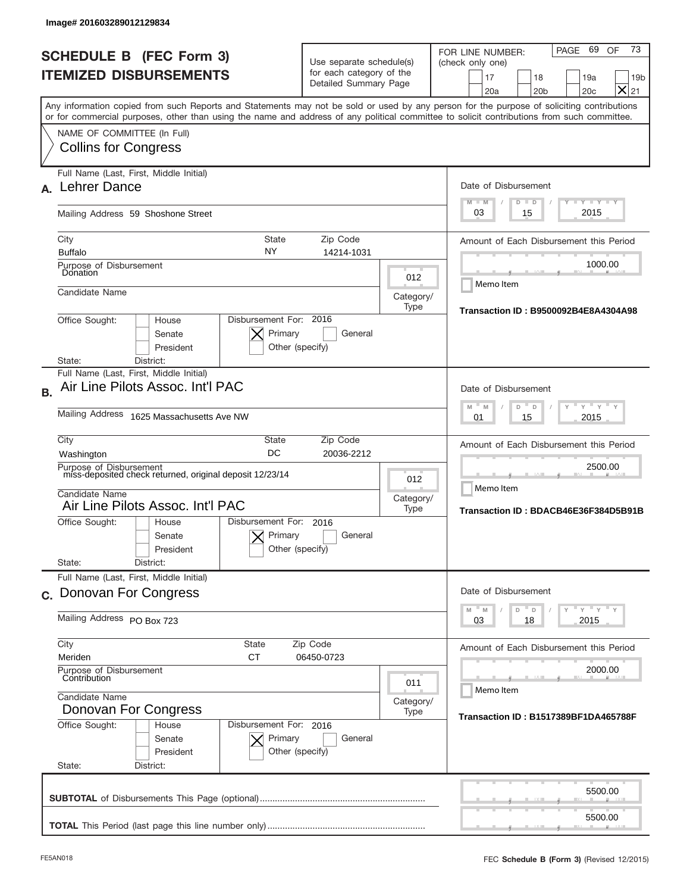Image# 201603289012129834

# SCHEDULE B (FEC Form 3)
## ITEMIZED DISBURSEMENTS

Use separate schedule(s) for each category of the Detailed Summary Page

FOR LINE NUMBER: (check only one)

☐ 17 ☐ 18 ☐ 19a ☐ 19b ☐ 20a ☐ 20b ☐ 20c ☒ 21

PAGE 69 OF 73

Any information copied from such Reports and Statements may not be sold or used by any person for the purpose of soliciting contributions or for commercial purposes, other than using the name and address of any political committee to solicit contributions from such committee.

NAME OF COMMITTEE (In Full)
Collins for Congress

---

**A.** Full Name (Last, First, Middle Initial): Lehrer Dance

Mailing Address: 59 Shoshone Street

City: Buffalo | State: NY | Zip Code: 14214-1031

Purpose of Disbursement: Donation

Category/Type: 012

Candidate Name:

Office Sought: ☐ House ☐ Senate ☐ President

State: District:

Disbursement For: 2016 ☒ Primary ☐ General ☐ Other (specify)

Date of Disbursement: 03/15/2015

Amount of Each Disbursement this Period: 1000.00

☐ Memo Item

Transaction ID : B9500092B4E8A4304A98

---

**B.** Full Name (Last, First, Middle Initial): Air Line Pilots Assoc. Int'l PAC

Mailing Address: 1625 Massachusetts Ave NW

City: Washington | State: DC | Zip Code: 20036-2212

Purpose of Disbursement: miss-deposited check returned, original deposit 12/23/14

Category/Type: 012

Candidate Name: Air Line Pilots Assoc. Int'l PAC

Office Sought: ☐ House ☐ Senate ☐ President

State: District:

Disbursement For: 2016 ☒ Primary ☐ General ☐ Other (specify)

Date of Disbursement: 01/15/2015

Amount of Each Disbursement this Period: 2500.00

☐ Memo Item

Transaction ID : BDACB46E36F384D5B91B

---

**C.** Full Name (Last, First, Middle Initial): Donovan For Congress

Mailing Address: PO Box 723

City: Meriden | State: CT | Zip Code: 06450-0723

Purpose of Disbursement: Contribution

Category/Type: 011

Candidate Name: Donovan For Congress

Office Sought: ☐ House ☐ Senate ☐ President

State: District:

Disbursement For: 2016 ☒ Primary ☐ General ☐ Other (specify)

Date of Disbursement: 03/18/2015

Amount of Each Disbursement this Period: 2000.00

☐ Memo Item

Transaction ID : B1517389BF1DA465788F

---

**SUBTOTAL** of Disbursements This Page (optional): 5500.00

**TOTAL** This Period (last page this line number only): 5500.00

FE5AN018 — FEC **Schedule B (Form 3)** (Revised 12/2015)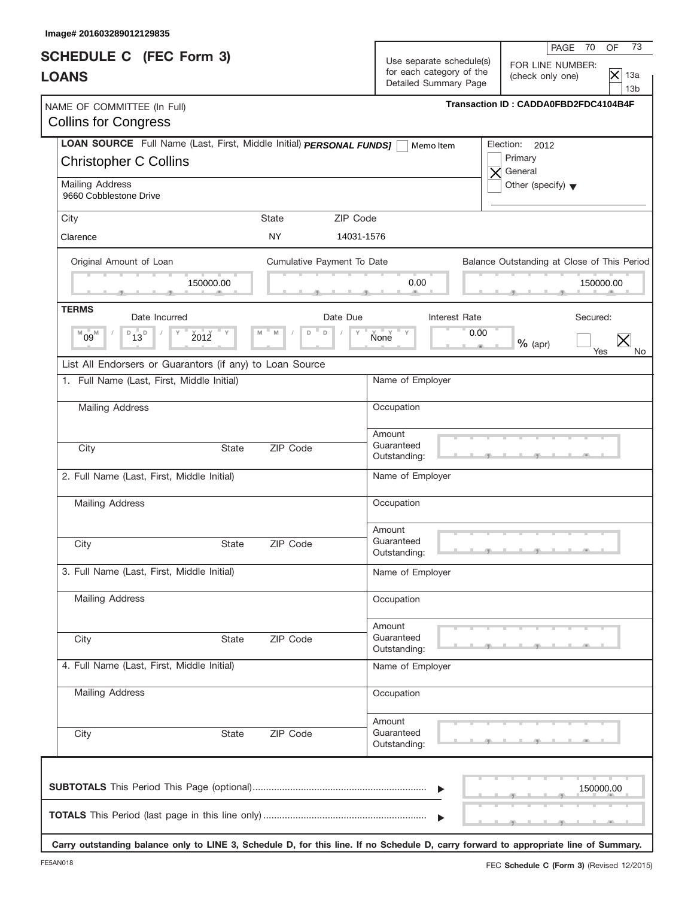Image# 201603289012129835

# SCHEDULE C (FEC Form 3)
## LOANS

Use separate schedule(s) for each category of the Detailed Summary Page

FOR LINE NUMBER: (check only one)
- [X] 13a
- [ ] 13b

**Transaction ID : CADDA0FBD2FDC4104B4F**

NAME OF COMMITTEE (In Full)
Collins for Congress

**LOAN SOURCE** Full Name (Last, First, Middle Initial) ***PERSONAL FUNDS]*** [ ] Memo Item

Christopher C Collins

Mailing Address
9660 Cobblestone Drive

| City | State | ZIP Code |
|---|---|---|
| Clarence | NY | 14031-1576 |

Election: 2012
- [ ] Primary
- [X] General
- [ ] Other (specify)

| Original Amount of Loan | Cumulative Payment To Date | Balance Outstanding at Close of This Period |
|---|---|---|
| 150000.00 | 0.00 | 150000.00 |

**TERMS**

| Date Incurred | Date Due | Interest Rate | Secured: |
|---|---|---|---|
| 09 / 13 / 2012 | None | 0.00 % (apr) | [ ] Yes [X] No |

List All Endorsers or Guarantors (if any) to Loan Source

| 1. Full Name (Last, First, Middle Initial) | Name of Employer |
|---|---|
| Mailing Address | Occupation |
| City / State / ZIP Code | Amount Guaranteed Outstanding: |
| **2. Full Name (Last, First, Middle Initial)** | **Name of Employer** |
| Mailing Address | Occupation |
| City / State / ZIP Code | Amount Guaranteed Outstanding: |
| **3. Full Name (Last, First, Middle Initial)** | **Name of Employer** |
| Mailing Address | Occupation |
| City / State / ZIP Code | Amount Guaranteed Outstanding: |
| **4. Full Name (Last, First, Middle Initial)** | **Name of Employer** |
| Mailing Address | Occupation |
| City / State / ZIP Code | Amount Guaranteed Outstanding: |

**SUBTOTALS** This Period This Page (optional)................................................................ ▶ 150000.00

**TOTALS** This Period (last page in this line only)............................................................ ▶

**Carry outstanding balance only to LINE 3, Schedule D, for this line. If no Schedule D, carry forward to appropriate line of Summary.**

FE5AN018

FEC **Schedule C (Form 3)** (Revised 12/2015)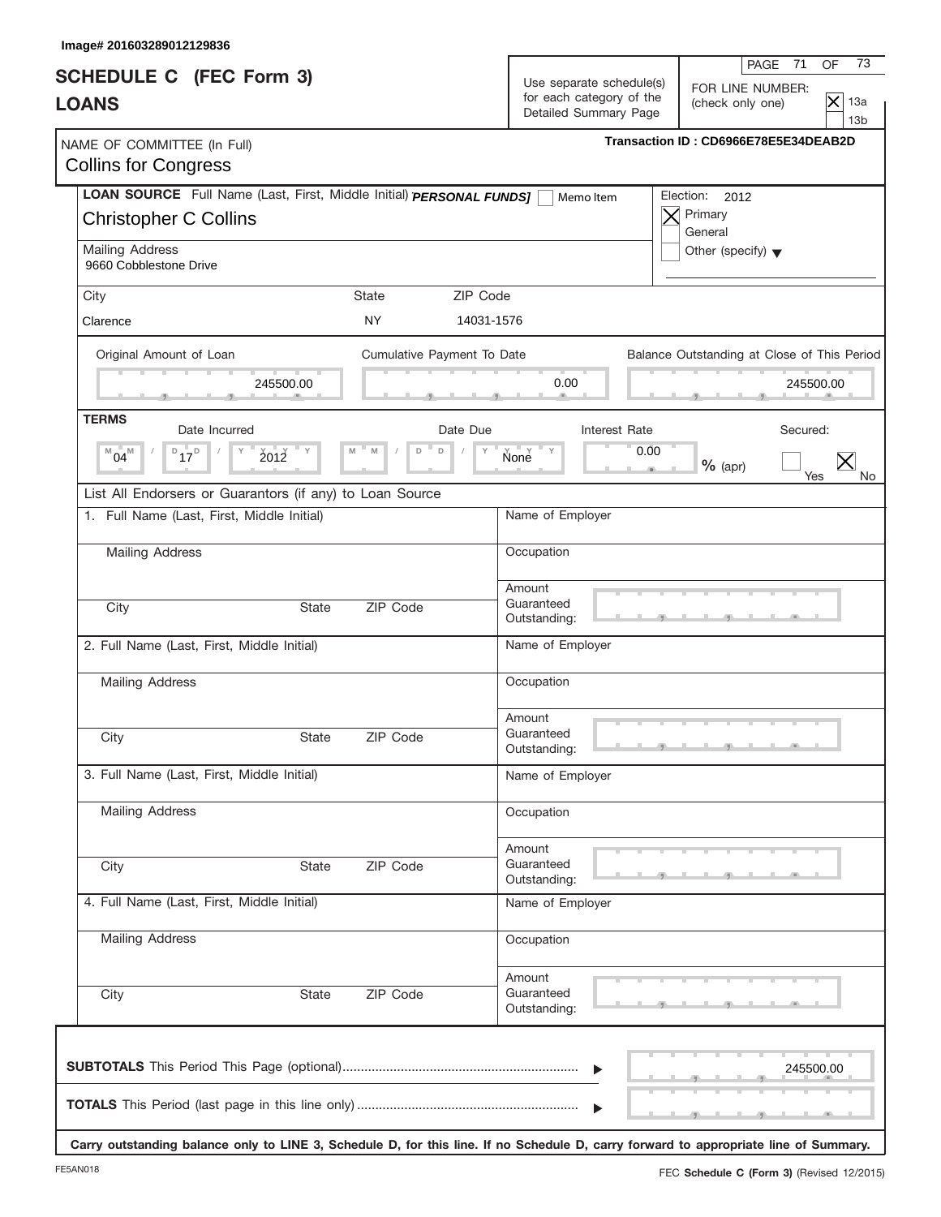Image# 201603289012129836

# SCHEDULE C (FEC Form 3)
# LOANS

Use separate schedule(s) for each category of the Detailed Summary Page

FOR LINE NUMBER: (check only one)
- [X] 13a
- [ ] 13b

Transaction ID : CD6966E78E5E34DEAB2D

NAME OF COMMITTEE (In Full)
Collins for Congress

**LOAN SOURCE** Full Name (Last, First, Middle Initial) ***PERSONAL FUNDS]*** [ ] Memo Item

Christopher C Collins

Election: 2012
- [X] Primary
- [ ] General
- [ ] Other (specify)

Mailing Address
9660 Cobblestone Drive

| City | State | ZIP Code |
|---|---|---|
| Clarence | NY | 14031-1576 |

| Original Amount of Loan | Cumulative Payment To Date | Balance Outstanding at Close of This Period |
|---|---|---|
| 245500.00 | 0.00 | 245500.00 |

**TERMS**

| Date Incurred | Date Due | Interest Rate | Secured |
|---|---|---|---|
| 04 / 17 / 2012 | None | 0.00 % (apr) | [ ] Yes [X] No |

List All Endorsers or Guarantors (if any) to Loan Source

| | |
|---|---|
| 1. Full Name (Last, First, Middle Initial) | Name of Employer |
| Mailing Address | Occupation |
| City / State / ZIP Code | Amount Guaranteed Outstanding: |
| 2. Full Name (Last, First, Middle Initial) | Name of Employer |
| Mailing Address | Occupation |
| City / State / ZIP Code | Amount Guaranteed Outstanding: |
| 3. Full Name (Last, First, Middle Initial) | Name of Employer |
| Mailing Address | Occupation |
| City / State / ZIP Code | Amount Guaranteed Outstanding: |
| 4. Full Name (Last, First, Middle Initial) | Name of Employer |
| Mailing Address | Occupation |
| City / State / ZIP Code | Amount Guaranteed Outstanding: |

**SUBTOTALS** This Period This Page (optional) ........ 245500.00

**TOTALS** This Period (last page in this line only) ........

**Carry outstanding balance only to LINE 3, Schedule D, for this line. If no Schedule D, carry forward to appropriate line of Summary.**

FE5AN018

FEC **Schedule C (Form 3)** (Revised 12/2015)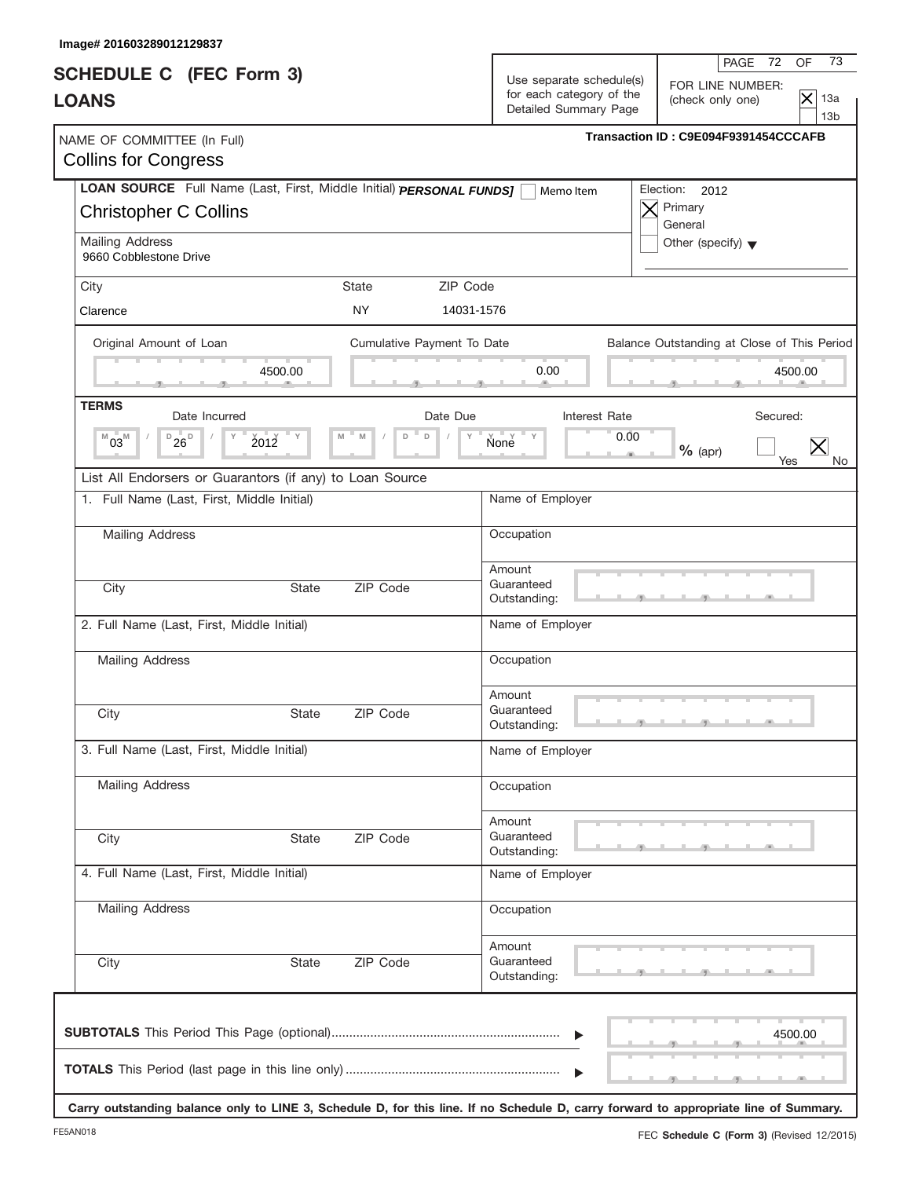Image# 201603289012129837

# SCHEDULE C (FEC Form 3)
## LOANS

Use separate schedule(s) for each category of the Detailed Summary Page

FOR LINE NUMBER: (check only one)
[X] 13a
[ ] 13b

Transaction ID : C9E094F9391454CCCAFB

NAME OF COMMITTEE (In Full)
Collins for Congress

**LOAN SOURCE** Full Name (Last, First, Middle Initial) ***PERSONAL FUNDS]*** [ ] Memo Item

Christopher C Collins

Election: 2012
[X] Primary
[ ] General
[ ] Other (specify)

Mailing Address
9660 Cobblestone Drive

| City | State | ZIP Code |
|---|---|---|
| Clarence | NY | 14031-1576 |

| Original Amount of Loan | Cumulative Payment To Date | Balance Outstanding at Close of This Period |
|---|---|---|
| 4500.00 | 0.00 | 4500.00 |

**TERMS**

| Date Incurred | Date Due | Interest Rate | Secured: |
|---|---|---|---|
| 03 / 26 / 2012 | None | 0.00 % (apr) | [ ] Yes [X] No |

List All Endorsers or Guarantors (if any) to Loan Source

| 1. Full Name (Last, First, Middle Initial) | Name of Employer |
|---|---|
| Mailing Address | Occupation |
| City / State / ZIP Code | Amount Guaranteed Outstanding: |

| 2. Full Name (Last, First, Middle Initial) | Name of Employer |
|---|---|
| Mailing Address | Occupation |
| City / State / ZIP Code | Amount Guaranteed Outstanding: |

| 3. Full Name (Last, First, Middle Initial) | Name of Employer |
|---|---|
| Mailing Address | Occupation |
| City / State / ZIP Code | Amount Guaranteed Outstanding: |

| 4. Full Name (Last, First, Middle Initial) | Name of Employer |
|---|---|
| Mailing Address | Occupation |
| City / State / ZIP Code | Amount Guaranteed Outstanding: |

**SUBTOTALS** This Period This Page (optional) ▶ 4500.00

**TOTALS** This Period (last page in this line only) ▶

**Carry outstanding balance only to LINE 3, Schedule D, for this line. If no Schedule D, carry forward to appropriate line of Summary.**

FE5AN018

FEC **Schedule C (Form 3)** (Revised 12/2015)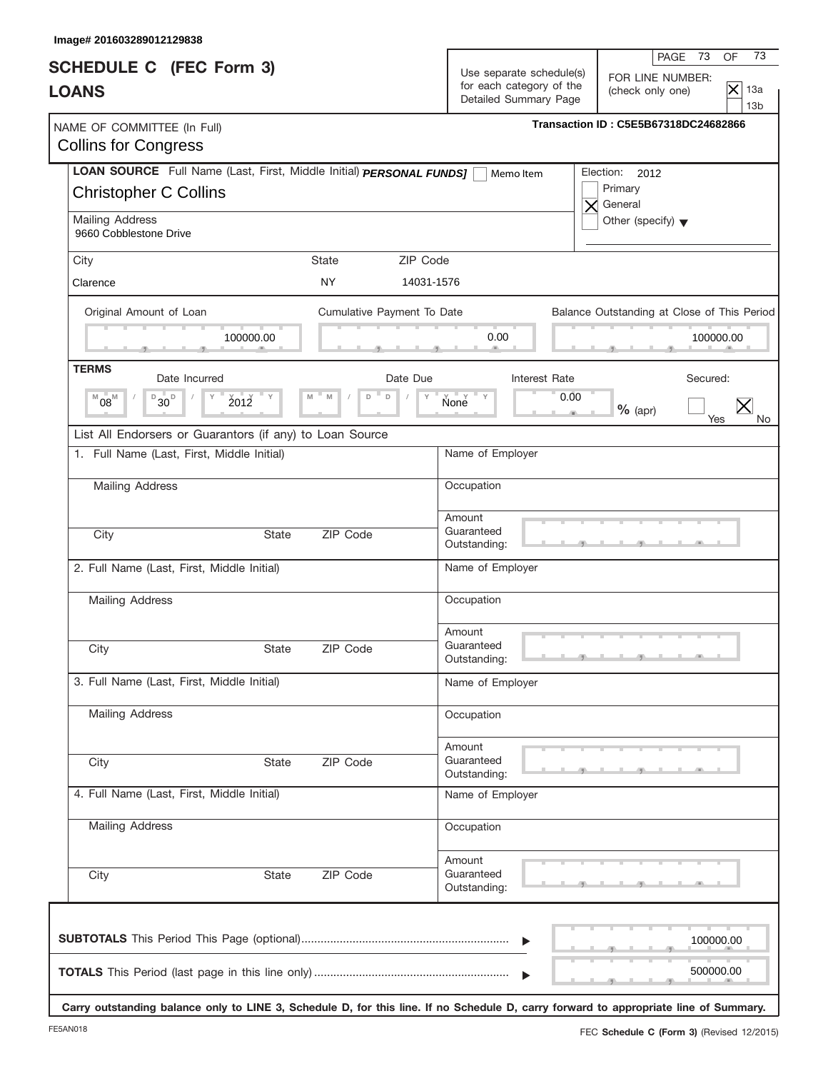Image# 201603289012129838

# SCHEDULE C (FEC Form 3)
# LOANS

Use separate schedule(s) for each category of the Detailed Summary Page

PAGE 73 OF 73

FOR LINE NUMBER: (check only one)
- [X] 13a
- [ ] 13b

Transaction ID : C5E5B67318DC24682866

NAME OF COMMITTEE (In Full)
Collins for Congress

**LOAN SOURCE** Full Name (Last, First, Middle Initial) ***PERSONAL FUNDS]*** [ ] Memo Item

Christopher C Collins

Election: 2012
- [ ] Primary
- [X] General
- [ ] Other (specify)

Mailing Address
9660 Cobblestone Drive

| City | State | ZIP Code |
|---|---|---|
| Clarence | NY | 14031-1576 |

| Original Amount of Loan | Cumulative Payment To Date | Balance Outstanding at Close of This Period |
|---|---|---|
| 100000.00 | 0.00 | 100000.00 |

**TERMS**

| Date Incurred | Date Due | Interest Rate | Secured: |
|---|---|---|---|
| 08 / 30 / 2012 | None | 0.00 % (apr) | [ ] Yes [X] No |

List All Endorsers or Guarantors (if any) to Loan Source

| | |
|---|---|
| 1. Full Name (Last, First, Middle Initial) | Name of Employer |
| Mailing Address | Occupation |
| City / State / ZIP Code | Amount Guaranteed Outstanding: |
| 2. Full Name (Last, First, Middle Initial) | Name of Employer |
| Mailing Address | Occupation |
| City / State / ZIP Code | Amount Guaranteed Outstanding: |
| 3. Full Name (Last, First, Middle Initial) | Name of Employer |
| Mailing Address | Occupation |
| City / State / ZIP Code | Amount Guaranteed Outstanding: |
| 4. Full Name (Last, First, Middle Initial) | Name of Employer |
| Mailing Address | Occupation |
| City / State / ZIP Code | Amount Guaranteed Outstanding: |

**SUBTOTALS** This Period This Page (optional) ........ 100000.00

**TOTALS** This Period (last page in this line only) ........ 500000.00

**Carry outstanding balance only to LINE 3, Schedule D, for this line. If no Schedule D, carry forward to appropriate line of Summary.**

FE5AN018

FEC **Schedule C (Form 3)** (Revised 12/2015)